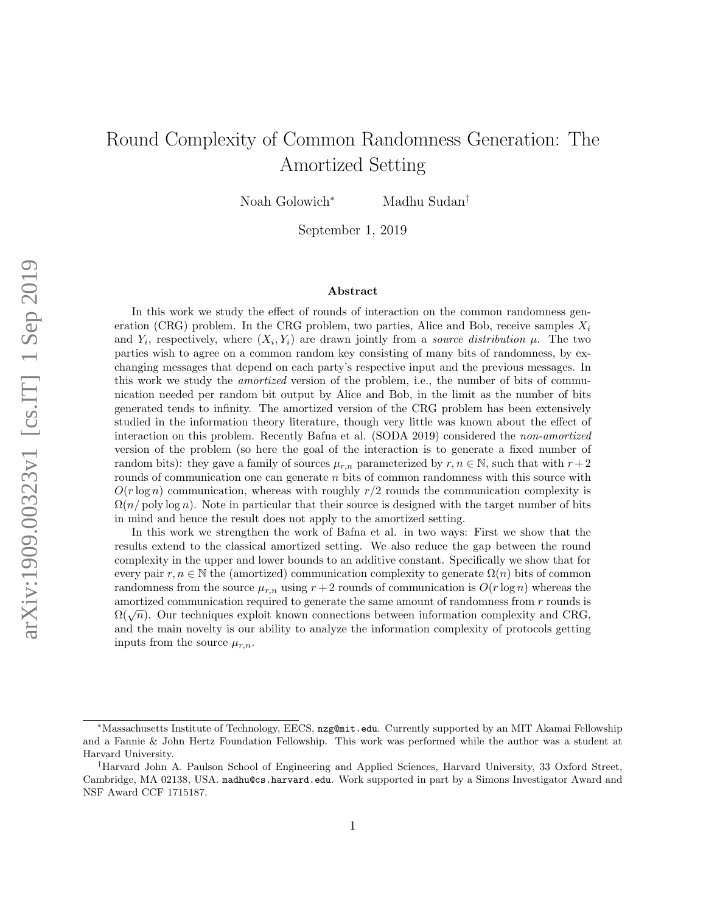# Round Complexity of Common Randomness Generation: The Amortized Setting

Noah Golowich* Madhu Sudan†

September 1, 2019

## Abstract

In this work we study the effect of rounds of interaction on the common randomness generation (CRG) problem. In the CRG problem, two parties, Alice and Bob, receive samples $X_i$ and $Y_i$, respectively, where $(X_i, Y_i)$ are drawn jointly from a *source distribution* $\mu$. The two parties wish to agree on a common random key consisting of many bits of randomness, by exchanging messages that depend on each party's respective input and the previous messages. In this work we study the *amortized* version of the problem, i.e., the number of bits of communication needed per random bit output by Alice and Bob, in the limit as the number of bits generated tends to infinity. The amortized version of the CRG problem has been extensively studied in the information theory literature, though very little was known about the effect of interaction on this problem. Recently Bafna et al. (SODA 2019) considered the *non-amortized* version of the problem (so here the goal of the interaction is to generate a fixed number of random bits): they gave a family of sources $\mu_{r,n}$ parameterized by $r, n \in \mathbb{N}$, such that with $r + 2$ rounds of communication one can generate $n$ bits of common randomness with this source with $O(r \log n)$ communication, whereas with roughly $r/2$ rounds the communication complexity is $\Omega(n/\operatorname{poly}\log n)$. Note in particular that their source is designed with the target number of bits in mind and hence the result does not apply to the amortized setting.

In this work we strengthen the work of Bafna et al. in two ways: First we show that the results extend to the classical amortized setting. We also reduce the gap between the round complexity in the upper and lower bounds to an additive constant. Specifically we show that for every pair $r, n \in \mathbb{N}$ the (amortized) communication complexity to generate $\Omega(n)$ bits of common randomness from the source $\mu_{r,n}$ using $r + 2$ rounds of communication is $O(r \log n)$ whereas the amortized communication required to generate the same amount of randomness from $r$ rounds is $\Omega(\sqrt{n})$. Our techniques exploit known connections between information complexity and CRG, and the main novelty is our ability to analyze the information complexity of protocols getting inputs from the source $\mu_{r,n}$.

---

*Massachusetts Institute of Technology, EECS, nzg@mit.edu. Currently supported by an MIT Akamai Fellowship and a Fannie & John Hertz Foundation Fellowship. This work was performed while the author was a student at Harvard University.

†Harvard John A. Paulson School of Engineering and Applied Sciences, Harvard University, 33 Oxford Street, Cambridge, MA 02138, USA. madhu@cs.harvard.edu. Work supported in part by a Simons Investigator Award and NSF Award CCF 1715187.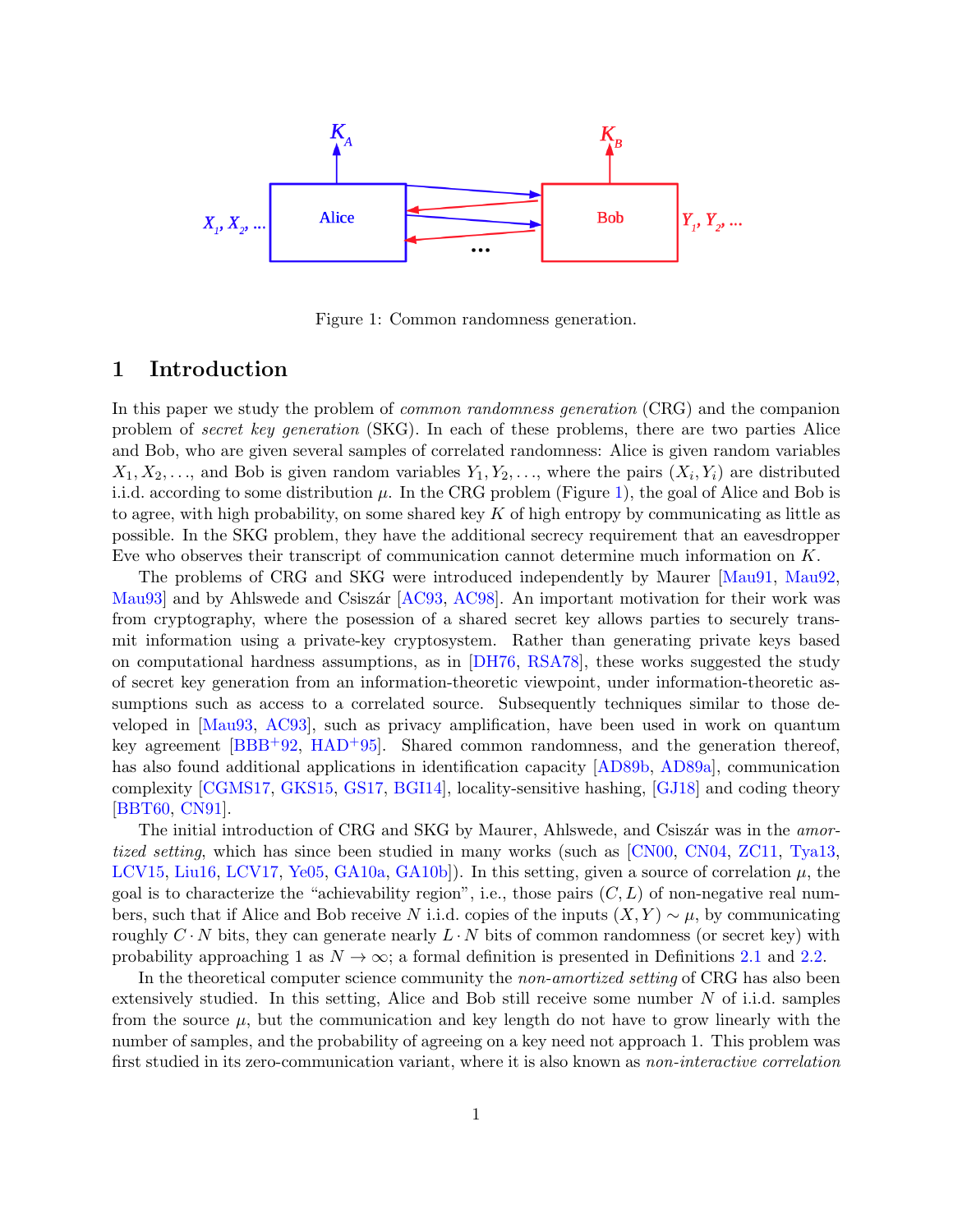Figure 1: Common randomness generation.

# 1 Introduction

In this paper we study the problem of *common randomness generation* (CRG) and the companion problem of *secret key generation* (SKG). In each of these problems, there are two parties Alice and Bob, who are given several samples of correlated randomness: Alice is given random variables $X_1, X_2, \ldots$, and Bob is given random variables $Y_1, Y_2, \ldots$, where the pairs $(X_i, Y_i)$ are distributed i.i.d. according to some distribution $\mu$. In the CRG problem (Figure 1), the goal of Alice and Bob is to agree, with high probability, on some shared key $K$ of high entropy by communicating as little as possible. In the SKG problem, they have the additional secrecy requirement that an eavesdropper Eve who observes their transcript of communication cannot determine much information on $K$.

The problems of CRG and SKG were introduced independently by Maurer [Mau91, Mau92, Mau93] and by Ahlswede and Csiszár [AC93, AC98]. An important motivation for their work was from cryptography, where the posession of a shared secret key allows parties to securely transmit information using a private-key cryptosystem. Rather than generating private keys based on computational hardness assumptions, as in [DH76, RSA78], these works suggested the study of secret key generation from an information-theoretic viewpoint, under information-theoretic assumptions such as access to a correlated source. Subsequently techniques similar to those developed in [Mau93, AC93], such as privacy amplification, have been used in work on quantum key agreement [BBB+92, HAD+95]. Shared common randomness, and the generation thereof, has also found additional applications in identification capacity [AD89b, AD89a], communication complexity [CGMS17, GKS15, GS17, BGI14], locality-sensitive hashing, [GJ18] and coding theory [BBT60, CN91].

The initial introduction of CRG and SKG by Maurer, Ahlswede, and Csiszár was in the *amortized setting*, which has since been studied in many works (such as [CN00, CN04, ZC11, Tya13, LCV15, Liu16, LCV17, Ye05, GA10a, GA10b]). In this setting, given a source of correlation $\mu$, the goal is to characterize the "achievability region", i.e., those pairs $(C, L)$ of non-negative real numbers, such that if Alice and Bob receive $N$ i.i.d. copies of the inputs $(X, Y) \sim \mu$, by communicating roughly $C \cdot N$ bits, they can generate nearly $L \cdot N$ bits of common randomness (or secret key) with probability approaching 1 as $N \to \infty$; a formal definition is presented in Definitions 2.1 and 2.2.

In the theoretical computer science community the *non-amortized setting* of CRG has also been extensively studied. In this setting, Alice and Bob still receive some number $N$ of i.i.d. samples from the source $\mu$, but the communication and key length do not have to grow linearly with the number of samples, and the probability of agreeing on a key need not approach 1. This problem was first studied in its zero-communication variant, where it is also known as *non-interactive correlation*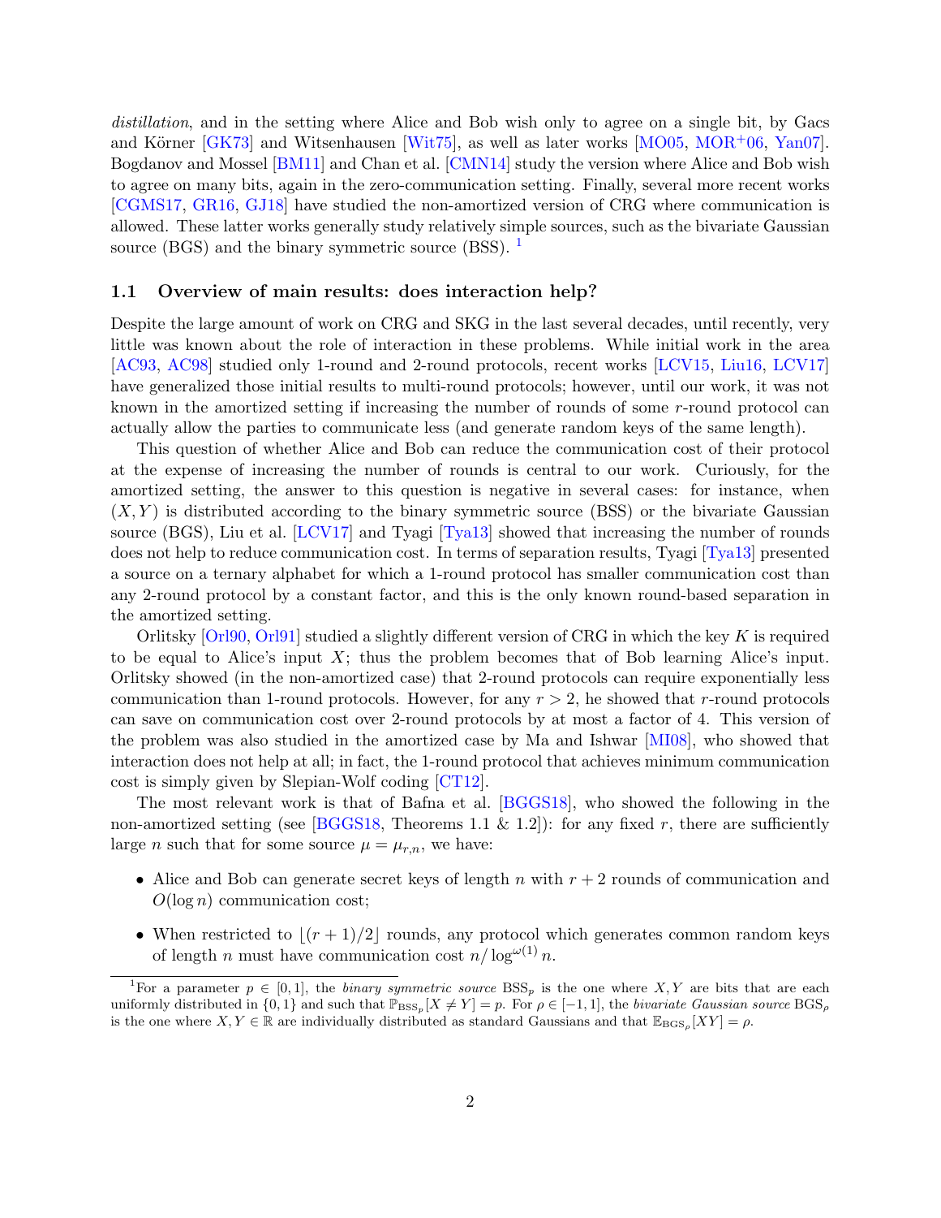*distillation*, and in the setting where Alice and Bob wish only to agree on a single bit, by Gacs and Körner [GK73] and Witsenhausen [Wit75], as well as later works [MO05, MOR+06, Yan07]. Bogdanov and Mossel [BM11] and Chan et al. [CMN14] study the version where Alice and Bob wish to agree on many bits, again in the zero-communication setting. Finally, several more recent works [CGMS17, GR16, GJ18] have studied the non-amortized version of CRG where communication is allowed. These latter works generally study relatively simple sources, such as the bivariate Gaussian source (BGS) and the binary symmetric source (BSS). [1]

### 1.1 Overview of main results: does interaction help?

Despite the large amount of work on CRG and SKG in the last several decades, until recently, very little was known about the role of interaction in these problems. While initial work in the area [AC93, AC98] studied only 1-round and 2-round protocols, recent works [LCV15, Liu16, LCV17] have generalized those initial results to multi-round protocols; however, until our work, it was not known in the amortized setting if increasing the number of rounds of some $r$-round protocol can actually allow the parties to communicate less (and generate random keys of the same length).

This question of whether Alice and Bob can reduce the communication cost of their protocol at the expense of increasing the number of rounds is central to our work. Curiously, for the amortized setting, the answer to this question is negative in several cases: for instance, when $(X, Y)$ is distributed according to the binary symmetric source (BSS) or the bivariate Gaussian source (BGS), Liu et al. [LCV17] and Tyagi [Tya13] showed that increasing the number of rounds does not help to reduce communication cost. In terms of separation results, Tyagi [Tya13] presented a source on a ternary alphabet for which a 1-round protocol has smaller communication cost than any 2-round protocol by a constant factor, and this is the only known round-based separation in the amortized setting.

Orlitsky [Orl90, Orl91] studied a slightly different version of CRG in which the key $K$ is required to be equal to Alice's input $X$; thus the problem becomes that of Bob learning Alice's input. Orlitsky showed (in the non-amortized case) that 2-round protocols can require exponentially less communication than 1-round protocols. However, for any $r > 2$, he showed that $r$-round protocols can save on communication cost over 2-round protocols by at most a factor of 4. This version of the problem was also studied in the amortized case by Ma and Ishwar [MI08], who showed that interaction does not help at all; in fact, the 1-round protocol that achieves minimum communication cost is simply given by Slepian-Wolf coding [CT12].

The most relevant work is that of Bafna et al. [BGGS18], who showed the following in the non-amortized setting (see [BGGS18, Theorems 1.1 & 1.2]): for any fixed $r$, there are sufficiently large $n$ such that for some source $\mu = \mu_{r,n}$, we have:

- Alice and Bob can generate secret keys of length $n$ with $r + 2$ rounds of communication and $O(\log n)$ communication cost;
- When restricted to $\lfloor (r + 1)/2 \rfloor$ rounds, any protocol which generates common random keys of length $n$ must have communication cost $n/\log^{\omega(1)} n$.

[1] For a parameter $p \in [0, 1]$, the *binary symmetric source* $\text{BSS}_p$ is the one where $X, Y$ are bits that are each uniformly distributed in $\{0, 1\}$ and such that $\mathbb{P}_{\text{BSS}_p}[X \neq Y] = p$. For $\rho \in [-1, 1]$, the *bivariate Gaussian source* $\text{BGS}_\rho$ is the one where $X, Y \in \mathbb{R}$ are individually distributed as standard Gaussians and that $\mathbb{E}_{\text{BGS}_\rho}[XY] = \rho$.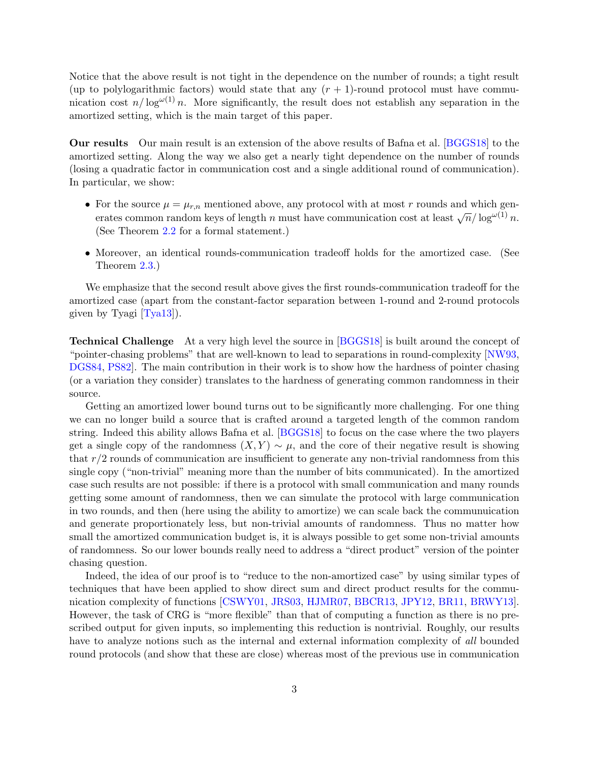Notice that the above result is not tight in the dependence on the number of rounds; a tight result (up to polylogarithmic factors) would state that any $(r+1)$-round protocol must have communication cost $n/\log^{\omega(1)} n$. More significantly, the result does not establish any separation in the amortized setting, which is the main target of this paper.

**Our results** Our main result is an extension of the above results of Bafna et al. [BGGS18] to the amortized setting. Along the way we also get a nearly tight dependence on the number of rounds (losing a quadratic factor in communication cost and a single additional round of communication). In particular, we show:

- For the source $\mu = \mu_{r,n}$ mentioned above, any protocol with at most $r$ rounds and which generates common random keys of length $n$ must have communication cost at least $\sqrt{n}/\log^{\omega(1)} n$. (See Theorem 2.2 for a formal statement.)
- Moreover, an identical rounds-communication tradeoff holds for the amortized case. (See Theorem 2.3.)

We emphasize that the second result above gives the first rounds-communication tradeoff for the amortized case (apart from the constant-factor separation between 1-round and 2-round protocols given by Tyagi [Tya13]).

**Technical Challenge** At a very high level the source in [BGGS18] is built around the concept of "pointer-chasing problems" that are well-known to lead to separations in round-complexity [NW93, DGS84, PS82]. The main contribution in their work is to show how the hardness of pointer chasing (or a variation they consider) translates to the hardness of generating common randomness in their source.

Getting an amortized lower bound turns out to be significantly more challenging. For one thing we can no longer build a source that is crafted around a targeted length of the common random string. Indeed this ability allows Bafna et al. [BGGS18] to focus on the case where the two players get a single copy of the randomness $(X, Y) \sim \mu$, and the core of their negative result is showing that $r/2$ rounds of communication are insufficient to generate any non-trivial randomness from this single copy ("non-trivial" meaning more than the number of bits communicated). In the amortized case such results are not possible: if there is a protocol with small communication and many rounds getting some amount of randomness, then we can simulate the protocol with large communication in two rounds, and then (here using the ability to amortize) we can scale back the communuication and generate proportionately less, but non-trivial amounts of randomness. Thus no matter how small the amortized communication budget is, it is always possible to get some non-trivial amounts of randomness. So our lower bounds really need to address a "direct product" version of the pointer chasing question.

Indeed, the idea of our proof is to "reduce to the non-amortized case" by using similar types of techniques that have been applied to show direct sum and direct product results for the communication complexity of functions [CSWY01, JRS03, HJMR07, BBCR13, JPY12, BR11, BRWY13]. However, the task of CRG is "more flexible" than that of computing a function as there is no prescribed output for given inputs, so implementing this reduction is nontrivial. Roughly, our results have to analyze notions such as the internal and external information complexity of *all* bounded round protocols (and show that these are close) whereas most of the previous use in communication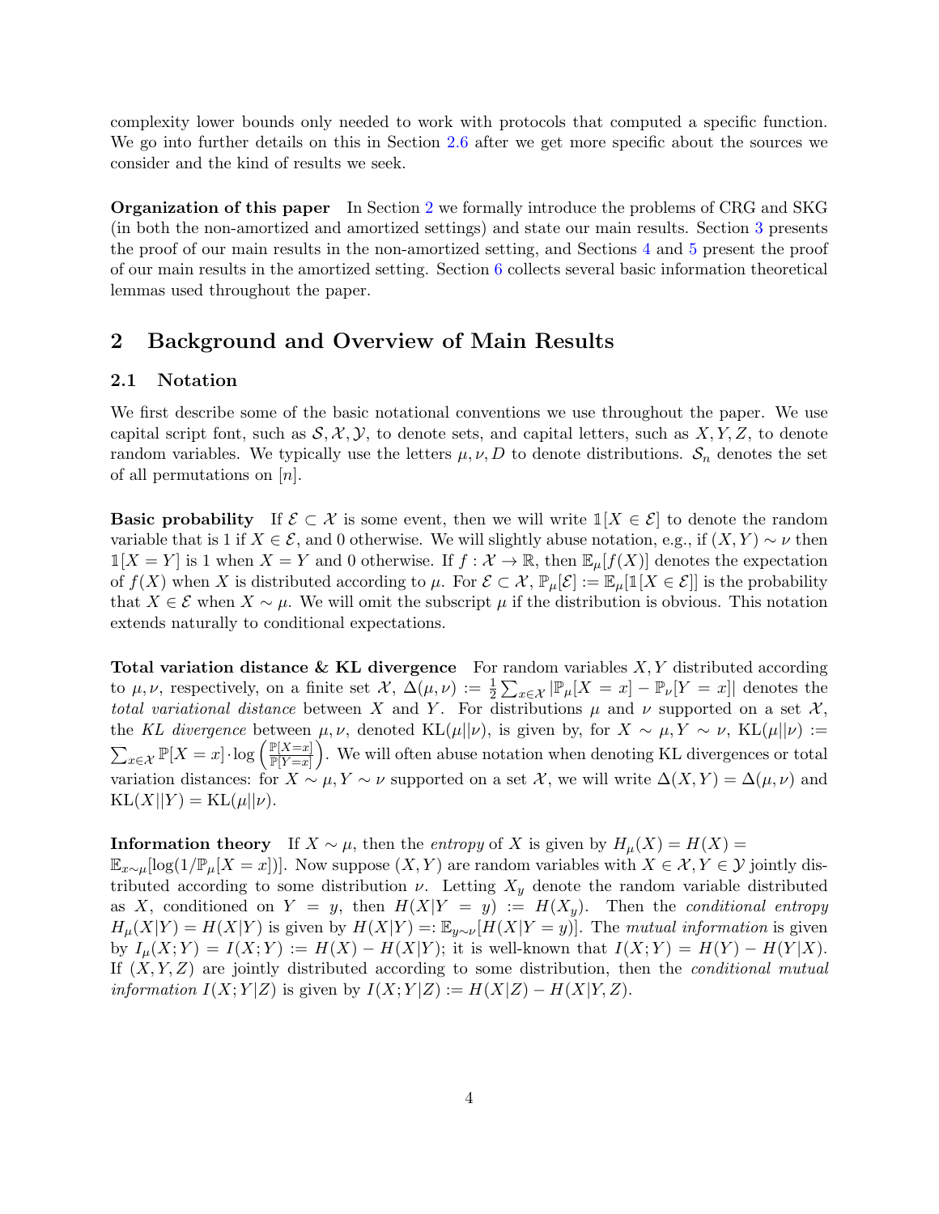complexity lower bounds only needed to work with protocols that computed a specific function. We go into further details on this in Section 2.6 after we get more specific about the sources we consider and the kind of results we seek.

**Organization of this paper** In Section 2 we formally introduce the problems of CRG and SKG (in both the non-amortized and amortized settings) and state our main results. Section 3 presents the proof of our main results in the non-amortized setting, and Sections 4 and 5 present the proof of our main results in the amortized setting. Section 6 collects several basic information theoretical lemmas used throughout the paper.

## 2 Background and Overview of Main Results

### 2.1 Notation

We first describe some of the basic notational conventions we use throughout the paper. We use capital script font, such as $\mathcal{S}, \mathcal{X}, \mathcal{Y}$, to denote sets, and capital letters, such as $X, Y, Z$, to denote random variables. We typically use the letters $\mu, \nu, D$ to denote distributions. $\mathcal{S}_n$ denotes the set of all permutations on $[n]$.

**Basic probability** If $\mathcal{E} \subset \mathcal{X}$ is some event, then we will write $\mathbb{1}[X \in \mathcal{E}]$ to denote the random variable that is 1 if $X \in \mathcal{E}$, and 0 otherwise. We will slightly abuse notation, e.g., if $(X, Y) \sim \nu$ then $\mathbb{1}[X = Y]$ is 1 when $X = Y$ and 0 otherwise. If $f : \mathcal{X} \to \mathbb{R}$, then $\mathbb{E}_\mu[f(X)]$ denotes the expectation of $f(X)$ when $X$ is distributed according to $\mu$. For $\mathcal{E} \subset \mathcal{X}$, $\mathbb{P}_\mu[\mathcal{E}] := \mathbb{E}_\mu[\mathbb{1}[X \in \mathcal{E}]]$ is the probability that $X \in \mathcal{E}$ when $X \sim \mu$. We will omit the subscript $\mu$ if the distribution is obvious. This notation extends naturally to conditional expectations.

**Total variation distance & KL divergence** For random variables $X, Y$ distributed according to $\mu, \nu$, respectively, on a finite set $\mathcal{X}$, $\Delta(\mu, \nu) := \frac{1}{2}\sum_{x \in \mathcal{X}} |\mathbb{P}_\mu[X = x] - \mathbb{P}_\nu[Y = x]|$ denotes the *total variational distance* between $X$ and $Y$. For distributions $\mu$ and $\nu$ supported on a set $\mathcal{X}$, the *KL divergence* between $\mu, \nu$, denoted $\mathrm{KL}(\mu||\nu)$, is given by, for $X \sim \mu, Y \sim \nu$, $\mathrm{KL}(\mu||\nu) := \sum_{x \in \mathcal{X}} \mathbb{P}[X = x] \cdot \log\left(\frac{\mathbb{P}[X=x]}{\mathbb{P}[Y=x]}\right)$. We will often abuse notation when denoting KL divergences or total variation distances: for $X \sim \mu, Y \sim \nu$ supported on a set $\mathcal{X}$, we will write $\Delta(X, Y) = \Delta(\mu, \nu)$ and $\mathrm{KL}(X||Y) = \mathrm{KL}(\mu||\nu)$.

**Information theory** If $X \sim \mu$, then the *entropy* of $X$ is given by $H_\mu(X) = H(X) = \mathbb{E}_{x \sim \mu}[\log(1/\mathbb{P}_\mu[X = x])]$. Now suppose $(X, Y)$ are random variables with $X \in \mathcal{X}, Y \in \mathcal{Y}$ jointly distributed according to some distribution $\nu$. Letting $X_y$ denote the random variable distributed as $X$, conditioned on $Y = y$, then $H(X|Y = y) := H(X_y)$. Then the *conditional entropy* $H_\mu(X|Y) = H(X|Y)$ is given by $H(X|Y) =: \mathbb{E}_{y \sim \nu}[H(X|Y = y)]$. The *mutual information* is given by $I_\mu(X; Y) = I(X; Y) := H(X) - H(X|Y)$; it is well-known that $I(X; Y) = H(Y) - H(Y|X)$. If $(X, Y, Z)$ are jointly distributed according to some distribution, then the *conditional mutual information* $I(X; Y|Z)$ is given by $I(X; Y|Z) := H(X|Z) - H(X|Y, Z)$.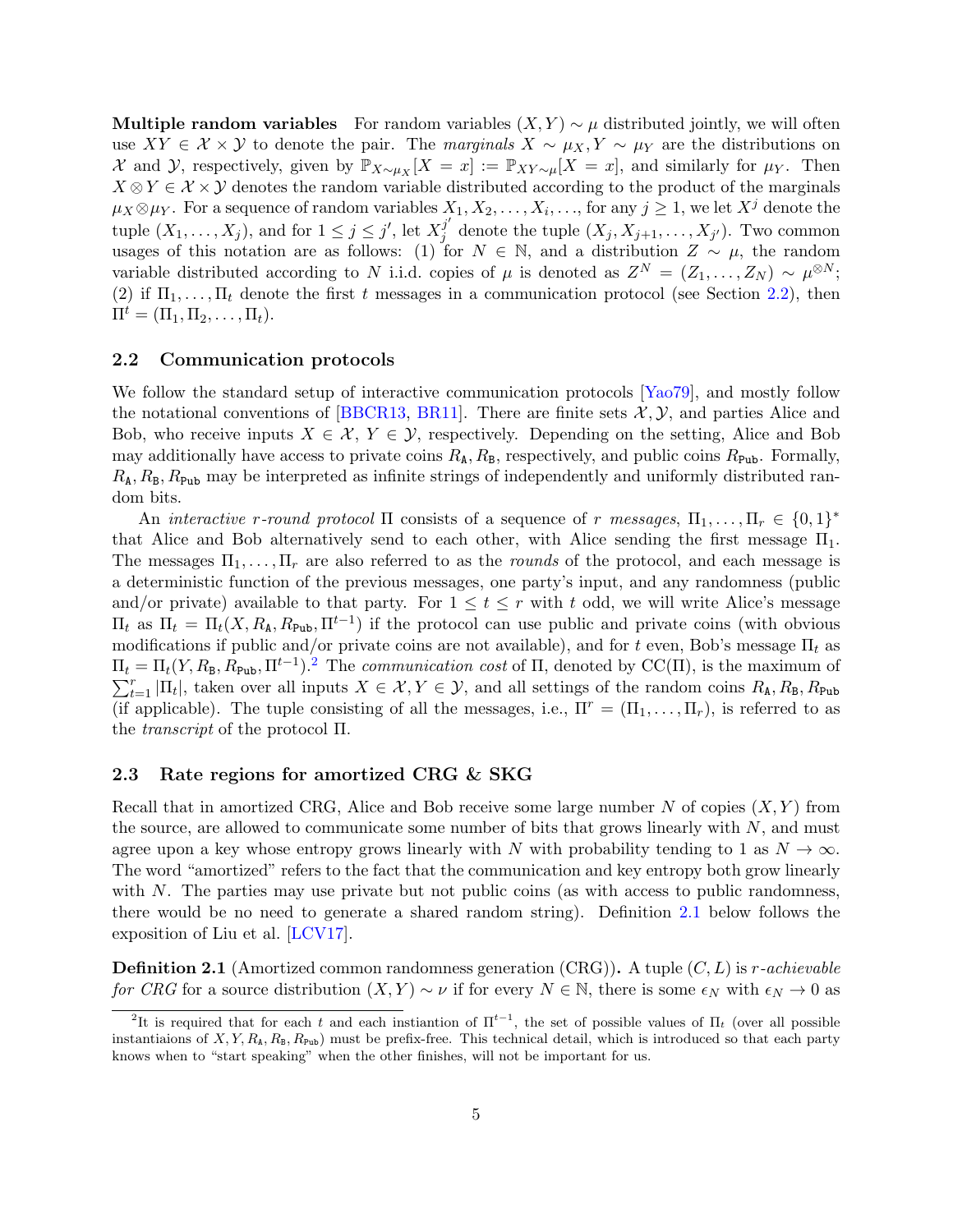**Multiple random variables** For random variables $(X, Y) \sim \mu$ distributed jointly, we will often use $XY \in \mathcal{X} \times \mathcal{Y}$ to denote the pair. The *marginals* $X \sim \mu_X, Y \sim \mu_Y$ are the distributions on $\mathcal{X}$ and $\mathcal{Y}$, respectively, given by $\mathbb{P}_{X \sim \mu_X}[X = x] := \mathbb{P}_{XY \sim \mu}[X = x]$, and similarly for $\mu_Y$. Then $X \otimes Y \in \mathcal{X} \times \mathcal{Y}$ denotes the random variable distributed according to the product of the marginals $\mu_X \otimes \mu_Y$. For a sequence of random variables $X_1, X_2, \ldots, X_i, \ldots$, for any $j \geq 1$, we let $X^j$ denote the tuple $(X_1, \ldots, X_j)$, and for $1 \leq j \leq j'$, let $X_j^{j'}$ denote the tuple $(X_j, X_{j+1}, \ldots, X_{j'})$. Two common usages of this notation are as follows: (1) for $N \in \mathbb{N}$, and a distribution $Z \sim \mu$, the random variable distributed according to $N$ i.i.d. copies of $\mu$ is denoted as $Z^N = (Z_1, \ldots, Z_N) \sim \mu^{\otimes N}$; (2) if $\Pi_1, \ldots, \Pi_t$ denote the first $t$ messages in a communication protocol (see Section 2.2), then $\Pi^t = (\Pi_1, \Pi_2, \ldots, \Pi_t)$.

### 2.2 Communication protocols

We follow the standard setup of interactive communication protocols [Yao79], and mostly follow the notational conventions of [BBCR13, BR11]. There are finite sets $\mathcal{X}, \mathcal{Y}$, and parties Alice and Bob, who receive inputs $X \in \mathcal{X}$, $Y \in \mathcal{Y}$, respectively. Depending on the setting, Alice and Bob may additionally have access to private coins $R_{\mathtt{A}}, R_{\mathtt{B}}$, respectively, and public coins $R_{\mathtt{Pub}}$. Formally, $R_{\mathtt{A}}, R_{\mathtt{B}}, R_{\mathtt{Pub}}$ may be interpreted as infinite strings of independently and uniformly distributed random bits.

An *interactive $r$-round protocol* $\Pi$ consists of a sequence of $r$ *messages*, $\Pi_1, \ldots, \Pi_r \in \{0,1\}^*$ that Alice and Bob alternatively send to each other, with Alice sending the first message $\Pi_1$. The messages $\Pi_1, \ldots, \Pi_r$ are also referred to as the *rounds* of the protocol, and each message is a deterministic function of the previous messages, one party's input, and any randomness (public and/or private) available to that party. For $1 \leq t \leq r$ with $t$ odd, we will write Alice's message $\Pi_t$ as $\Pi_t = \Pi_t(X, R_{\mathtt{A}}, R_{\mathtt{Pub}}, \Pi^{t-1})$ if the protocol can use public and private coins (with obvious modifications if public and/or private coins are not available), and for $t$ even, Bob's message $\Pi_t$ as $\Pi_t = \Pi_t(Y, R_{\mathtt{B}}, R_{\mathtt{Pub}}, \Pi^{t-1})$.[2] The *communication cost* of $\Pi$, denoted by $\mathrm{CC}(\Pi)$, is the maximum of $\sum_{t=1}^{r} |\Pi_t|$, taken over all inputs $X \in \mathcal{X}, Y \in \mathcal{Y}$, and all settings of the random coins $R_{\mathtt{A}}, R_{\mathtt{B}}, R_{\mathtt{Pub}}$ (if applicable). The tuple consisting of all the messages, i.e., $\Pi^r = (\Pi_1, \ldots, \Pi_r)$, is referred to as the *transcript* of the protocol $\Pi$.

### 2.3 Rate regions for amortized CRG & SKG

Recall that in amortized CRG, Alice and Bob receive some large number $N$ of copies $(X, Y)$ from the source, are allowed to communicate some number of bits that grows linearly with $N$, and must agree upon a key whose entropy grows linearly with $N$ with probability tending to 1 as $N \to \infty$. The word "amortized" refers to the fact that the communication and key entropy both grow linearly with $N$. The parties may use private but not public coins (as with access to public randomness, there would be no need to generate a shared random string). Definition 2.1 below follows the exposition of Liu et al. [LCV17].

**Definition 2.1** (Amortized common randomness generation (CRG))**.** A tuple $(C, L)$ is *$r$-achievable for CRG* for a source distribution $(X, Y) \sim \nu$ if for every $N \in \mathbb{N}$, there is some $\epsilon_N$ with $\epsilon_N \to 0$ as

[2] It is required that for each $t$ and each instiantion of $\Pi^{t-1}$, the set of possible values of $\Pi_t$ (over all possible instantiaions of $X, Y, R_{\mathtt{A}}, R_{\mathtt{B}}, R_{\mathtt{Pub}}$) must be prefix-free. This technical detail, which is introduced so that each party knows when to "start speaking" when the other finishes, will not be important for us.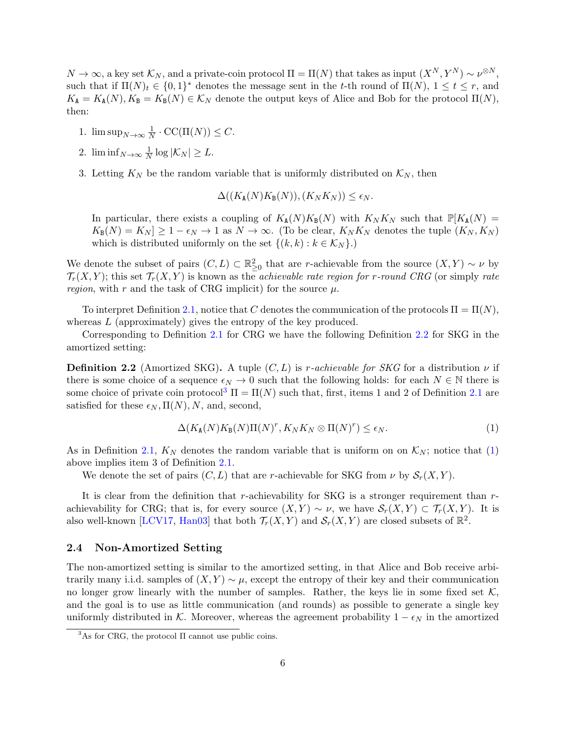$N \to \infty$, a key set $\mathcal{K}_N$, and a private-coin protocol $\Pi = \Pi(N)$ that takes as input $(X^N, Y^N) \sim \nu^{\otimes N}$, such that if $\Pi(N)_t \in \{0,1\}^*$ denotes the message sent in the $t$-th round of $\Pi(N)$, $1 \le t \le r$, and $K_{\mathtt{A}} = K_{\mathtt{A}}(N), K_{\mathtt{B}} = K_{\mathtt{B}}(N) \in \mathcal{K}_N$ denote the output keys of Alice and Bob for the protocol $\Pi(N)$, then:

1. $\limsup_{N\to\infty} \frac{1}{N} \cdot \mathrm{CC}(\Pi(N)) \le C$.
2. $\liminf_{N\to\infty} \frac{1}{N} \log |\mathcal{K}_N| \ge L$.
3. Letting $K_N$ be the random variable that is uniformly distributed on $\mathcal{K}_N$, then

$$\Delta((K_{\mathtt{A}}(N) K_{\mathtt{B}}(N)), (K_N K_N)) \le \epsilon_N.$$

   In particular, there exists a coupling of $K_{\mathtt{A}}(N) K_{\mathtt{B}}(N)$ with $K_N K_N$ such that $\mathbb{P}[K_{\mathtt{A}}(N) = K_{\mathtt{B}}(N) = K_N] \ge 1 - \epsilon_N \to 1$ as $N \to \infty$. (To be clear, $K_N K_N$ denotes the tuple $(K_N, K_N)$ which is distributed uniformly on the set $\{(k,k) : k \in \mathcal{K}_N\}$.)

We denote the subset of pairs $(C, L) \subset \mathbb{R}^2_{\ge 0}$ that are $r$-achievable from the source $(X, Y) \sim \nu$ by $\mathcal{T}_r(X, Y)$; this set $\mathcal{T}_r(X, Y)$ is known as the *achievable rate region for $r$-round CRG* (or simply *rate region*, with $r$ and the task of CRG implicit) for the source $\mu$.

To interpret Definition 2.1, notice that $C$ denotes the communication of the protocols $\Pi = \Pi(N)$, whereas $L$ (approximately) gives the entropy of the key produced.

Corresponding to Definition 2.1 for CRG we have the following Definition 2.2 for SKG in the amortized setting:

**Definition 2.2** (Amortized SKG)**.** A tuple $(C, L)$ is *$r$-achievable for SKG* for a distribution $\nu$ if there is some choice of a sequence $\epsilon_N \to 0$ such that the following holds: for each $N \in \mathbb{N}$ there is some choice of private coin protocol[3] $\Pi = \Pi(N)$ such that, first, items 1 and 2 of Definition 2.1 are satisfied for these $\epsilon_N, \Pi(N), N$, and, second,

$$\Delta(K_{\mathtt{A}}(N) K_{\mathtt{B}}(N) \Pi(N)^r, K_N K_N \otimes \Pi(N)^r) \le \epsilon_N. \tag{1}$$

As in Definition 2.1, $K_N$ denotes the random variable that is uniform on on $\mathcal{K}_N$; notice that (1) above implies item 3 of Definition 2.1.

We denote the set of pairs $(C, L)$ that are $r$-achievable for SKG from $\nu$ by $\mathcal{S}_r(X, Y)$.

It is clear from the definition that $r$-achievability for SKG is a stronger requirement than $r$-achievability for CRG; that is, for every source $(X, Y) \sim \nu$, we have $\mathcal{S}_r(X, Y) \subset \mathcal{T}_r(X, Y)$. It is also well-known [LCV17, Han03] that both $\mathcal{T}_r(X, Y)$ and $\mathcal{S}_r(X, Y)$ are closed subsets of $\mathbb{R}^2$.

### 2.4 Non-Amortized Setting

The non-amortized setting is similar to the amortized setting, in that Alice and Bob receive arbitrarily many i.i.d. samples of $(X, Y) \sim \mu$, except the entropy of their key and their communication no longer grow linearly with the number of samples. Rather, the keys lie in some fixed set $\mathcal{K}$, and the goal is to use as little communication (and rounds) as possible to generate a single key uniformly distributed in $\mathcal{K}$. Moreover, whereas the agreement probability $1 - \epsilon_N$ in the amortized

[3] As for CRG, the protocol $\Pi$ cannot use public coins.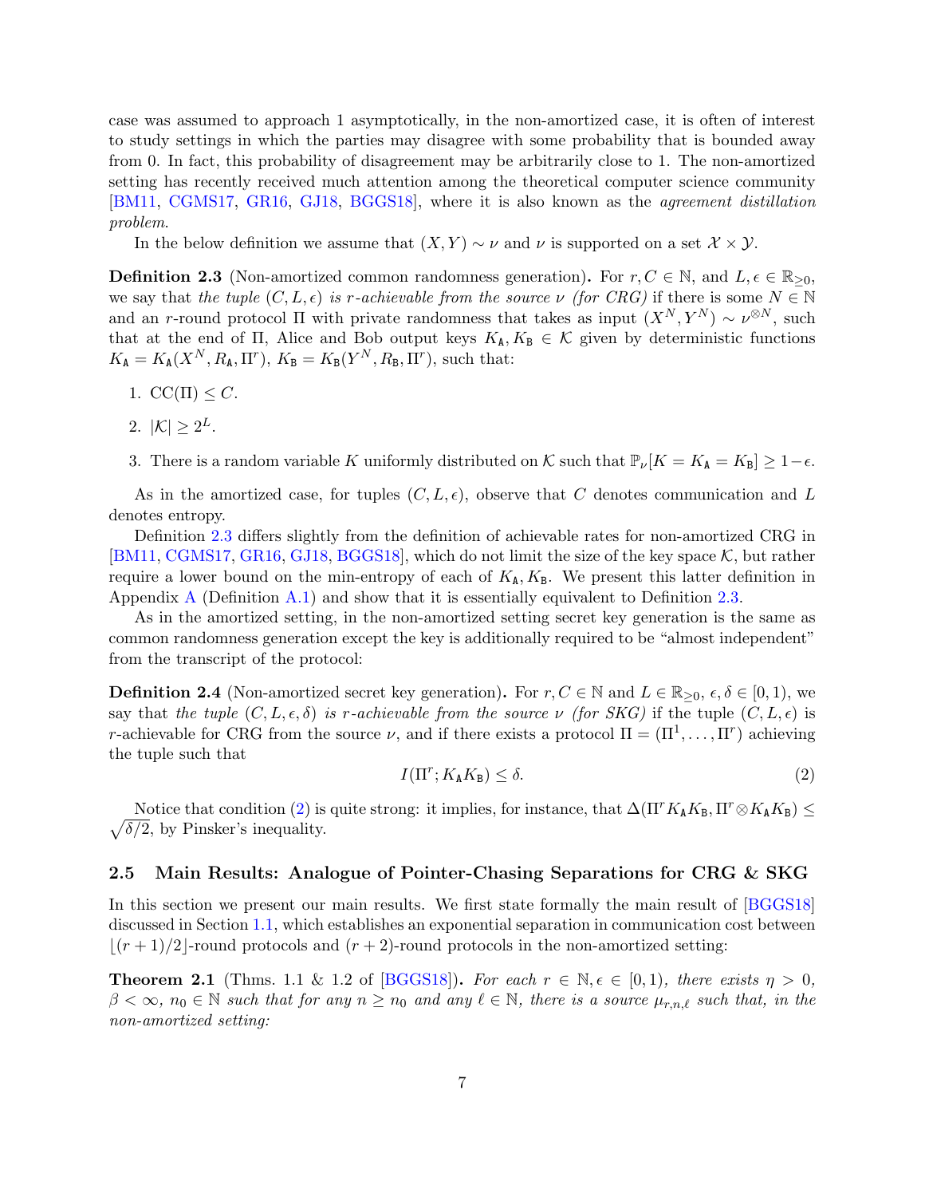case was assumed to approach 1 asymptotically, in the non-amortized case, it is often of interest to study settings in which the parties may disagree with some probability that is bounded away from 0. In fact, this probability of disagreement may be arbitrarily close to 1. The non-amortized setting has recently received much attention among the theoretical computer science community [BM11, CGMS17, GR16, GJ18, BGGS18], where it is also known as the *agreement distillation problem.*

In the below definition we assume that $(X, Y) \sim \nu$ and $\nu$ is supported on a set $\mathcal{X} \times \mathcal{Y}$.

**Definition 2.3** (Non-amortized common randomness generation)**.** For $r, C \in \mathbb{N}$, and $L, \epsilon \in \mathbb{R}_{\geq 0}$, we say that *the tuple* $(C, L, \epsilon)$ *is* $r$*-achievable from the source* $\nu$ *(for CRG)* if there is some $N \in \mathbb{N}$ and an $r$-round protocol $\Pi$ with private randomness that takes as input $(X^N, Y^N) \sim \nu^{\otimes N}$, such that at the end of $\Pi$, Alice and Bob output keys $K_{\mathtt{A}}, K_{\mathtt{B}} \in \mathcal{K}$ given by deterministic functions $K_{\mathtt{A}} = K_{\mathtt{A}}(X^N, R_{\mathtt{A}}, \Pi^r)$, $K_{\mathtt{B}} = K_{\mathtt{B}}(Y^N, R_{\mathtt{B}}, \Pi^r)$, such that:

1. $\mathrm{CC}(\Pi) \leq C$.
2. $|\mathcal{K}| \geq 2^L$.
3. There is a random variable $K$ uniformly distributed on $\mathcal{K}$ such that $\mathbb{P}_\nu[K = K_{\mathtt{A}} = K_{\mathtt{B}}] \geq 1 - \epsilon$.

As in the amortized case, for tuples $(C, L, \epsilon)$, observe that $C$ denotes communication and $L$ denotes entropy.

Definition 2.3 differs slightly from the definition of achievable rates for non-amortized CRG in [BM11, CGMS17, GR16, GJ18, BGGS18], which do not limit the size of the key space $\mathcal{K}$, but rather require a lower bound on the min-entropy of each of $K_{\mathtt{A}}, K_{\mathtt{B}}$. We present this latter definition in Appendix A (Definition A.1) and show that it is essentially equivalent to Definition 2.3.

As in the amortized setting, in the non-amortized setting secret key generation is the same as common randomness generation except the key is additionally required to be "almost independent" from the transcript of the protocol:

**Definition 2.4** (Non-amortized secret key generation)**.** For $r, C \in \mathbb{N}$ and $L \in \mathbb{R}_{\geq 0}$, $\epsilon, \delta \in [0, 1)$, we say that *the tuple* $(C, L, \epsilon, \delta)$ *is* $r$*-achievable from the source* $\nu$ *(for SKG)* if the tuple $(C, L, \epsilon)$ is $r$-achievable for CRG from the source $\nu$, and if there exists a protocol $\Pi = (\Pi^1, \ldots, \Pi^r)$ achieving the tuple such that

$$I(\Pi^r; K_{\mathtt{A}} K_{\mathtt{B}}) \leq \delta. \tag{2}$$

Notice that condition (2) is quite strong: it implies, for instance, that $\Delta(\Pi^r K_{\mathtt{A}} K_{\mathtt{B}}, \Pi^r \otimes K_{\mathtt{A}} K_{\mathtt{B}}) \leq \sqrt{\delta/2}$, by Pinsker's inequality.

### 2.5 Main Results: Analogue of Pointer-Chasing Separations for CRG & SKG

In this section we present our main results. We first state formally the main result of [BGGS18] discussed in Section 1.1, which establishes an exponential separation in communication cost between $\lfloor (r+1)/2 \rfloor$-round protocols and $(r+2)$-round protocols in the non-amortized setting:

**Theorem 2.1** (Thms. 1.1 & 1.2 of [BGGS18])**.** *For each $r \in \mathbb{N}, \epsilon \in [0, 1)$, there exists $\eta > 0$, $\beta < \infty$, $n_0 \in \mathbb{N}$ such that for any $n \geq n_0$ and any $\ell \in \mathbb{N}$, there is a source $\mu_{r,n,\ell}$ such that, in the non-amortized setting:*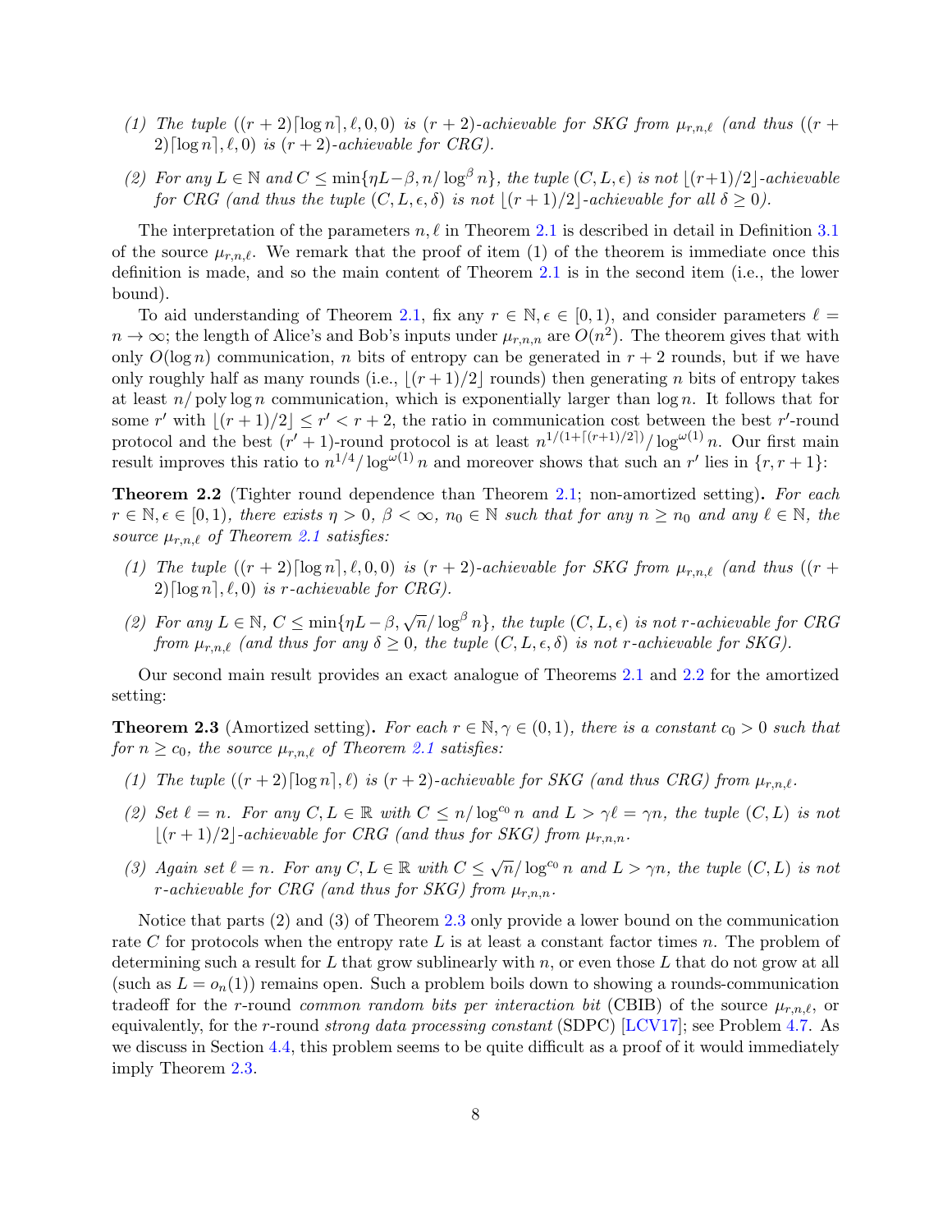*(1) The tuple $((r+2)\lceil \log n \rceil, \ell, 0, 0)$ is $(r+2)$-achievable for SKG from $\mu_{r,n,\ell}$ (and thus $((r+2)\lceil \log n \rceil, \ell, 0)$ is $(r+2)$-achievable for CRG).*

*(2) For any $L \in \mathbb{N}$ and $C \leq \min\{\eta L - \beta, n/\log^\beta n\}$, the tuple $(C, L, \epsilon)$ is not $\lfloor (r+1)/2 \rfloor$-achievable for CRG (and thus the tuple $(C, L, \epsilon, \delta)$ is not $\lfloor (r+1)/2 \rfloor$-achievable for all $\delta \geq 0$).*

The interpretation of the parameters $n, \ell$ in Theorem 2.1 is described in detail in Definition 3.1 of the source $\mu_{r,n,\ell}$. We remark that the proof of item (1) of the theorem is immediate once this definition is made, and so the main content of Theorem 2.1 is in the second item (i.e., the lower bound).

To aid understanding of Theorem 2.1, fix any $r \in \mathbb{N}, \epsilon \in [0, 1)$, and consider parameters $\ell = n \to \infty$; the length of Alice's and Bob's inputs under $\mu_{r,n,n}$ are $O(n^2)$. The theorem gives that with only $O(\log n)$ communication, $n$ bits of entropy can be generated in $r+2$ rounds, but if we have only roughly half as many rounds (i.e., $\lfloor (r+1)/2 \rfloor$ rounds) then generating $n$ bits of entropy takes at least $n/\operatorname{poly}\log n$ communication, which is exponentially larger than $\log n$. It follows that for some $r'$ with $\lfloor (r+1)/2 \rfloor \leq r' < r+2$, the ratio in communication cost between the best $r'$-round protocol and the best $(r'+1)$-round protocol is at least $n^{1/(1+\lceil (r+1)/2 \rceil)}/\log^{\omega(1)} n$. Our first main result improves this ratio to $n^{1/4}/\log^{\omega(1)} n$ and moreover shows that such an $r'$ lies in $\{r, r+1\}$:

**Theorem 2.2** (Tighter round dependence than Theorem 2.1; non-amortized setting)**.** *For each $r \in \mathbb{N}, \epsilon \in [0, 1)$, there exists $\eta > 0$, $\beta < \infty$, $n_0 \in \mathbb{N}$ such that for any $n \geq n_0$ and any $\ell \in \mathbb{N}$, the source $\mu_{r,n,\ell}$ of Theorem 2.1 satisfies:*

*(1) The tuple $((r+2)\lceil \log n \rceil, \ell, 0, 0)$ is $(r+2)$-achievable for SKG from $\mu_{r,n,\ell}$ (and thus $((r+2)\lceil \log n \rceil, \ell, 0)$ is $r$-achievable for CRG).*

*(2) For any $L \in \mathbb{N}$, $C \leq \min\{\eta L - \beta, \sqrt{n}/\log^\beta n\}$, the tuple $(C, L, \epsilon)$ is not $r$-achievable for CRG from $\mu_{r,n,\ell}$ (and thus for any $\delta \geq 0$, the tuple $(C, L, \epsilon, \delta)$ is not $r$-achievable for SKG).*

Our second main result provides an exact analogue of Theorems 2.1 and 2.2 for the amortized setting:

**Theorem 2.3** (Amortized setting)**.** *For each $r \in \mathbb{N}, \gamma \in (0, 1)$, there is a constant $c_0 > 0$ such that for $n \geq c_0$, the source $\mu_{r,n,\ell}$ of Theorem 2.1 satisfies:*

*(1) The tuple $((r+2)\lceil \log n \rceil, \ell)$ is $(r+2)$-achievable for SKG (and thus CRG) from $\mu_{r,n,\ell}$.*

*(2) Set $\ell = n$. For any $C, L \in \mathbb{R}$ with $C \leq n/\log^{c_0} n$ and $L > \gamma \ell = \gamma n$, the tuple $(C, L)$ is not $\lfloor (r+1)/2 \rfloor$-achievable for CRG (and thus for SKG) from $\mu_{r,n,n}$.*

*(3) Again set $\ell = n$. For any $C, L \in \mathbb{R}$ with $C \leq \sqrt{n}/\log^{c_0} n$ and $L > \gamma n$, the tuple $(C, L)$ is not $r$-achievable for CRG (and thus for SKG) from $\mu_{r,n,n}$.*

Notice that parts (2) and (3) of Theorem 2.3 only provide a lower bound on the communication rate $C$ for protocols when the entropy rate $L$ is at least a constant factor times $n$. The problem of determining such a result for $L$ that grow sublinearly with $n$, or even those $L$ that do not grow at all (such as $L = o_n(1)$) remains open. Such a problem boils down to showing a rounds-communication tradeoff for the $r$-round *common random bits per interaction bit* (CBIB) of the source $\mu_{r,n,\ell}$, or equivalently, for the $r$-round *strong data processing constant* (SDPC) [LCV17]; see Problem 4.7. As we discuss in Section 4.4, this problem seems to be quite difficult as a proof of it would immediately imply Theorem 2.3.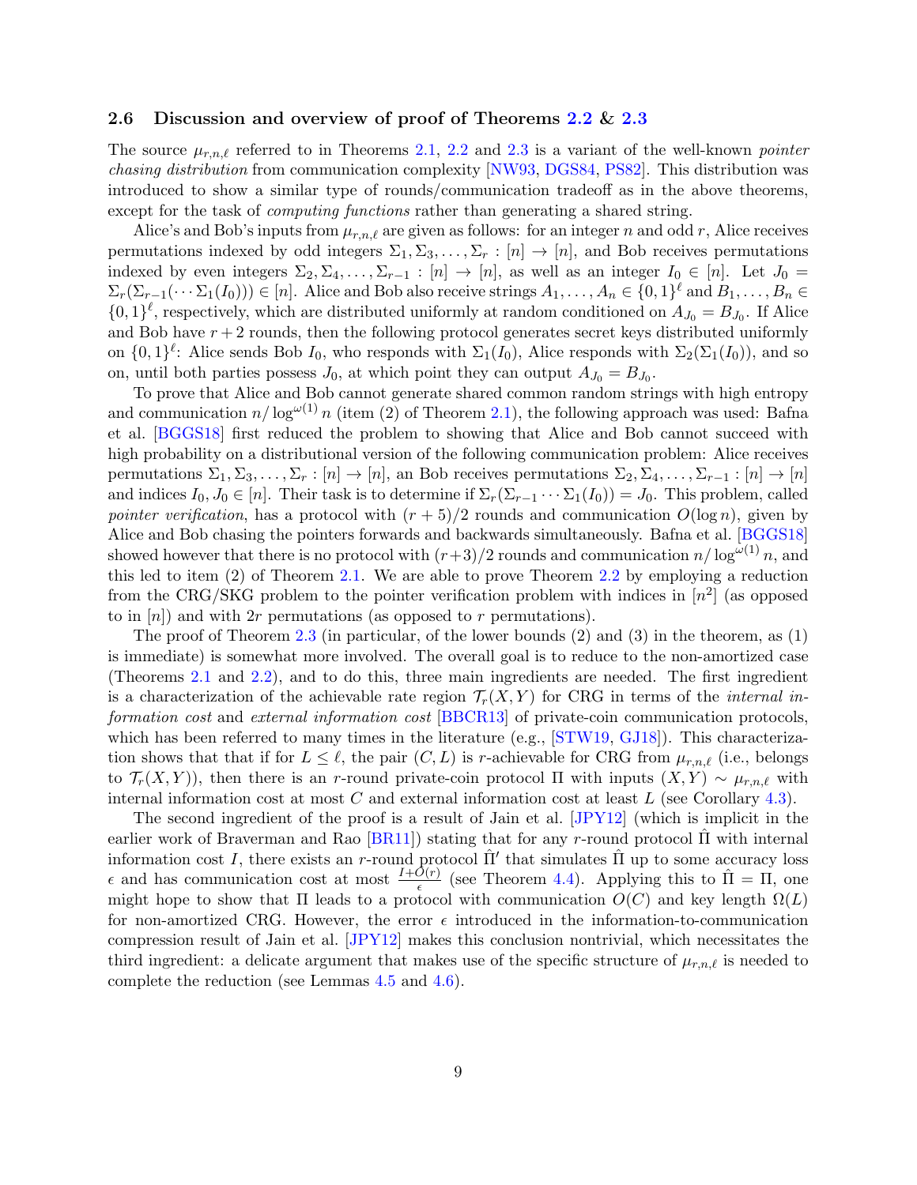### 2.6 Discussion and overview of proof of Theorems 2.2 & 2.3

The source $\mu_{r,n,\ell}$ referred to in Theorems 2.1, 2.2 and 2.3 is a variant of the well-known *pointer chasing distribution* from communication complexity [NW93, DGS84, PS82]. This distribution was introduced to show a similar type of rounds/communication tradeoff as in the above theorems, except for the task of *computing functions* rather than generating a shared string.

Alice's and Bob's inputs from $\mu_{r,n,\ell}$ are given as follows: for an integer $n$ and odd $r$, Alice receives permutations indexed by odd integers $\Sigma_1, \Sigma_3, \dots, \Sigma_r : [n] \to [n]$, and Bob receives permutations indexed by even integers $\Sigma_2, \Sigma_4, \dots, \Sigma_{r-1} : [n] \to [n]$, as well as an integer $I_0 \in [n]$. Let $J_0 = \Sigma_r(\Sigma_{r-1}(\cdots \Sigma_1(I_0))) \in [n]$. Alice and Bob also receive strings $A_1, \dots, A_n \in \{0,1\}^\ell$ and $B_1, \dots, B_n \in \{0,1\}^\ell$, respectively, which are distributed uniformly at random conditioned on $A_{J_0} = B_{J_0}$. If Alice and Bob have $r+2$ rounds, then the following protocol generates secret keys distributed uniformly on $\{0,1\}^\ell$: Alice sends Bob $I_0$, who responds with $\Sigma_1(I_0)$, Alice responds with $\Sigma_2(\Sigma_1(I_0))$, and so on, until both parties possess $J_0$, at which point they can output $A_{J_0} = B_{J_0}$.

To prove that Alice and Bob cannot generate shared common random strings with high entropy and communication $n/\log^{\omega(1)} n$ (item (2) of Theorem 2.1), the following approach was used: Bafna et al. [BGGS18] first reduced the problem to showing that Alice and Bob cannot succeed with high probability on a distributional version of the following communication problem: Alice receives permutations $\Sigma_1, \Sigma_3, \dots, \Sigma_r : [n] \to [n]$, an Bob receives permutations $\Sigma_2, \Sigma_4, \dots, \Sigma_{r-1} : [n] \to [n]$ and indices $I_0, J_0 \in [n]$. Their task is to determine if $\Sigma_r(\Sigma_{r-1} \cdots \Sigma_1(I_0)) = J_0$. This problem, called *pointer verification*, has a protocol with $(r+5)/2$ rounds and communication $O(\log n)$, given by Alice and Bob chasing the pointers forwards and backwards simultaneously. Bafna et al. [BGGS18] showed however that there is no protocol with $(r+3)/2$ rounds and communication $n/\log^{\omega(1)} n$, and this led to item (2) of Theorem 2.1. We are able to prove Theorem 2.2 by employing a reduction from the CRG/SKG problem to the pointer verification problem with indices in $[n^2]$ (as opposed to in $[n]$) and with $2r$ permutations (as opposed to $r$ permutations).

The proof of Theorem 2.3 (in particular, of the lower bounds (2) and (3) in the theorem, as (1) is immediate) is somewhat more involved. The overall goal is to reduce to the non-amortized case (Theorems 2.1 and 2.2), and to do this, three main ingredients are needed. The first ingredient is a characterization of the achievable rate region $\mathcal{T}_r(X,Y)$ for CRG in terms of the *internal information cost* and *external information cost* [BBCR13] of private-coin communication protocols, which has been referred to many times in the literature (e.g., [STW19, GJ18]). This characterization shows that if for $L \le \ell$, the pair $(C, L)$ is $r$-achievable for CRG from $\mu_{r,n,\ell}$ (i.e., belongs to $\mathcal{T}_r(X,Y)$), then there is an $r$-round private-coin protocol $\Pi$ with inputs $(X,Y) \sim \mu_{r,n,\ell}$ with internal information cost at most $C$ and external information cost at least $L$ (see Corollary 4.3).

The second ingredient of the proof is a result of Jain et al. [JPY12] (which is implicit in the earlier work of Braverman and Rao [BR11]) stating that for any $r$-round protocol $\hat{\Pi}$ with internal information cost $I$, there exists an $r$-round protocol $\hat{\Pi}'$ that simulates $\hat{\Pi}$ up to some accuracy loss $\epsilon$ and has communication cost at most $\frac{I+O(r)}{\epsilon}$ (see Theorem 4.4). Applying this to $\hat{\Pi} = \Pi$, one might hope to show that $\Pi$ leads to a protocol with communication $O(C)$ and key length $\Omega(L)$ for non-amortized CRG. However, the error $\epsilon$ introduced in the information-to-communication compression result of Jain et al. [JPY12] makes this conclusion nontrivial, which necessitates the third ingredient: a delicate argument that makes use of the specific structure of $\mu_{r,n,\ell}$ is needed to complete the reduction (see Lemmas 4.5 and 4.6).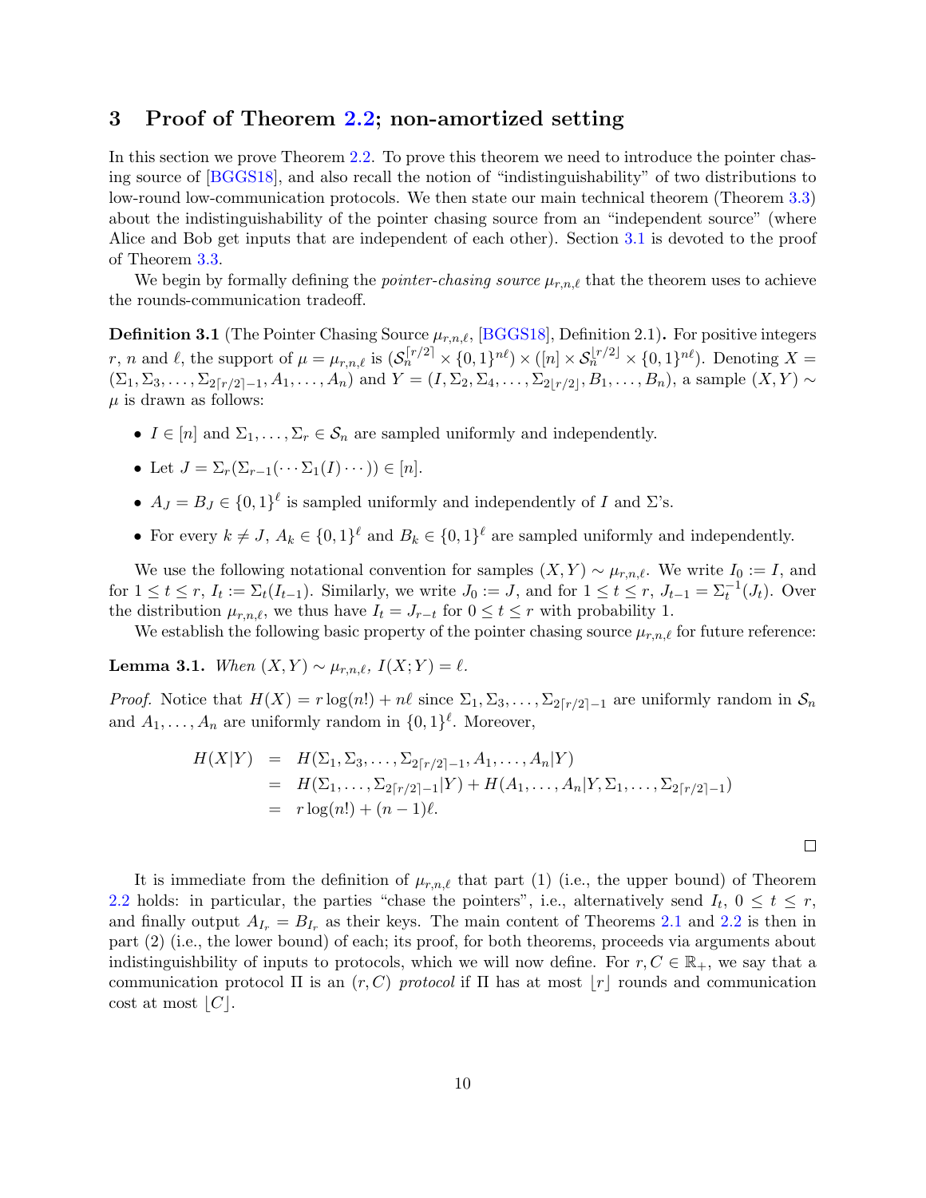## 3 Proof of Theorem 2.2; non-amortized setting

In this section we prove Theorem 2.2. To prove this theorem we need to introduce the pointer chasing source of [BGGS18], and also recall the notion of "indistinguishability" of two distributions to low-round low-communication protocols. We then state our main technical theorem (Theorem 3.3) about the indistinguishability of the pointer chasing source from an "independent source" (where Alice and Bob get inputs that are independent of each other). Section 3.1 is devoted to the proof of Theorem 3.3.

We begin by formally defining the *pointer-chasing source* $\mu_{r,n,\ell}$ that the theorem uses to achieve the rounds-communication tradeoff.

**Definition 3.1** (The Pointer Chasing Source $\mu_{r,n,\ell}$, [BGGS18], Definition 2.1)**.** For positive integers $r$, $n$ and $\ell$, the support of $\mu = \mu_{r,n,\ell}$ is $(\mathcal{S}_n^{\lceil r/2 \rceil} \times \{0,1\}^{n\ell}) \times ([n] \times \mathcal{S}_n^{\lfloor r/2 \rfloor} \times \{0,1\}^{n\ell})$. Denoting $X = (\Sigma_1, \Sigma_3, \ldots, \Sigma_{2\lceil r/2 \rceil - 1}, A_1, \ldots, A_n)$ and $Y = (I, \Sigma_2, \Sigma_4, \ldots, \Sigma_{2\lfloor r/2 \rfloor}, B_1, \ldots, B_n)$, a sample $(X, Y) \sim \mu$ is drawn as follows:

- $I \in [n]$ and $\Sigma_1, \ldots, \Sigma_r \in \mathcal{S}_n$ are sampled uniformly and independently.
- Let $J = \Sigma_r(\Sigma_{r-1}(\cdots \Sigma_1(I) \cdots)) \in [n]$.
- $A_J = B_J \in \{0,1\}^\ell$ is sampled uniformly and independently of $I$ and $\Sigma$'s.
- For every $k \neq J$, $A_k \in \{0,1\}^\ell$ and $B_k \in \{0,1\}^\ell$ are sampled uniformly and independently.

We use the following notational convention for samples $(X, Y) \sim \mu_{r,n,\ell}$. We write $I_0 := I$, and for $1 \le t \le r$, $I_t := \Sigma_t(I_{t-1})$. Similarly, we write $J_0 := J$, and for $1 \le t \le r$, $J_{t-1} = \Sigma_t^{-1}(J_t)$. Over the distribution $\mu_{r,n,\ell}$, we thus have $I_t = J_{r-t}$ for $0 \le t \le r$ with probability 1.

We establish the following basic property of the pointer chasing source $\mu_{r,n,\ell}$ for future reference:

**Lemma 3.1.** *When* $(X, Y) \sim \mu_{r,n,\ell}$*,* $I(X; Y) = \ell$*.*

*Proof.* Notice that $H(X) = r \log(n!) + n\ell$ since $\Sigma_1, \Sigma_3, \ldots, \Sigma_{2\lceil r/2 \rceil - 1}$ are uniformly random in $\mathcal{S}_n$ and $A_1, \ldots, A_n$ are uniformly random in $\{0,1\}^\ell$. Moreover,

$$
\begin{aligned}
H(X|Y) &= H(\Sigma_1, \Sigma_3, \ldots, \Sigma_{2\lceil r/2 \rceil - 1}, A_1, \ldots, A_n | Y) \\
&= H(\Sigma_1, \ldots, \Sigma_{2\lceil r/2 \rceil - 1} | Y) + H(A_1, \ldots, A_n | Y, \Sigma_1, \ldots, \Sigma_{2\lceil r/2 \rceil - 1}) \\
&= r \log(n!) + (n-1)\ell.
\end{aligned}
$$

$\square$

It is immediate from the definition of $\mu_{r,n,\ell}$ that part (1) (i.e., the upper bound) of Theorem 2.2 holds: in particular, the parties "chase the pointers", i.e., alternatively send $I_t$, $0 \le t \le r$, and finally output $A_{I_r} = B_{I_r}$ as their keys. The main content of Theorems 2.1 and 2.2 is then in part (2) (i.e., the lower bound) of each; its proof, for both theorems, proceeds via arguments about indistinguishbility of inputs to protocols, which we will now define. For $r, C \in \mathbb{R}_+$, we say that a communication protocol $\Pi$ is an $(r, C)$ *protocol* if $\Pi$ has at most $\lfloor r \rfloor$ rounds and communication cost at most $\lfloor C \rfloor$.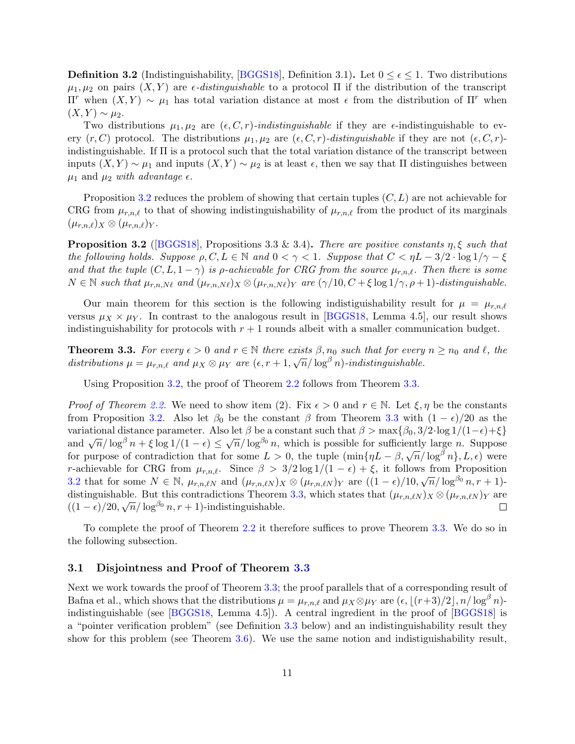**Definition 3.2** (Indistinguishability, [BGGS18], Definition 3.1)**.** Let $0 \le \epsilon \le 1$. Two distributions $\mu_1, \mu_2$ on pairs $(X, Y)$ are *$\epsilon$-distinguishable* to a protocol $\Pi$ if the distribution of the transcript $\Pi^r$ when $(X, Y) \sim \mu_1$ has total variation distance at most $\epsilon$ from the distribution of $\Pi^r$ when $(X, Y) \sim \mu_2$.

Two distributions $\mu_1, \mu_2$ are *$(\epsilon, C, r)$-indistinguishable* if they are $\epsilon$-indistinguishable to every $(r, C)$ protocol. The distributions $\mu_1, \mu_2$ are *$(\epsilon, C, r)$-distinguishable* if they are not $(\epsilon, C, r)$-indistinguishable. If $\Pi$ is a protocol such that the total variation distance of the transcript between inputs $(X, Y) \sim \mu_1$ and inputs $(X, Y) \sim \mu_2$ is at least $\epsilon$, then we say that $\Pi$ distinguishes between $\mu_1$ and $\mu_2$ *with advantage $\epsilon$*.

Proposition 3.2 reduces the problem of showing that certain tuples $(C, L)$ are not achievable for CRG from $\mu_{r,n,\ell}$ to that of showing indistinguishability of $\mu_{r,n,\ell}$ from the product of its marginals $(\mu_{r,n,\ell})_X \otimes (\mu_{r,n,\ell})_Y$.

**Proposition 3.2** ([BGGS18], Propositions 3.3 & 3.4)**.** *There are positive constants $\eta, \xi$ such that the following holds. Suppose $\rho, C, L \in \mathbb{N}$ and $0 < \gamma < 1$. Suppose that $C < \eta L - 3/2 \cdot \log 1/\gamma - \xi$ and that the tuple $(C, L, 1 - \gamma)$ is $\rho$-achievable for CRG from the source $\mu_{r,n,\ell}$. Then there is some $N \in \mathbb{N}$ such that $\mu_{r,n,N\ell}$ and $(\mu_{r,n,N\ell})_X \otimes (\mu_{r,n,N\ell})_Y$ are $(\gamma/10, C + \xi \log 1/\gamma, \rho + 1)$-distinguishable.*

Our main theorem for this section is the following indistiguishability result for $\mu = \mu_{r,n,\ell}$ versus $\mu_X \times \mu_Y$. In contrast to the analogous result in [BGGS18, Lemma 4.5], our result shows indistinguishability for protocols with $r + 1$ rounds albeit with a smaller communication budget.

**Theorem 3.3.** *For every $\epsilon > 0$ and $r \in \mathbb{N}$ there exists $\beta, n_0$ such that for every $n \ge n_0$ and $\ell$, the distributions $\mu = \mu_{r,n,\ell}$ and $\mu_X \otimes \mu_Y$ are $(\epsilon, r + 1, \sqrt{n}/\log^\beta n)$-indistinguishable.*

Using Proposition 3.2, the proof of Theorem 2.2 follows from Theorem 3.3.

*Proof of Theorem 2.2.* We need to show item (2). Fix $\epsilon > 0$ and $r \in \mathbb{N}$. Let $\xi, \eta$ be the constants from Proposition 3.2. Also let $\beta_0$ be the constant $\beta$ from Theorem 3.3 with $(1 - \epsilon)/20$ as the variational distance parameter. Also let $\beta$ be a constant such that $\beta > \max\{\beta_0, 3/2 \cdot \log 1/(1-\epsilon) + \xi\}$ and $\sqrt{n}/\log^\beta n + \xi \log 1/(1 - \epsilon) \le \sqrt{n}/\log^{\beta_0} n$, which is possible for sufficiently large $n$. Suppose for purpose of contradiction that for some $L > 0$, the tuple $(\min\{\eta L - \beta, \sqrt{n}/\log^\beta n\}, L, \epsilon)$ were $r$-achievable for CRG from $\mu_{r,n,\ell}$. Since $\beta > 3/2 \log 1/(1 - \epsilon) + \xi$, it follows from Proposition 3.2 that for some $N \in \mathbb{N}$, $\mu_{r,n,\ell N}$ and $(\mu_{r,n,\ell N})_X \otimes (\mu_{r,n,\ell N})_Y$ are $((1 - \epsilon)/10, \sqrt{n}/\log^{\beta_0} n, r + 1)$-distinguishable. But this contradictions Theorem 3.3, which states that $(\mu_{r,n,\ell N})_X \otimes (\mu_{r,n,\ell N})_Y$ are $((1 - \epsilon)/20, \sqrt{n}/\log^{\beta_0} n, r + 1)$-indistinguishable. $\square$

To complete the proof of Theorem 2.2 it therefore suffices to prove Theorem 3.3. We do so in the following subsection.

### 3.1 Disjointness and Proof of Theorem 3.3

Next we work towards the proof of Theorem 3.3; the proof parallels that of a corresponding result of Bafna et al., which shows that the distributions $\mu = \mu_{r,n,\ell}$ and $\mu_X \otimes \mu_Y$ are $(\epsilon, \lfloor (r+3)/2 \rfloor, n/\log^\beta n)$-indistinguishable (see [BGGS18, Lemma 4.5]). A central ingredient in the proof of [BGGS18] is a "pointer verification problem" (see Definition 3.3 below) and an indistinguishability result they show for this problem (see Theorem 3.6). We use the same notion and indistiguishability result,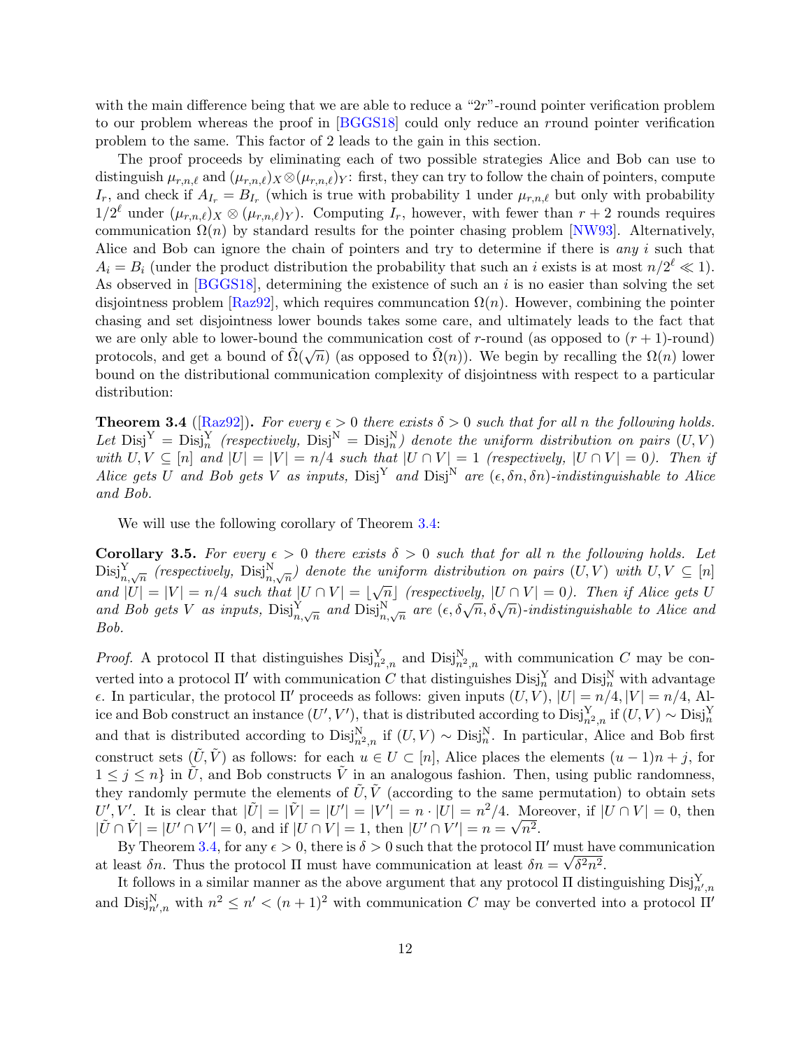with the main difference being that we are able to reduce a "$2r$"-round pointer verification problem to our problem whereas the proof in [BGGS18] could only reduce an $r$round pointer verification problem to the same. This factor of 2 leads to the gain in this section.

The proof proceeds by eliminating each of two possible strategies Alice and Bob can use to distinguish $\mu_{r,n,\ell}$ and $(\mu_{r,n,\ell})_X \otimes (\mu_{r,n,\ell})_Y$: first, they can try to follow the chain of pointers, compute $I_r$, and check if $A_{I_r} = B_{I_r}$ (which is true with probability 1 under $\mu_{r,n,\ell}$ but only with probability $1/2^\ell$ under $(\mu_{r,n,\ell})_X \otimes (\mu_{r,n,\ell})_Y$). Computing $I_r$, however, with fewer than $r+2$ rounds requires communication $\Omega(n)$ by standard results for the pointer chasing problem [NW93]. Alternatively, Alice and Bob can ignore the chain of pointers and try to determine if there is *any* $i$ such that $A_i = B_i$ (under the product distribution the probability that such an $i$ exists is at most $n/2^\ell \ll 1$). As observed in [BGGS18], determining the existence of such an $i$ is no easier than solving the set disjointness problem [Raz92], which requires communcation $\Omega(n)$. However, combining the pointer chasing and set disjointness lower bounds takes some care, and ultimately leads to the fact that we are only able to lower-bound the communication cost of $r$-round (as opposed to $(r+1)$-round) protocols, and get a bound of $\tilde{\Omega}(\sqrt{n})$ (as opposed to $\tilde{\Omega}(n)$). We begin by recalling the $\Omega(n)$ lower bound on the distributional communication complexity of disjointness with respect to a particular distribution:

**Theorem 3.4** ([Raz92])**.** *For every $\epsilon > 0$ there exists $\delta > 0$ such that for all $n$ the following holds. Let $\mathrm{Disj}^{\mathrm{Y}} = \mathrm{Disj}^{\mathrm{Y}}_n$ (respectively, $\mathrm{Disj}^{\mathrm{N}} = \mathrm{Disj}^{\mathrm{N}}_n$) denote the uniform distribution on pairs $(U, V)$ with $U, V \subseteq [n]$ and $|U| = |V| = n/4$ such that $|U \cap V| = 1$ (respectively, $|U \cap V| = 0$). Then if Alice gets $U$ and Bob gets $V$ as inputs, $\mathrm{Disj}^{\mathrm{Y}}$ and $\mathrm{Disj}^{\mathrm{N}}$ are $(\epsilon, \delta n, \delta n)$-indistinguishable to Alice and Bob.*

We will use the following corollary of Theorem 3.4:

**Corollary 3.5.** *For every $\epsilon > 0$ there exists $\delta > 0$ such that for all $n$ the following holds. Let $\mathrm{Disj}^{\mathrm{Y}}_{n,\sqrt{n}}$ (respectively, $\mathrm{Disj}^{\mathrm{N}}_{n,\sqrt{n}}$) denote the uniform distribution on pairs $(U, V)$ with $U, V \subseteq [n]$ and $|U| = |V| = n/4$ such that $|U \cap V| = \lfloor \sqrt{n} \rfloor$ (respectively, $|U \cap V| = 0$). Then if Alice gets $U$ and Bob gets $V$ as inputs, $\mathrm{Disj}^{\mathrm{Y}}_{n,\sqrt{n}}$ and $\mathrm{Disj}^{\mathrm{N}}_{n,\sqrt{n}}$ are $(\epsilon, \delta\sqrt{n}, \delta\sqrt{n})$-indistinguishable to Alice and Bob.*

*Proof.* A protocol $\Pi$ that distinguishes $\mathrm{Disj}^{\mathrm{Y}}_{n^2,n}$ and $\mathrm{Disj}^{\mathrm{N}}_{n^2,n}$ with communication $C$ may be converted into a protocol $\Pi'$ with communication $C$ that distinguishes $\mathrm{Disj}^{\mathrm{Y}}_n$ and $\mathrm{Disj}^{\mathrm{N}}_n$ with advantage $\epsilon$. In particular, the protocol $\Pi'$ proceeds as follows: given inputs $(U, V)$, $|U| = n/4, |V| = n/4$, Alice and Bob construct an instance $(U', V')$, that is distributed according to $\mathrm{Disj}^{\mathrm{Y}}_{n^2,n}$ if $(U, V) \sim \mathrm{Disj}^{\mathrm{Y}}_n$ and that is distributed according to $\mathrm{Disj}^{\mathrm{N}}_{n^2,n}$ if $(U, V) \sim \mathrm{Disj}^{\mathrm{N}}_n$. In particular, Alice and Bob first construct sets $(\tilde{U}, \tilde{V})$ as follows: for each $u \in U \subset [n]$, Alice places the elements $(u-1)n + j$, for $1 \leq j \leq n\}$ in $\tilde{U}$, and Bob constructs $\tilde{V}$ in an analogous fashion. Then, using public randomness, they randomly permute the elements of $\tilde{U}, \tilde{V}$ (according to the same permutation) to obtain sets $U', V'$. It is clear that $|\tilde{U}| = |\tilde{V}| = |U'| = |V'| = n \cdot |U| = n^2/4$. Moreover, if $|U \cap V| = 0$, then $|\tilde{U} \cap \tilde{V}| = |U' \cap V'| = 0$, and if $|U \cap V| = 1$, then $|U' \cap V'| = n = \sqrt{n^2}$.

By Theorem 3.4, for any $\epsilon > 0$, there is $\delta > 0$ such that the protocol $\Pi'$ must have communication at least $\delta n$. Thus the protocol $\Pi$ must have communication at least $\delta n = \sqrt{\delta^2 n^2}$.

It follows in a similar manner as the above argument that any protocol $\Pi$ distinguishing $\mathrm{Disj}^{\mathrm{Y}}_{n',n}$ and $\mathrm{Disj}^{\mathrm{N}}_{n',n}$ with $n^2 \leq n' < (n+1)^2$ with communication $C$ may be converted into a protocol $\Pi'$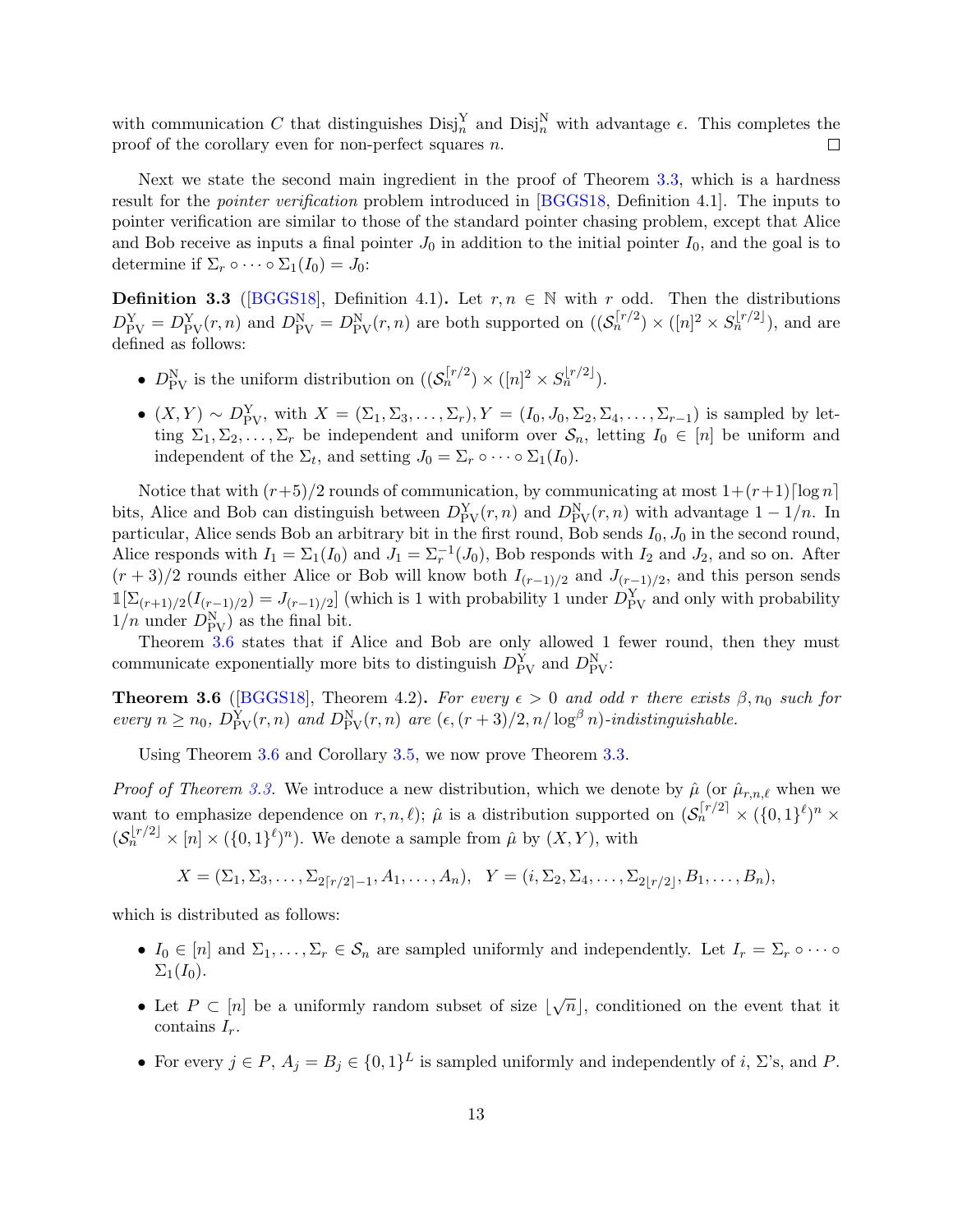with communication $C$ that distinguishes $\mathrm{Disj}_n^{\mathrm{Y}}$ and $\mathrm{Disj}_n^{\mathrm{N}}$ with advantage $\epsilon$. This completes the proof of the corollary even for non-perfect squares $n$. $\square$

Next we state the second main ingredient in the proof of Theorem 3.3, which is a hardness result for the *pointer verification* problem introduced in [BGGS18, Definition 4.1]. The inputs to pointer verification are similar to those of the standard pointer chasing problem, except that Alice and Bob receive as inputs a final pointer $J_0$ in addition to the initial pointer $I_0$, and the goal is to determine if $\Sigma_r \circ \cdots \circ \Sigma_1(I_0) = J_0$:

**Definition 3.3** ([BGGS18], Definition 4.1)**.** Let $r, n \in \mathbb{N}$ with $r$ odd. Then the distributions $D_{\mathrm{PV}}^{\mathrm{Y}} = D_{\mathrm{PV}}^{\mathrm{Y}}(r,n)$ and $D_{\mathrm{PV}}^{\mathrm{N}} = D_{\mathrm{PV}}^{\mathrm{N}}(r,n)$ are both supported on $((\mathcal{S}_n^{\lceil r/2 \rceil}) \times ([n]^2 \times S_n^{\lfloor r/2 \rfloor})$, and are defined as follows:

- $D_{\mathrm{PV}}^{\mathrm{N}}$ is the uniform distribution on $((\mathcal{S}_n^{\lceil r/2 \rceil}) \times ([n]^2 \times S_n^{\lfloor r/2 \rfloor})$.
- $(X, Y) \sim D_{\mathrm{PV}}^{\mathrm{Y}}$, with $X = (\Sigma_1, \Sigma_3, \ldots, \Sigma_r), Y = (I_0, J_0, \Sigma_2, \Sigma_4, \ldots, \Sigma_{r-1})$ is sampled by letting $\Sigma_1, \Sigma_2, \ldots, \Sigma_r$ be independent and uniform over $\mathcal{S}_n$, letting $I_0 \in [n]$ be uniform and independent of the $\Sigma_t$, and setting $J_0 = \Sigma_r \circ \cdots \circ \Sigma_1(I_0)$.

Notice that with $(r+5)/2$ rounds of communication, by communicating at most $1 + (r+1)\lceil \log n \rceil$ bits, Alice and Bob can distinguish between $D_{\mathrm{PV}}^{\mathrm{Y}}(r,n)$ and $D_{\mathrm{PV}}^{\mathrm{N}}(r,n)$ with advantage $1 - 1/n$. In particular, Alice sends Bob an arbitrary bit in the first round, Bob sends $I_0, J_0$ in the second round, Alice responds with $I_1 = \Sigma_1(I_0)$ and $J_1 = \Sigma_r^{-1}(J_0)$, Bob responds with $I_2$ and $J_2$, and so on. After $(r+3)/2$ rounds either Alice or Bob will know both $I_{(r-1)/2}$ and $J_{(r-1)/2}$, and this person sends $\mathbb{1}[\Sigma_{(r+1)/2}(I_{(r-1)/2}) = J_{(r-1)/2}]$ (which is 1 with probability 1 under $D_{\mathrm{PV}}^{\mathrm{Y}}$ and only with probability $1/n$ under $D_{\mathrm{PV}}^{\mathrm{N}}$) as the final bit.

Theorem 3.6 states that if Alice and Bob are only allowed 1 fewer round, then they must communicate exponentially more bits to distinguish $D_{\mathrm{PV}}^{\mathrm{Y}}$ and $D_{\mathrm{PV}}^{\mathrm{N}}$:

**Theorem 3.6** ([BGGS18], Theorem 4.2)**.** *For every $\epsilon > 0$ and odd $r$ there exists $\beta, n_0$ such for every $n \geq n_0$, $D_{\mathrm{PV}}^{\mathrm{Y}}(r,n)$ and $D_{\mathrm{PV}}^{\mathrm{N}}(r,n)$ are $(\epsilon, (r+3)/2, n/\log^\beta n)$-indistinguishable.*

Using Theorem 3.6 and Corollary 3.5, we now prove Theorem 3.3.

*Proof of Theorem 3.3.* We introduce a new distribution, which we denote by $\hat{\mu}$ (or $\hat{\mu}_{r,n,\ell}$ when we want to emphasize dependence on $r, n, \ell$); $\hat{\mu}$ is a distribution supported on $(\mathcal{S}_n^{\lceil r/2 \rceil} \times (\{0,1\}^\ell)^n \times (\mathcal{S}_n^{\lfloor r/2 \rfloor} \times [n] \times (\{0,1\}^\ell)^n)$. We denote a sample from $\hat{\mu}$ by $(X, Y)$, with

$$X = (\Sigma_1, \Sigma_3, \ldots, \Sigma_{2\lceil r/2 \rceil - 1}, A_1, \ldots, A_n), \quad Y = (i, \Sigma_2, \Sigma_4, \ldots, \Sigma_{2\lfloor r/2 \rfloor}, B_1, \ldots, B_n),$$

which is distributed as follows:

- $I_0 \in [n]$ and $\Sigma_1, \ldots, \Sigma_r \in \mathcal{S}_n$ are sampled uniformly and independently. Let $I_r = \Sigma_r \circ \cdots \circ \Sigma_1(I_0)$.
- Let $P \subset [n]$ be a uniformly random subset of size $\lfloor \sqrt{n} \rfloor$, conditioned on the event that it contains $I_r$.
- For every $j \in P$, $A_j = B_j \in \{0,1\}^L$ is sampled uniformly and independently of $i$, $\Sigma$'s, and $P$.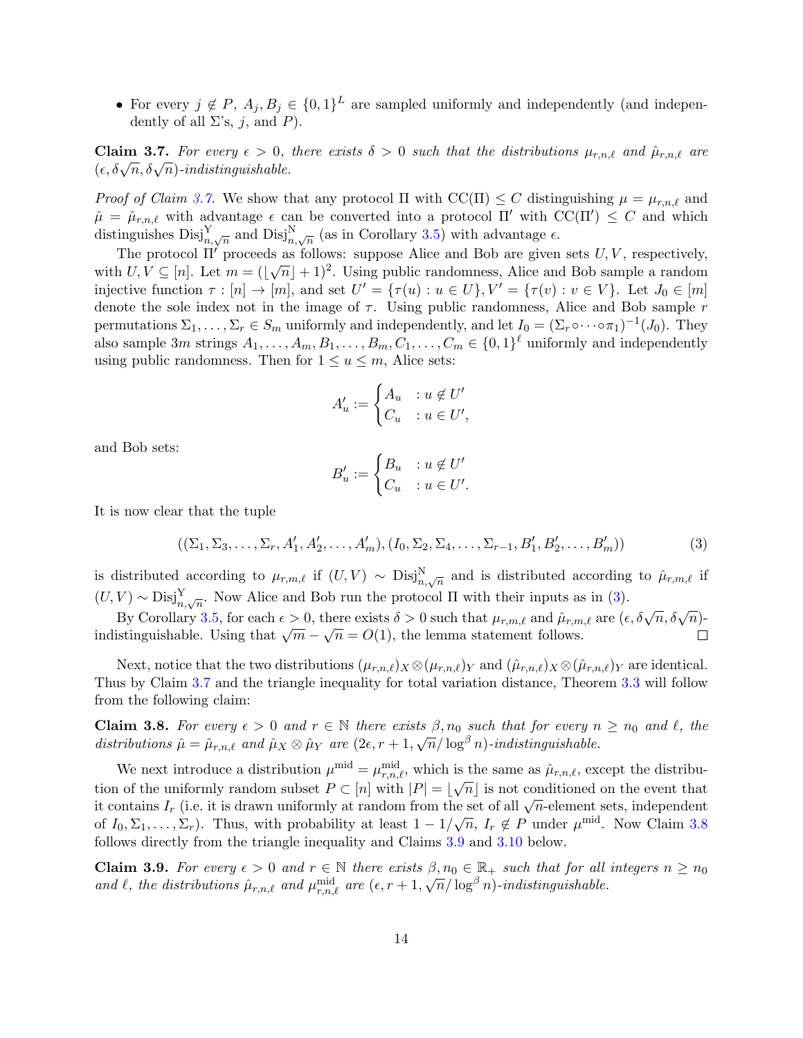- For every $j \notin P$, $A_j, B_j \in \{0,1\}^L$ are sampled uniformly and independently (and independently of all $\Sigma$'s, $j$, and $P$).

**Claim 3.7.** *For every $\epsilon > 0$, there exists $\delta > 0$ such that the distributions $\mu_{r,n,\ell}$ and $\hat{\mu}_{r,n,\ell}$ are $(\epsilon, \delta\sqrt{n}, \delta\sqrt{n})$-indistinguishable.*

*Proof of Claim 3.7.* We show that any protocol $\Pi$ with $\mathrm{CC}(\Pi) \le C$ distinguishing $\mu = \mu_{r,n,\ell}$ and $\hat{\mu} = \hat{\mu}_{r,n,\ell}$ with advantage $\epsilon$ can be converted into a protocol $\Pi'$ with $\mathrm{CC}(\Pi') \le C$ and which distinguishes $\mathrm{Disj}^{\mathrm{Y}}_{n,\sqrt{n}}$ and $\mathrm{Disj}^{\mathrm{N}}_{n,\sqrt{n}}$ (as in Corollary 3.5) with advantage $\epsilon$.

The protocol $\Pi'$ proceeds as follows: suppose Alice and Bob are given sets $U, V$, respectively, with $U, V \subseteq [n]$. Let $m = (\lfloor \sqrt{n} \rfloor + 1)^2$. Using public randomness, Alice and Bob sample a random injective function $\tau : [n] \to [m]$, and set $U' = \{\tau(u) : u \in U\}, V' = \{\tau(v) : v \in V\}$. Let $J_0 \in [m]$ denote the sole index not in the image of $\tau$. Using public randomness, Alice and Bob sample $r$ permutations $\Sigma_1, \ldots, \Sigma_r \in S_m$ uniformly and independently, and let $I_0 = (\Sigma_r \circ \cdots \circ \pi_1)^{-1}(J_0)$. They also sample $3m$ strings $A_1, \ldots, A_m, B_1, \ldots, B_m, C_1, \ldots, C_m \in \{0,1\}^\ell$ uniformly and independently using public randomness. Then for $1 \le u \le m$, Alice sets:

$$A'_u := \begin{cases} A_u & : u \notin U' \\ C_u & : u \in U', \end{cases}$$

and Bob sets:

$$B'_u := \begin{cases} B_u & : u \notin U' \\ C_u & : u \in U'. \end{cases}$$

It is now clear that the tuple

$$((\Sigma_1, \Sigma_3, \ldots, \Sigma_r, A'_1, A'_2, \ldots, A'_m), (I_0, \Sigma_2, \Sigma_4, \ldots, \Sigma_{r-1}, B'_1, B'_2, \ldots, B'_m)) \tag{3}$$

is distributed according to $\mu_{r,m,\ell}$ if $(U,V) \sim \mathrm{Disj}^{\mathrm{N}}_{n,\sqrt{n}}$ and is distributed according to $\hat{\mu}_{r,m,\ell}$ if $(U,V) \sim \mathrm{Disj}^{\mathrm{Y}}_{n,\sqrt{n}}$. Now Alice and Bob run the protocol $\Pi$ with their inputs as in (3).

By Corollary 3.5, for each $\epsilon > 0$, there exists $\delta > 0$ such that $\mu_{r,m,\ell}$ and $\hat{\mu}_{r,m,\ell}$ are $(\epsilon, \delta\sqrt{n}, \delta\sqrt{n})$-indistinguishable. Using that $\sqrt{m} - \sqrt{n} = O(1)$, the lemma statement follows. $\square$

Next, notice that the two distributions $(\mu_{r,n,\ell})_X \otimes (\mu_{r,n,\ell})_Y$ and $(\hat{\mu}_{r,n,\ell})_X \otimes (\hat{\mu}_{r,n,\ell})_Y$ are identical. Thus by Claim 3.7 and the triangle inequality for total variation distance, Theorem 3.3 will follow from the following claim:

**Claim 3.8.** *For every $\epsilon > 0$ and $r \in \mathbb{N}$ there exists $\beta, n_0$ such that for every $n \ge n_0$ and $\ell$, the distributions $\hat{\mu} = \hat{\mu}_{r,n,\ell}$ and $\hat{\mu}_X \otimes \hat{\mu}_Y$ are $(2\epsilon, r+1, \sqrt{n}/\log^\beta n)$-indistinguishable.*

We next introduce a distribution $\mu^{\mathrm{mid}} = \mu^{\mathrm{mid}}_{r,n,\ell}$, which is the same as $\hat{\mu}_{r,n,\ell}$, except the distribution of the uniformly random subset $P \subset [n]$ with $|P| = \lfloor \sqrt{n} \rfloor$ is not conditioned on the event that it contains $I_r$ (i.e. it is drawn uniformly at random from the set of all $\sqrt{n}$-element sets, independent of $I_0, \Sigma_1, \ldots, \Sigma_r$). Thus, with probability at least $1 - 1/\sqrt{n}$, $I_r \notin P$ under $\mu^{\mathrm{mid}}$. Now Claim 3.8 follows directly from the triangle inequality and Claims 3.9 and 3.10 below.

**Claim 3.9.** *For every $\epsilon > 0$ and $r \in \mathbb{N}$ there exists $\beta, n_0 \in \mathbb{R}_+$ such that for all integers $n \ge n_0$ and $\ell$, the distributions $\hat{\mu}_{r,n,\ell}$ and $\mu^{\mathrm{mid}}_{r,n,\ell}$ are $(\epsilon, r+1, \sqrt{n}/\log^\beta n)$-indistinguishable.*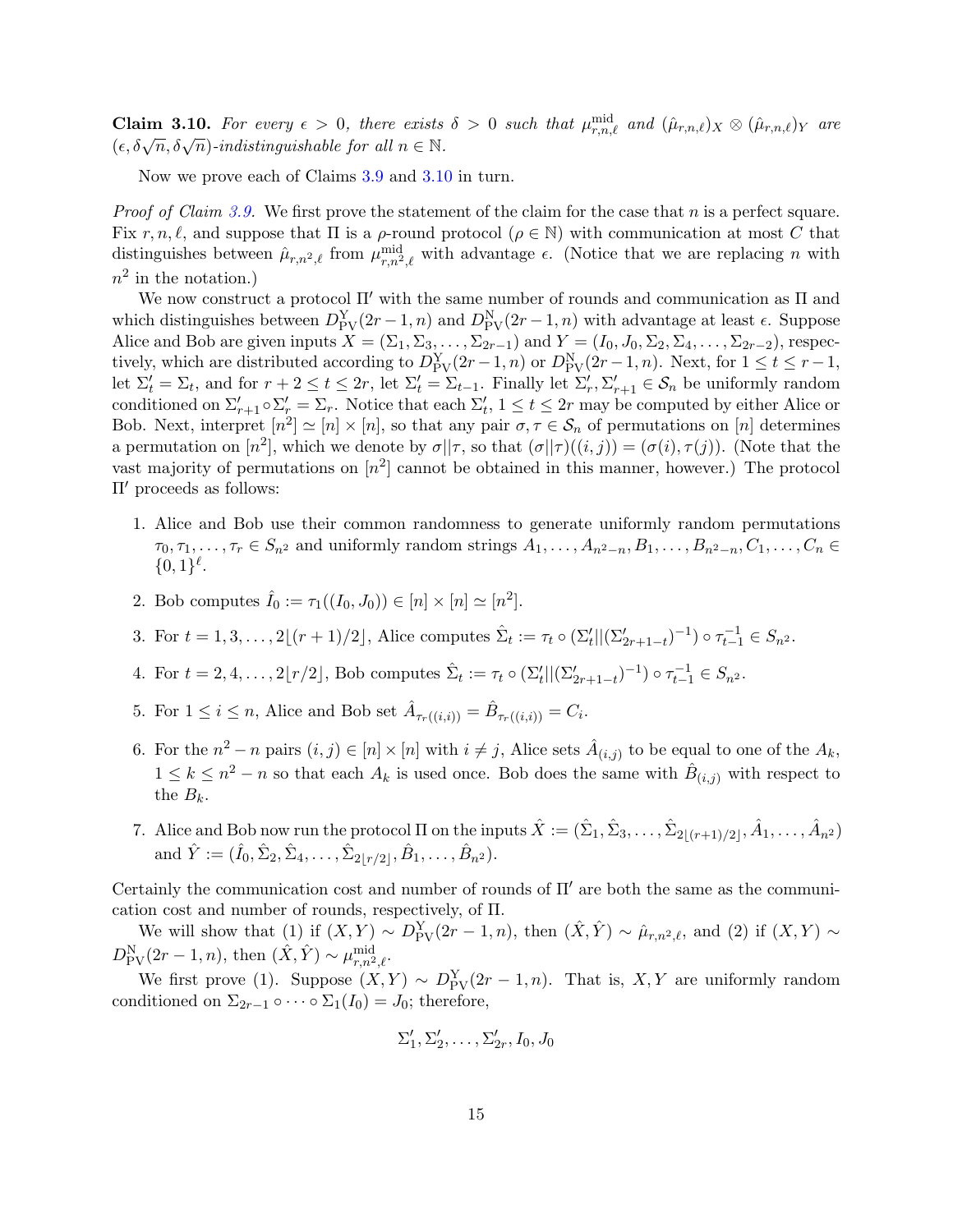**Claim 3.10.** *For every $\epsilon > 0$, there exists $\delta > 0$ such that $\mu^{\text{mid}}_{r,n,\ell}$ and $(\hat{\mu}_{r,n,\ell})_X \otimes (\hat{\mu}_{r,n,\ell})_Y$ are $(\epsilon, \delta\sqrt{n}, \delta\sqrt{n})$-indistinguishable for all $n \in \mathbb{N}$.*

Now we prove each of Claims 3.9 and 3.10 in turn.

*Proof of Claim 3.9.* We first prove the statement of the claim for the case that $n$ is a perfect square. Fix $r, n, \ell$, and suppose that $\Pi$ is a $\rho$-round protocol ($\rho \in \mathbb{N}$) with communication at most $C$ that distinguishes between $\hat{\mu}_{r,n^2,\ell}$ from $\mu^{\text{mid}}_{r,n^2,\ell}$ with advantage $\epsilon$. (Notice that we are replacing $n$ with $n^2$ in the notation.)

We now construct a protocol $\Pi'$ with the same number of rounds and communication as $\Pi$ and which distinguishes between $D^{\text{Y}}_{\text{PV}}(2r-1,n)$ and $D^{\text{N}}_{\text{PV}}(2r-1,n)$ with advantage at least $\epsilon$. Suppose Alice and Bob are given inputs $X = (\Sigma_1, \Sigma_3, \ldots, \Sigma_{2r-1})$ and $Y = (I_0, J_0, \Sigma_2, \Sigma_4, \ldots, \Sigma_{2r-2})$, respectively, which are distributed according to $D^{\text{Y}}_{\text{PV}}(2r-1,n)$ or $D^{\text{N}}_{\text{PV}}(2r-1,n)$. Next, for $1 \leq t \leq r-1$, let $\Sigma'_t = \Sigma_t$, and for $r+2 \leq t \leq 2r$, let $\Sigma'_t = \Sigma_{t-1}$. Finally let $\Sigma'_r, \Sigma'_{r+1} \in \mathcal{S}_n$ be uniformly random conditioned on $\Sigma'_{r+1} \circ \Sigma'_r = \Sigma_r$. Notice that each $\Sigma'_t$, $1 \leq t \leq 2r$ may be computed by either Alice or Bob. Next, interpret $[n^2] \simeq [n] \times [n]$, so that any pair $\sigma, \tau \in \mathcal{S}_n$ of permutations on $[n]$ determines a permutation on $[n^2]$, which we denote by $\sigma || \tau$, so that $(\sigma||\tau)((i,j)) = (\sigma(i), \tau(j))$. (Note that the vast majority of permutations on $[n^2]$ cannot be obtained in this manner, however.) The protocol $\Pi'$ proceeds as follows:

1. Alice and Bob use their common randomness to generate uniformly random permutations $\tau_0, \tau_1, \ldots, \tau_r \in S_{n^2}$ and uniformly random strings $A_1, \ldots, A_{n^2-n}, B_1, \ldots, B_{n^2-n}, C_1, \ldots, C_n \in \{0,1\}^\ell$.
2. Bob computes $\hat{I}_0 := \tau_1((I_0, J_0)) \in [n] \times [n] \simeq [n^2]$.
3. For $t = 1, 3, \ldots, 2\lfloor (r+1)/2 \rfloor$, Alice computes $\hat{\Sigma}_t := \tau_t \circ (\Sigma'_t || (\Sigma'_{2r+1-t})^{-1}) \circ \tau_{t-1}^{-1} \in S_{n^2}$.
4. For $t = 2, 4, \ldots, 2\lfloor r/2 \rfloor$, Bob computes $\hat{\Sigma}_t := \tau_t \circ (\Sigma'_t || (\Sigma'_{2r+1-t})^{-1}) \circ \tau_{t-1}^{-1} \in S_{n^2}$.
5. For $1 \leq i \leq n$, Alice and Bob set $\hat{A}_{\tau_r((i,i))} = \hat{B}_{\tau_r((i,i))} = C_i$.
6. For the $n^2 - n$ pairs $(i,j) \in [n] \times [n]$ with $i \neq j$, Alice sets $\hat{A}_{(i,j)}$ to be equal to one of the $A_k$, $1 \leq k \leq n^2 - n$ so that each $A_k$ is used once. Bob does the same with $\hat{B}_{(i,j)}$ with respect to the $B_k$.
7. Alice and Bob now run the protocol $\Pi$ on the inputs $\hat{X} := (\hat{\Sigma}_1, \hat{\Sigma}_3, \ldots, \hat{\Sigma}_{2\lfloor (r+1)/2 \rfloor}, \hat{A}_1, \ldots, \hat{A}_{n^2})$ and $\hat{Y} := (\hat{I}_0, \hat{\Sigma}_2, \hat{\Sigma}_4, \ldots, \hat{\Sigma}_{2\lfloor r/2 \rfloor}, \hat{B}_1, \ldots, \hat{B}_{n^2})$.

Certainly the communication cost and number of rounds of $\Pi'$ are both the same as the communication cost and number of rounds, respectively, of $\Pi$.

We will show that (1) if $(X,Y) \sim D^{\text{Y}}_{\text{PV}}(2r-1,n)$, then $(\hat{X}, \hat{Y}) \sim \hat{\mu}_{r,n^2,\ell}$, and (2) if $(X,Y) \sim D^{\text{N}}_{\text{PV}}(2r-1,n)$, then $(\hat{X}, \hat{Y}) \sim \mu^{\text{mid}}_{r,n^2,\ell}$.

We first prove (1). Suppose $(X,Y) \sim D^{\text{Y}}_{\text{PV}}(2r-1,n)$. That is, $X, Y$ are uniformly random conditioned on $\Sigma_{2r-1} \circ \cdots \circ \Sigma_1(I_0) = J_0$; therefore,

$$\Sigma'_1, \Sigma'_2, \ldots, \Sigma'_{2r}, I_0, J_0$$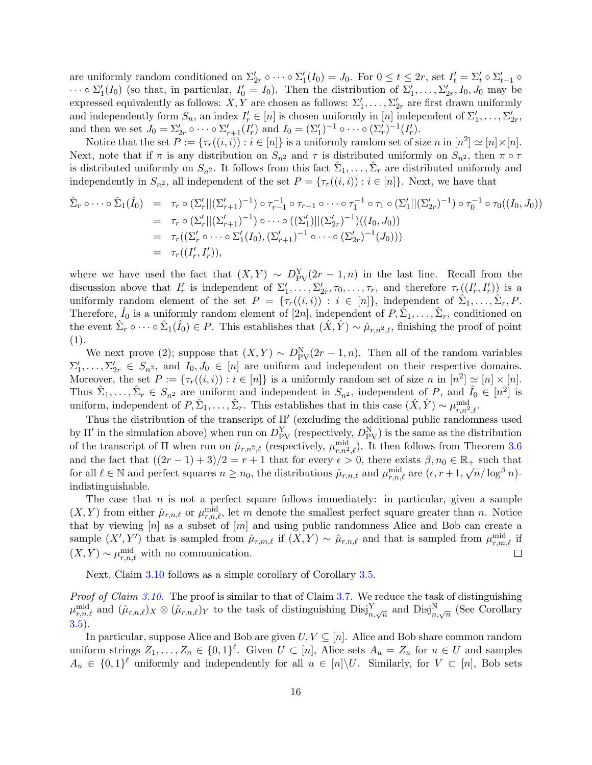are uniformly random conditioned on $\Sigma'_{2r} \circ \cdots \circ \Sigma'_1(I_0) = J_0$. For $0 \le t \le 2r$, set $I'_t = \Sigma'_t \circ \Sigma'_{t-1} \circ \cdots \circ \Sigma'_1(I_0)$ (so that, in particular, $I'_0 = I_0$). Then the distribution of $\Sigma'_1, \ldots, \Sigma'_{2r}, I_0, J_0$ may be expressed equivalently as follows: $X, Y$ are chosen as follows: $\Sigma'_1, \ldots, \Sigma'_{2r}$ are first drawn uniformly and independently form $S_n$, an index $I'_r \in [n]$ is chosen uniformly in $[n]$ independent of $\Sigma'_1, \ldots, \Sigma'_{2r}$, and then we set $J_0 = \Sigma'_{2r} \circ \cdots \circ \Sigma'_{r+1}(I'_r)$ and $I_0 = (\Sigma'_1)^{-1} \circ \cdots \circ (\Sigma'_r)^{-1}(I'_r)$.

Notice that the set $P := \{\tau_r((i,i)) : i \in [n]\}$ is a uniformly random set of size $n$ in $[n^2] \simeq [n] \times [n]$. Next, note that if $\pi$ is any distribution on $S_{n^2}$ and $\tau$ is distributed uniformly on $S_{n^2}$, then $\pi \circ \tau$ is distributed uniformly on $S_{n^2}$. It follows from this fact $\hat{\Sigma}_1, \ldots, \hat{\Sigma}_r$ are distributed uniformly and independently in $S_{n^2}$, all independent of the set $P = \{\tau_r((i,i)) : i \in [n]\}$. Next, we have that

$$
\begin{aligned}
\hat{\Sigma}_r \circ \cdots \circ \hat{\Sigma}_1(\hat{I}_0) &= \tau_r \circ (\Sigma'_r || (\Sigma'_{r+1})^{-1}) \circ \tau_{r-1}^{-1} \circ \tau_{r-1} \circ \cdots \circ \tau_1^{-1} \circ \tau_1 \circ (\Sigma'_1 || (\Sigma'_{2r})^{-1}) \circ \tau_0^{-1} \circ \tau_0((I_0, J_0)) \\
&= \tau_r \circ (\Sigma'_r || (\Sigma'_{r+1})^{-1}) \circ \cdots \circ ((\Sigma'_1) || (\Sigma'_{2r})^{-1})((I_0, J_0)) \\
&= \tau_r((\Sigma'_r \circ \cdots \circ \Sigma'_1(I_0), (\Sigma'_{r+1})^{-1} \circ \cdots \circ (\Sigma'_{2r})^{-1}(J_0))) \\
&= \tau_r((I'_r, I'_r)),
\end{aligned}
$$

where we have used the fact that $(X, Y) \sim D^{\mathrm{Y}}_{\mathrm{PV}}(2r-1, n)$ in the last line. Recall from the discussion above that $I'_r$ is independent of $\Sigma'_1, \ldots, \Sigma'_{2r}, \tau_0, \ldots, \tau_r$, and therefore $\tau_r((I'_r, I'_r))$ is a uniformly random element of the set $P = \{\tau_r((i,i)) : i \in [n]\}$, independent of $\hat{\Sigma}_1, \ldots, \hat{\Sigma}_r, P$. Therefore, $\hat{I}_0$ is a uniformly random element of $[2n]$, independent of $P, \hat{\Sigma}_1, \ldots, \hat{\Sigma}_r$, conditioned on the event $\hat{\Sigma}_r \circ \cdots \circ \hat{\Sigma}_1(\hat{I}_0) \in P$. This establishes that $(\hat{X}, \hat{Y}) \sim \hat{\mu}_{r,n^2,\ell}$, finishing the proof of point (1).

We next prove (2); suppose that $(X, Y) \sim D^{\mathrm{N}}_{\mathrm{PV}}(2r-1, n)$. Then all of the random variables $\Sigma'_1, \ldots, \Sigma'_{2r} \in S_{n^2}$, and $I_0, J_0 \in [n]$ are uniform and independent on their respective domains. Moreover, the set $P := \{\tau_r((i,i)) : i \in [n]\}$ is a uniformly random set of size $n$ in $[n^2] \simeq [n] \times [n]$. Thus $\hat{\Sigma}_1, \ldots, \hat{\Sigma}_r \in S_{n^2}$ are uniform and independent in $S_{n^2}$, independent of $P$, and $\hat{I}_0 \in [n^2]$ is uniform, independent of $P, \hat{\Sigma}_1, \ldots, \hat{\Sigma}_r$. This establishes that in this case $(\hat{X}, \hat{Y}) \sim \mu^{\mathrm{mid}}_{r,n^2,\ell}$.

Thus the distribution of the transcript of $\Pi'$ (excluding the additional public randomness used by $\Pi'$ in the simulation above) when run on $D^{\mathrm{Y}}_{\mathrm{PV}}$ (respectively, $D^{\mathrm{N}}_{\mathrm{PV}}$) is the same as the distribution of the transcript of $\Pi$ when run on $\hat{\mu}_{r,n^2,\ell}$ (respectively, $\mu^{\mathrm{mid}}_{r,n^2,\ell}$). It then follows from Theorem 3.6 and the fact that $((2r-1)+3)/2 = r+1$ that for every $\epsilon > 0$, there exists $\beta, n_0 \in \mathbb{R}_+$ such that for all $\ell \in \mathbb{N}$ and perfect squares $n \ge n_0$, the distributions $\hat{\mu}_{r,n,\ell}$ and $\mu^{\mathrm{mid}}_{r,n,\ell}$ are $(\epsilon, r+1, \sqrt{n}/\log^\beta n)$-indistinguishable.

The case that $n$ is not a perfect square follows immediately: in particular, given a sample $(X, Y)$ from either $\hat{\mu}_{r,n,\ell}$ or $\mu^{\mathrm{mid}}_{r,n,\ell}$, let $m$ denote the smallest perfect square greater than $n$. Notice that by viewing $[n]$ as a subset of $[m]$ and using public randomness Alice and Bob can create a sample $(X', Y')$ that is sampled from $\hat{\mu}_{r,m,\ell}$ if $(X, Y) \sim \hat{\mu}_{r,n,\ell}$ and that is sampled from $\mu^{\mathrm{mid}}_{r,m,\ell}$ if $(X, Y) \sim \mu^{\mathrm{mid}}_{r,n,\ell}$ with no communication. ◻

Next, Claim 3.10 follows as a simple corollary of Corollary 3.5.

*Proof of Claim 3.10.* The proof is similar to that of Claim 3.7. We reduce the task of distinguishing $\mu^{\mathrm{mid}}_{r,n,\ell}$ and $(\hat{\mu}_{r,n,\ell})_X \otimes (\hat{\mu}_{r,n,\ell})_Y$ to the task of distinguishing $\mathrm{Disj}^{\mathrm{Y}}_{n,\sqrt{n}}$ and $\mathrm{Disj}^{\mathrm{N}}_{n,\sqrt{n}}$ (See Corollary 3.5).

In particular, suppose Alice and Bob are given $U, V \subseteq [n]$. Alice and Bob share common random uniform strings $Z_1, \ldots, Z_n \in \{0,1\}^\ell$. Given $U \subset [n]$, Alice sets $A_u = Z_u$ for $u \in U$ and samples $A_u \in \{0,1\}^\ell$ uniformly and independently for all $u \in [n] \backslash U$. Similarly, for $V \subset [n]$, Bob sets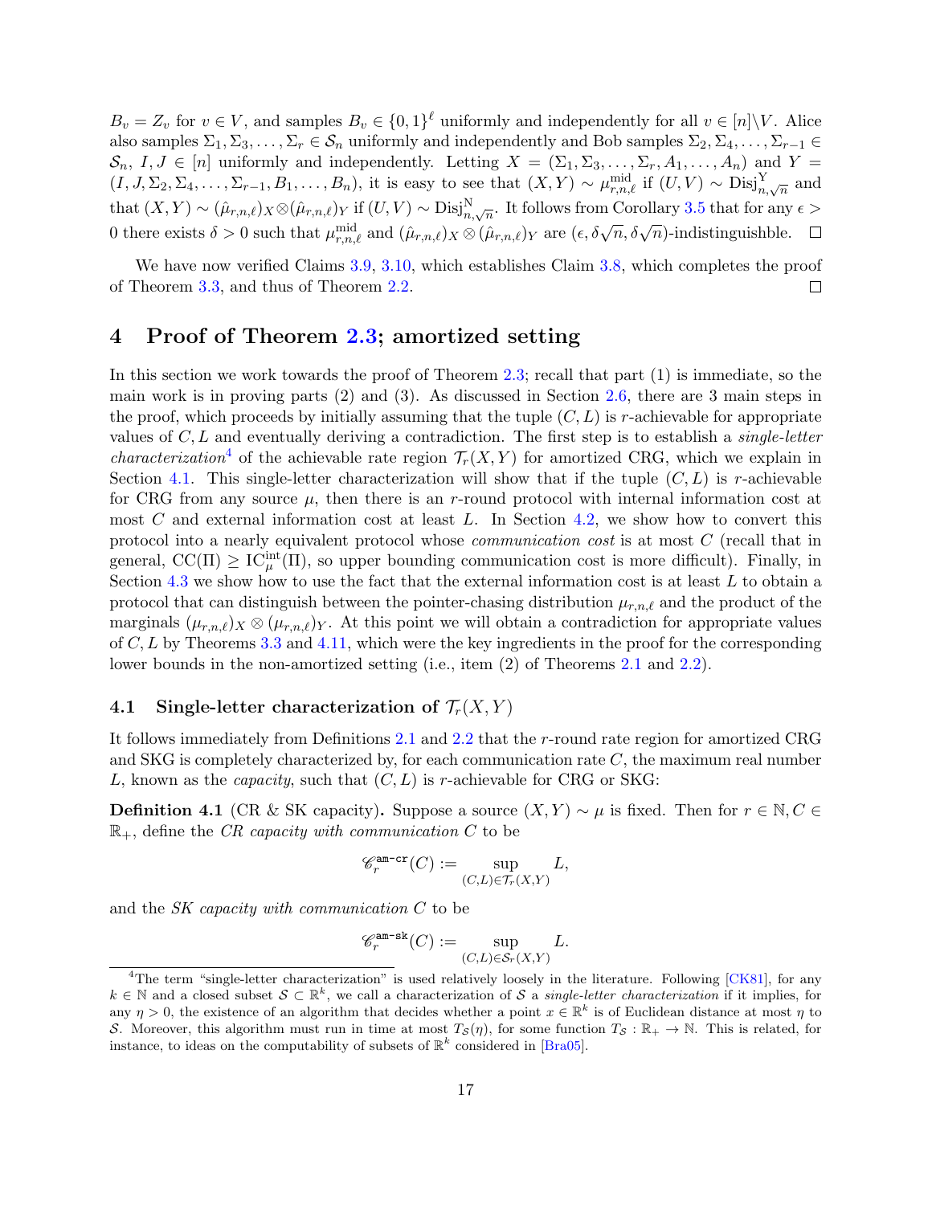$B_v = Z_v$ for $v \in V$, and samples $B_v \in \{0,1\}^\ell$ uniformly and independently for all $v \in [n] \backslash V$. Alice also samples $\Sigma_1, \Sigma_3, \ldots, \Sigma_r \in \mathcal{S}_n$ uniformly and independently and Bob samples $\Sigma_2, \Sigma_4, \ldots, \Sigma_{r-1} \in \mathcal{S}_n$, $I, J \in [n]$ uniformly and independently. Letting $X = (\Sigma_1, \Sigma_3, \ldots, \Sigma_r, A_1, \ldots, A_n)$ and $Y = (I, J, \Sigma_2, \Sigma_4, \ldots, \Sigma_{r-1}, B_1, \ldots, B_n)$, it is easy to see that $(X,Y) \sim \mu^{\mathrm{mid}}_{r,n,\ell}$ if $(U,V) \sim \mathrm{Disj}^{\mathrm{Y}}_{n,\sqrt{n}}$ and that $(X,Y) \sim (\hat{\mu}_{r,n,\ell})_X \otimes (\hat{\mu}_{r,n,\ell})_Y$ if $(U,V) \sim \mathrm{Disj}^{\mathrm{N}}_{n,\sqrt{n}}$. It follows from Corollary 3.5 that for any $\epsilon > 0$ there exists $\delta > 0$ such that $\mu^{\mathrm{mid}}_{r,n,\ell}$ and $(\hat{\mu}_{r,n,\ell})_X \otimes (\hat{\mu}_{r,n,\ell})_Y$ are $(\epsilon, \delta\sqrt{n}, \delta\sqrt{n})$-indistinguishble. $\square$

We have now verified Claims 3.9, 3.10, which establishes Claim 3.8, which completes the proof of Theorem 3.3, and thus of Theorem 2.2. $\square$

# 4 Proof of Theorem 2.3; amortized setting

In this section we work towards the proof of Theorem 2.3; recall that part (1) is immediate, so the main work is in proving parts (2) and (3). As discussed in Section 2.6, there are 3 main steps in the proof, which proceeds by initially assuming that the tuple $(C,L)$ is $r$-achievable for appropriate values of $C, L$ and eventually deriving a contradiction. The first step is to establish a *single-letter characterization*[4] of the achievable rate region $\mathcal{T}_r(X,Y)$ for amortized CRG, which we explain in Section 4.1. This single-letter characterization will show that if the tuple $(C,L)$ is $r$-achievable for CRG from any source $\mu$, then there is an $r$-round protocol with internal information cost at most $C$ and external information cost at least $L$. In Section 4.2, we show how to convert this protocol into a nearly equivalent protocol whose *communication cost* is at most $C$ (recall that in general, $\mathrm{CC}(\Pi) \geq \mathrm{IC}^{\mathrm{int}}_\mu(\Pi)$, so upper bounding communication cost is more difficult). Finally, in Section 4.3 we show how to use the fact that the external information cost is at least $L$ to obtain a protocol that can distinguish between the pointer-chasing distribution $\mu_{r,n,\ell}$ and the product of the marginals $(\mu_{r,n,\ell})_X \otimes (\mu_{r,n,\ell})_Y$. At this point we will obtain a contradiction for appropriate values of $C, L$ by Theorems 3.3 and 4.11, which were the key ingredients in the proof for the corresponding lower bounds in the non-amortized setting (i.e., item (2) of Theorems 2.1 and 2.2).

## 4.1 Single-letter characterization of $\mathcal{T}_r(X,Y)$

It follows immediately from Definitions 2.1 and 2.2 that the $r$-round rate region for amortized CRG and SKG is completely characterized by, for each communication rate $C$, the maximum real number $L$, known as the *capacity*, such that $(C,L)$ is $r$-achievable for CRG or SKG:

**Definition 4.1** (CR & SK capacity)**.** Suppose a source $(X,Y) \sim \mu$ is fixed. Then for $r \in \mathbb{N}, C \in \mathbb{R}_+$, define the *CR capacity with communication $C$* to be

$$\mathscr{C}^{\texttt{am-cr}}_r(C) := \sup_{(C,L) \in \mathcal{T}_r(X,Y)} L,$$

and the *SK capacity with communication $C$* to be

$$\mathscr{C}^{\texttt{am-sk}}_r(C) := \sup_{(C,L) \in \mathcal{S}_r(X,Y)} L.$$

[4] The term "single-letter characterization" is used relatively loosely in the literature. Following [CK81], for any $k \in \mathbb{N}$ and a closed subset $\mathcal{S} \subset \mathbb{R}^k$, we call a characterization of $\mathcal{S}$ a *single-letter characterization* if it implies, for any $\eta > 0$, the existence of an algorithm that decides whether a point $x \in \mathbb{R}^k$ is of Euclidean distance at most $\eta$ to $\mathcal{S}$. Moreover, this algorithm must run in time at most $T_{\mathcal{S}}(\eta)$, for some function $T_{\mathcal{S}} : \mathbb{R}_+ \to \mathbb{N}$. This is related, for instance, to ideas on the computability of subsets of $\mathbb{R}^k$ considered in [Bra05].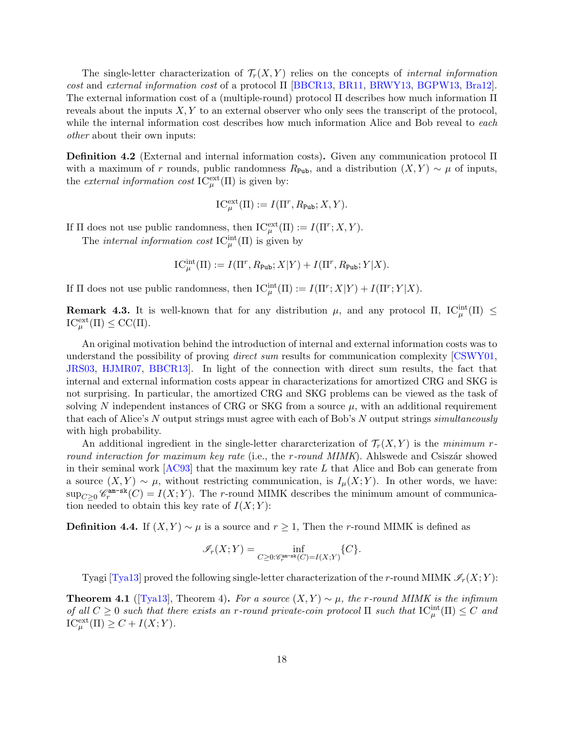The single-letter characterization of $\mathcal{T}_r(X,Y)$ relies on the concepts of *internal information cost* and *external information cost* of a protocol $\Pi$ [BBCR13, BR11, BRWY13, BGPW13, Bra12]. The external information cost of a (multiple-round) protocol $\Pi$ describes how much information $\Pi$ reveals about the inputs $X, Y$ to an external observer who only sees the transcript of the protocol, while the internal information cost describes how much information Alice and Bob reveal to *each other* about their own inputs:

**Definition 4.2** (External and internal information costs)**.** Given any communication protocol $\Pi$ with a maximum of $r$ rounds, public randomness $R_{\texttt{Pub}}$, and a distribution $(X,Y) \sim \mu$ of inputs, the *external information cost* $\mathrm{IC}^{\mathrm{ext}}_{\mu}(\Pi)$ is given by:

$$\mathrm{IC}^{\mathrm{ext}}_{\mu}(\Pi) := I(\Pi^r, R_{\texttt{Pub}}; X, Y).$$

If $\Pi$ does not use public randomness, then $\mathrm{IC}^{\mathrm{ext}}_{\mu}(\Pi) := I(\Pi^r; X, Y)$.

The *internal information cost* $\mathrm{IC}^{\mathrm{int}}_{\mu}(\Pi)$ is given by

$$\mathrm{IC}^{\mathrm{int}}_{\mu}(\Pi) := I(\Pi^r, R_{\texttt{Pub}}; X|Y) + I(\Pi^r, R_{\texttt{Pub}}; Y|X).$$

If $\Pi$ does not use public randomness, then $\mathrm{IC}^{\mathrm{int}}_{\mu}(\Pi) := I(\Pi^r; X|Y) + I(\Pi^r; Y|X)$.

**Remark 4.3.** It is well-known that for any distribution $\mu$, and any protocol $\Pi$, $\mathrm{IC}^{\mathrm{int}}_{\mu}(\Pi) \leq \mathrm{IC}^{\mathrm{ext}}_{\mu}(\Pi) \leq \mathrm{CC}(\Pi)$.

An original motivation behind the introduction of internal and external information costs was to understand the possibility of proving *direct sum* results for communication complexity [CSWY01, JRS03, HJMR07, BBCR13]. In light of the connection with direct sum results, the fact that internal and external information costs appear in characterizations for amortized CRG and SKG is not surprising. In particular, the amortized CRG and SKG problems can be viewed as the task of solving $N$ independent instances of CRG or SKG from a source $\mu$, with an additional requirement that each of Alice's $N$ output strings must agree with each of Bob's $N$ output strings *simultaneously* with high probability.

An additional ingredient in the single-letter chararcterization of $\mathcal{T}_r(X,Y)$ is the *minimum $r$-round interaction for maximum key rate* (i.e., the *$r$-round MIMK*). Ahlswede and Csiszár showed in their seminal work [AC93] that the maximum key rate $L$ that Alice and Bob can generate from a source $(X,Y) \sim \mu$, without restricting communication, is $I_{\mu}(X;Y)$. In other words, we have: $\sup_{C \geq 0} \mathscr{C}^{\texttt{am-sk}}_r(C) = I(X;Y)$. The $r$-round MIMK describes the minimum amount of communication needed to obtain this key rate of $I(X;Y)$:

**Definition 4.4.** If $(X,Y) \sim \mu$ is a source and $r \geq 1$, Then the $r$-round MIMK is defined as

$$\mathscr{I}_r(X;Y) = \inf_{C \geq 0 : \mathscr{C}^{\texttt{am-sk}}_r(C) = I(X;Y)} \{C\}.$$

Tyagi [Tya13] proved the following single-letter characterization of the $r$-round MIMK $\mathscr{I}_r(X;Y)$:

**Theorem 4.1** ([Tya13], Theorem 4)**.** *For a source $(X,Y) \sim \mu$, the $r$-round MIMK is the infimum of all $C \geq 0$ such that there exists an $r$-round private-coin protocol $\Pi$ such that $\mathrm{IC}^{\mathrm{int}}_{\mu}(\Pi) \leq C$ and $\mathrm{IC}^{\mathrm{ext}}_{\mu}(\Pi) \geq C + I(X;Y)$.*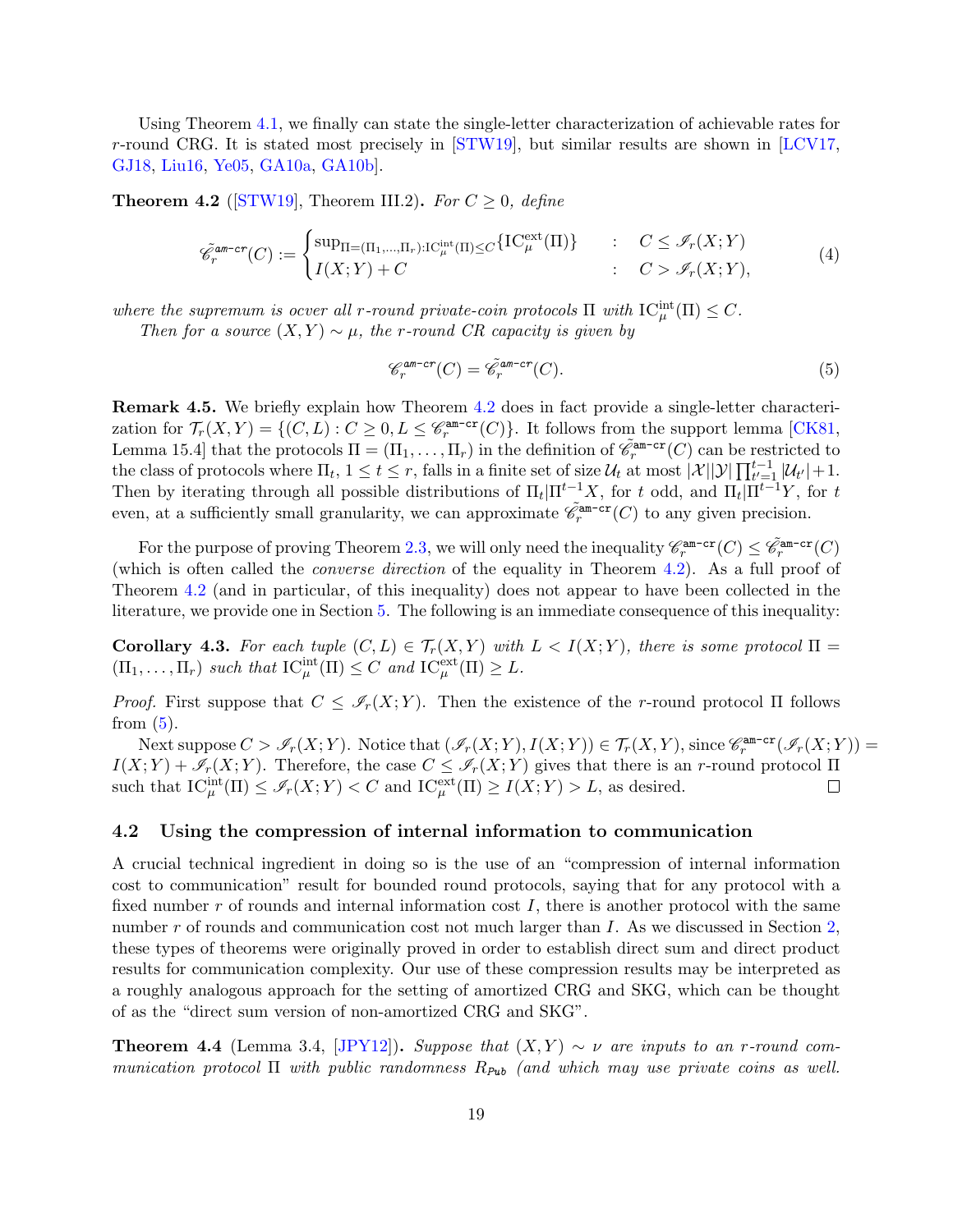Using Theorem 4.1, we finally can state the single-letter characterization of achievable rates for $r$-round CRG. It is stated most precisely in [STW19], but similar results are shown in [LCV17, GJ18, Liu16, Ye05, GA10a, GA10b].

**Theorem 4.2** ([STW19], Theorem III.2)**.** *For $C \geq 0$, define*

$$\tilde{\mathscr{C}}_r^{\texttt{am-cr}}(C) := \begin{cases} \sup_{\Pi=(\Pi_1,\ldots,\Pi_r):\mathrm{IC}_\mu^{\mathrm{int}}(\Pi)\leq C}\{\mathrm{IC}_\mu^{\mathrm{ext}}(\Pi)\} & : \quad C \leq \mathscr{I}_r(X;Y) \\ I(X;Y) + C & : \quad C > \mathscr{I}_r(X;Y), \end{cases} \tag{4}$$

*where the supremum is ocver all $r$-round private-coin protocols $\Pi$ with $\mathrm{IC}_\mu^{\mathrm{int}}(\Pi) \leq C$.*

*Then for a source $(X,Y) \sim \mu$, the $r$-round CR capacity is given by*

$$\mathscr{C}_r^{\texttt{am-cr}}(C) = \tilde{\mathscr{C}}_r^{\texttt{am-cr}}(C). \tag{5}$$

**Remark 4.5.** We briefly explain how Theorem 4.2 does in fact provide a single-letter characterization for $\mathcal{T}_r(X,Y) = \{(C,L) : C \geq 0, L \leq \mathscr{C}_r^{\texttt{am-cr}}(C)\}$. It follows from the support lemma [CK81, Lemma 15.4] that the protocols $\Pi = (\Pi_1, \ldots, \Pi_r)$ in the definition of $\tilde{\mathscr{C}}_r^{\texttt{am-cr}}(C)$ can be restricted to the class of protocols where $\Pi_t$, $1 \leq t \leq r$, falls in a finite set of size $\mathcal{U}_t$ at most $|\mathcal{X}||\mathcal{Y}|\prod_{t'=1}^{t-1}|\mathcal{U}_{t'}|+1$. Then by iterating through all possible distributions of $\Pi_t|\Pi^{t-1}X$, for $t$ odd, and $\Pi_t|\Pi^{t-1}Y$, for $t$ even, at a sufficiently small granularity, we can approximate $\tilde{\mathscr{C}}_r^{\texttt{am-cr}}(C)$ to any given precision.

For the purpose of proving Theorem 2.3, we will only need the inequality $\mathscr{C}_r^{\texttt{am-cr}}(C) \leq \tilde{\mathscr{C}}_r^{\texttt{am-cr}}(C)$ (which is often called the *converse direction* of the equality in Theorem 4.2). As a full proof of Theorem 4.2 (and in particular, of this inequality) does not appear to have been collected in the literature, we provide one in Section 5. The following is an immediate consequence of this inequality:

**Corollary 4.3.** *For each tuple $(C,L) \in \mathcal{T}_r(X,Y)$ with $L < I(X;Y)$, there is some protocol $\Pi = (\Pi_1, \ldots, \Pi_r)$ such that $\mathrm{IC}_\mu^{\mathrm{int}}(\Pi) \leq C$ and $\mathrm{IC}_\mu^{\mathrm{ext}}(\Pi) \geq L$.*

*Proof.* First suppose that $C \leq \mathscr{I}_r(X;Y)$. Then the existence of the $r$-round protocol $\Pi$ follows from (5).

Next suppose $C > \mathscr{I}_r(X;Y)$. Notice that $(\mathscr{I}_r(X;Y), I(X;Y)) \in \mathcal{T}_r(X,Y)$, since $\mathscr{C}_r^{\texttt{am-cr}}(\mathscr{I}_r(X;Y)) = I(X;Y) + \mathscr{I}_r(X;Y)$. Therefore, the case $C \leq \mathscr{I}_r(X;Y)$ gives that there is an $r$-round protocol $\Pi$ such that $\mathrm{IC}_\mu^{\mathrm{int}}(\Pi) \leq \mathscr{I}_r(X;Y) < C$ and $\mathrm{IC}_\mu^{\mathrm{ext}}(\Pi) \geq I(X;Y) > L$, as desired. $\square$

### 4.2 Using the compression of internal information to communication

A crucial technical ingredient in doing so is the use of an "compression of internal information cost to communication" result for bounded round protocols, saying that for any protocol with a fixed number $r$ of rounds and internal information cost $I$, there is another protocol with the same number $r$ of rounds and communication cost not much larger than $I$. As we discussed in Section 2, these types of theorems were originally proved in order to establish direct sum and direct product results for communication complexity. Our use of these compression results may be interpreted as a roughly analogous approach for the setting of amortized CRG and SKG, which can be thought of as the "direct sum version of non-amortized CRG and SKG".

**Theorem 4.4** (Lemma 3.4, [JPY12])**.** *Suppose that $(X,Y) \sim \nu$ are inputs to an $r$-round communication protocol $\Pi$ with public randomness $R_{\mathsf{Pub}}$ (and which may use private coins as well.*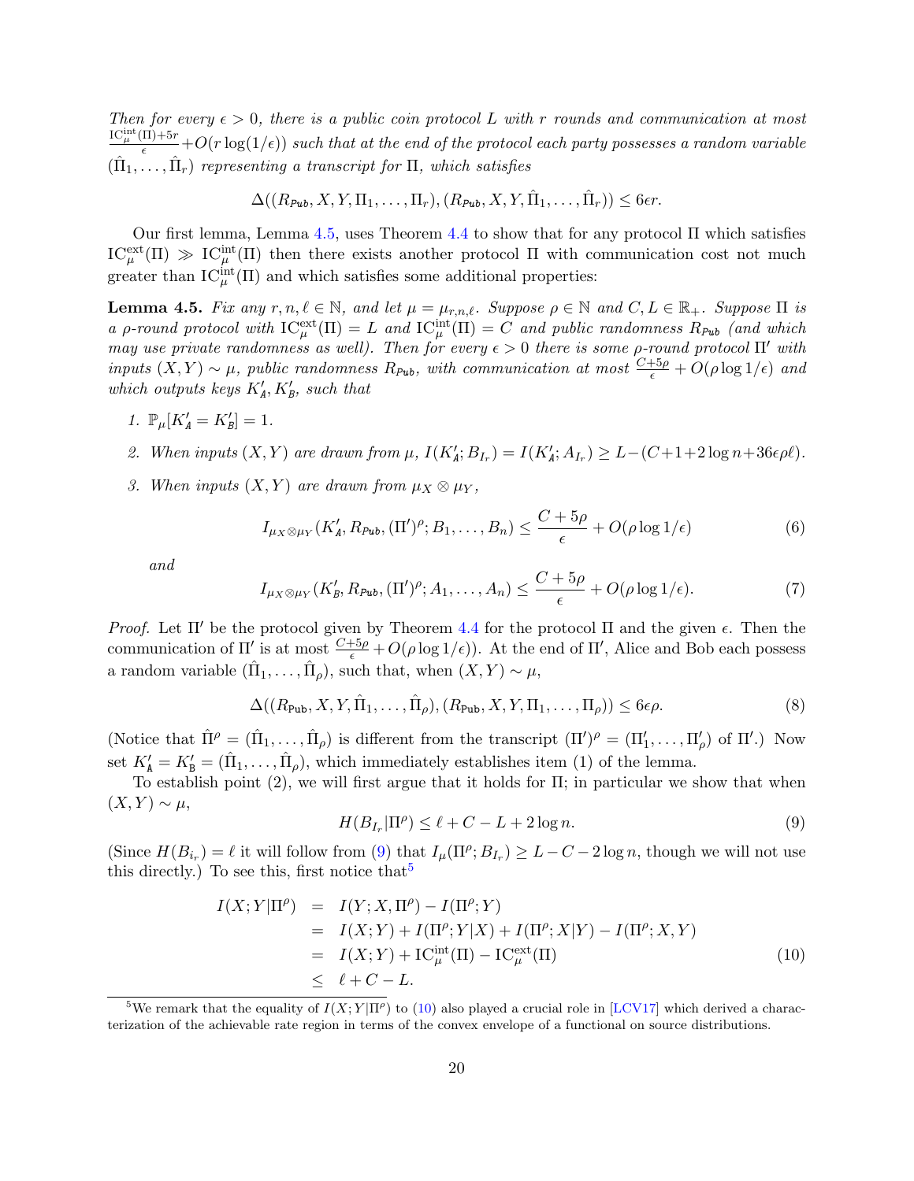*Then for every $\epsilon > 0$, there is a public coin protocol $L$ with $r$ rounds and communication at most $\frac{\mathrm{IC}^{\mathrm{int}}_{\mu}(\Pi)+5r}{\epsilon} + O(r\log(1/\epsilon))$ such that at the end of the protocol each party possesses a random variable $(\hat{\Pi}_1, \ldots, \hat{\Pi}_r)$ representing a transcript for $\Pi$, which satisfies*

$$\Delta((R_{\mathtt{Pub}}, X, Y, \Pi_1, \ldots, \Pi_r), (R_{\mathtt{Pub}}, X, Y, \hat{\Pi}_1, \ldots, \hat{\Pi}_r)) \le 6\epsilon r.$$

Our first lemma, Lemma 4.5, uses Theorem 4.4 to show that for any protocol $\Pi$ which satisfies $\mathrm{IC}^{\mathrm{ext}}_{\mu}(\Pi) \gg \mathrm{IC}^{\mathrm{int}}_{\mu}(\Pi)$ then there exists another protocol $\Pi$ with communication cost not much greater than $\mathrm{IC}^{\mathrm{int}}_{\mu}(\Pi)$ and which satisfies some additional properties:

**Lemma 4.5.** *Fix any $r, n, \ell \in \mathbb{N}$, and let $\mu = \mu_{r,n,\ell}$. Suppose $\rho \in \mathbb{N}$ and $C, L \in \mathbb{R}_+$. Suppose $\Pi$ is a $\rho$-round protocol with $\mathrm{IC}^{\mathrm{ext}}_{\mu}(\Pi) = L$ and $\mathrm{IC}^{\mathrm{int}}_{\mu}(\Pi) = C$ and public randomness $R_{\mathtt{Pub}}$ (and which may use private randomness as well). Then for every $\epsilon > 0$ there is some $\rho$-round protocol $\Pi'$ with inputs $(X, Y) \sim \mu$, public randomness $R_{\mathtt{Pub}}$, with communication at most $\frac{C+5\rho}{\epsilon} + O(\rho \log 1/\epsilon)$ and which outputs keys $K'_{\mathtt{A}}, K'_{\mathtt{B}}$, such that*

1. *$\mathbb{P}_{\mu}[K'_{\mathtt{A}} = K'_{\mathtt{B}}] = 1$.*
2. *When inputs $(X, Y)$ are drawn from $\mu$, $I(K'_{\mathtt{A}}; B_{I_r}) = I(K'_{\mathtt{A}}; A_{I_r}) \ge L - (C + 1 + 2\log n + 36\epsilon\rho\ell)$.*
3. *When inputs $(X, Y)$ are drawn from $\mu_X \otimes \mu_Y$,*

$$I_{\mu_X \otimes \mu_Y}(K'_{\mathtt{A}}, R_{\mathtt{Pub}}, (\Pi')^{\rho}; B_1, \ldots, B_n) \le \frac{C + 5\rho}{\epsilon} + O(\rho \log 1/\epsilon) \tag{6}$$

*and*

$$I_{\mu_X \otimes \mu_Y}(K'_{\mathtt{B}}, R_{\mathtt{Pub}}, (\Pi')^{\rho}; A_1, \ldots, A_n) \le \frac{C + 5\rho}{\epsilon} + O(\rho \log 1/\epsilon). \tag{7}$$

*Proof.* Let $\Pi'$ be the protocol given by Theorem 4.4 for the protocol $\Pi$ and the given $\epsilon$. Then the communication of $\Pi'$ is at most $\frac{C+5\rho}{\epsilon} + O(\rho\log 1/\epsilon))$. At the end of $\Pi'$, Alice and Bob each possess a random variable $(\hat{\Pi}_1, \ldots, \hat{\Pi}_\rho)$, such that, when $(X, Y) \sim \mu$,

$$\Delta((R_{\mathtt{Pub}}, X, Y, \hat{\Pi}_1, \ldots, \hat{\Pi}_\rho), (R_{\mathtt{Pub}}, X, Y, \Pi_1, \ldots, \Pi_\rho)) \le 6\epsilon\rho. \tag{8}$$

(Notice that $\hat{\Pi}^{\rho} = (\hat{\Pi}_1, \ldots, \hat{\Pi}_\rho)$ is different from the transcript $(\Pi')^{\rho} = (\Pi'_1, \ldots, \Pi'_\rho)$ of $\Pi'$.) Now set $K'_{\mathtt{A}} = K'_{\mathtt{B}} = (\hat{\Pi}_1, \ldots, \hat{\Pi}_\rho)$, which immediately establishes item (1) of the lemma.

To establish point (2), we will first argue that it holds for $\Pi$; in particular we show that when $(X, Y) \sim \mu$,

$$H(B_{I_r} | \Pi^{\rho}) \le \ell + C - L + 2\log n. \tag{9}$$

(Since $H(B_{i_r}) = \ell$ it will follow from (9) that $I_{\mu}(\Pi^{\rho}; B_{I_r}) \ge L - C - 2\log n$, though we will not use this directly.) To see this, first notice that[5]

$$\begin{aligned}
I(X; Y | \Pi^{\rho}) &= I(Y; X, \Pi^{\rho}) - I(\Pi^{\rho}; Y) \\
&= I(X; Y) + I(\Pi^{\rho}; Y | X) + I(\Pi^{\rho}; X | Y) - I(\Pi^{\rho}; X, Y) \\
&= I(X; Y) + \mathrm{IC}^{\mathrm{int}}_{\mu}(\Pi) - \mathrm{IC}^{\mathrm{ext}}_{\mu}(\Pi) \\
&\le \ell + C - L.
\end{aligned} \tag{10}$$

[5] We remark that the equality of $I(X; Y|\Pi^{\rho})$ to (10) also played a crucial role in [LCV17] which derived a characterization of the achievable rate region in terms of the convex envelope of a functional on source distributions.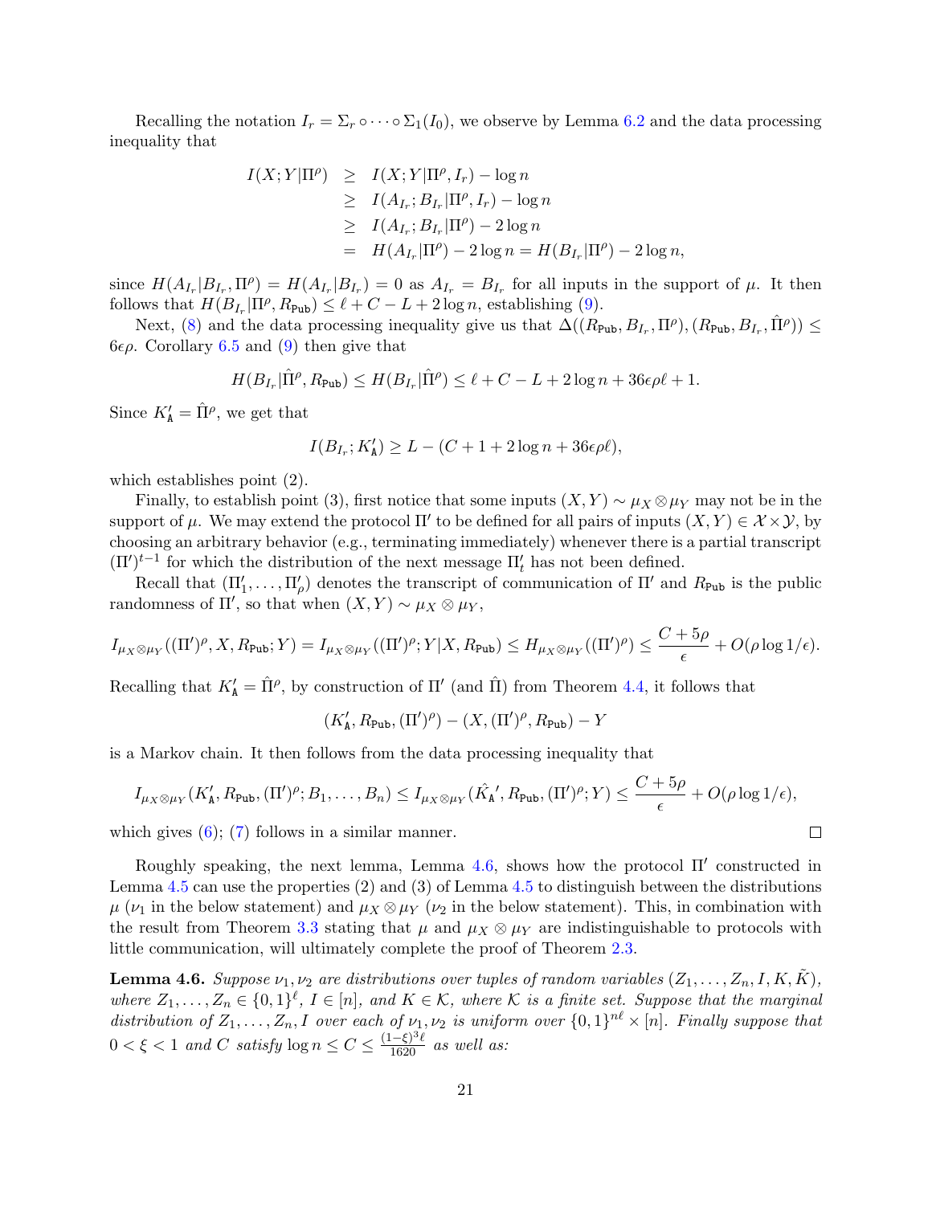Recalling the notation $I_r = \Sigma_r \circ \cdots \circ \Sigma_1(I_0)$, we observe by Lemma 6.2 and the data processing inequality that

$$
\begin{aligned}
I(X;Y|\Pi^\rho) &\geq I(X;Y|\Pi^\rho, I_r) - \log n \\
&\geq I(A_{I_r}; B_{I_r}|\Pi^\rho, I_r) - \log n \\
&\geq I(A_{I_r}; B_{I_r}|\Pi^\rho) - 2\log n \\
&= H(A_{I_r}|\Pi^\rho) - 2\log n = H(B_{I_r}|\Pi^\rho) - 2\log n,
\end{aligned}
$$

since $H(A_{I_r}|B_{I_r}, \Pi^\rho) = H(A_{I_r}|B_{I_r}) = 0$ as $A_{I_r} = B_{I_r}$ for all inputs in the support of $\mu$. It then follows that $H(B_{I_r}|\Pi^\rho, R_{\texttt{Pub}}) \leq \ell + C - L + 2\log n$, establishing (9).

Next, (8) and the data processing inequality give us that $\Delta((R_{\texttt{Pub}}, B_{I_r}, \Pi^\rho), (R_{\texttt{Pub}}, B_{I_r}, \hat{\Pi}^\rho)) \leq 6\epsilon\rho$. Corollary 6.5 and (9) then give that

$$
H(B_{I_r}|\hat{\Pi}^\rho, R_{\texttt{Pub}}) \leq H(B_{I_r}|\hat{\Pi}^\rho) \leq \ell + C - L + 2\log n + 36\epsilon\rho\ell + 1.
$$

Since $K'_{\texttt{A}} = \hat{\Pi}^\rho$, we get that

$$
I(B_{I_r}; K'_{\texttt{A}}) \geq L - (C + 1 + 2\log n + 36\epsilon\rho\ell),
$$

which establishes point (2).

Finally, to establish point (3), first notice that some inputs $(X,Y) \sim \mu_X \otimes \mu_Y$ may not be in the support of $\mu$. We may extend the protocol $\Pi'$ to be defined for all pairs of inputs $(X,Y) \in \mathcal{X} \times \mathcal{Y}$, by choosing an arbitrary behavior (e.g., terminating immediately) whenever there is a partial transcript $(\Pi')^{t-1}$ for which the distribution of the next message $\Pi'_t$ has not been defined.

Recall that $(\Pi'_1, \ldots, \Pi'_\rho)$ denotes the transcript of communication of $\Pi'$ and $R_{\texttt{Pub}}$ is the public randomness of $\Pi'$, so that when $(X,Y) \sim \mu_X \otimes \mu_Y$,

$$
I_{\mu_X \otimes \mu_Y}((\Pi')^\rho, X, R_{\texttt{Pub}}; Y) = I_{\mu_X \otimes \mu_Y}((\Pi')^\rho; Y|X, R_{\texttt{Pub}}) \leq H_{\mu_X \otimes \mu_Y}((\Pi')^\rho) \leq \frac{C + 5\rho}{\epsilon} + O(\rho \log 1/\epsilon).
$$

Recalling that $K'_{\texttt{A}} = \hat{\Pi}^\rho$, by construction of $\Pi'$ (and $\hat{\Pi}$) from Theorem 4.4, it follows that

$$
(K'_{\texttt{A}}, R_{\texttt{Pub}}, (\Pi')^\rho) - (X, (\Pi')^\rho, R_{\texttt{Pub}}) - Y
$$

is a Markov chain. It then follows from the data processing inequality that

$$
I_{\mu_X \otimes \mu_Y}(K'_{\texttt{A}}, R_{\texttt{Pub}}, (\Pi')^\rho; B_1, \ldots, B_n) \leq I_{\mu_X \otimes \mu_Y}(\hat{K_{\texttt{A}}}', R_{\texttt{Pub}}, (\Pi')^\rho; Y) \leq \frac{C + 5\rho}{\epsilon} + O(\rho \log 1/\epsilon),
$$

which gives (6); (7) follows in a similar manner. $\square$

Roughly speaking, the next lemma, Lemma 4.6, shows how the protocol $\Pi'$ constructed in Lemma 4.5 can use the properties (2) and (3) of Lemma 4.5 to distinguish between the distributions $\mu$ ($\nu_1$ in the below statement) and $\mu_X \otimes \mu_Y$ ($\nu_2$ in the below statement). This, in combination with the result from Theorem 3.3 stating that $\mu$ and $\mu_X \otimes \mu_Y$ are indistinguishable to protocols with little communication, will ultimately complete the proof of Theorem 2.3.

**Lemma 4.6.** *Suppose $\nu_1, \nu_2$ are distributions over tuples of random variables $(Z_1, \ldots, Z_n, I, K, \tilde{K})$, where $Z_1, \ldots, Z_n \in \{0,1\}^\ell$, $I \in [n]$, and $K \in \mathcal{K}$, where $\mathcal{K}$ is a finite set. Suppose that the marginal distribution of $Z_1, \ldots, Z_n, I$ over each of $\nu_1, \nu_2$ is uniform over $\{0,1\}^{n\ell} \times [n]$. Finally suppose that $0 < \xi < 1$ and $C$ satisfy $\log n \leq C \leq \frac{(1-\xi)^3\ell}{1620}$ as well as:*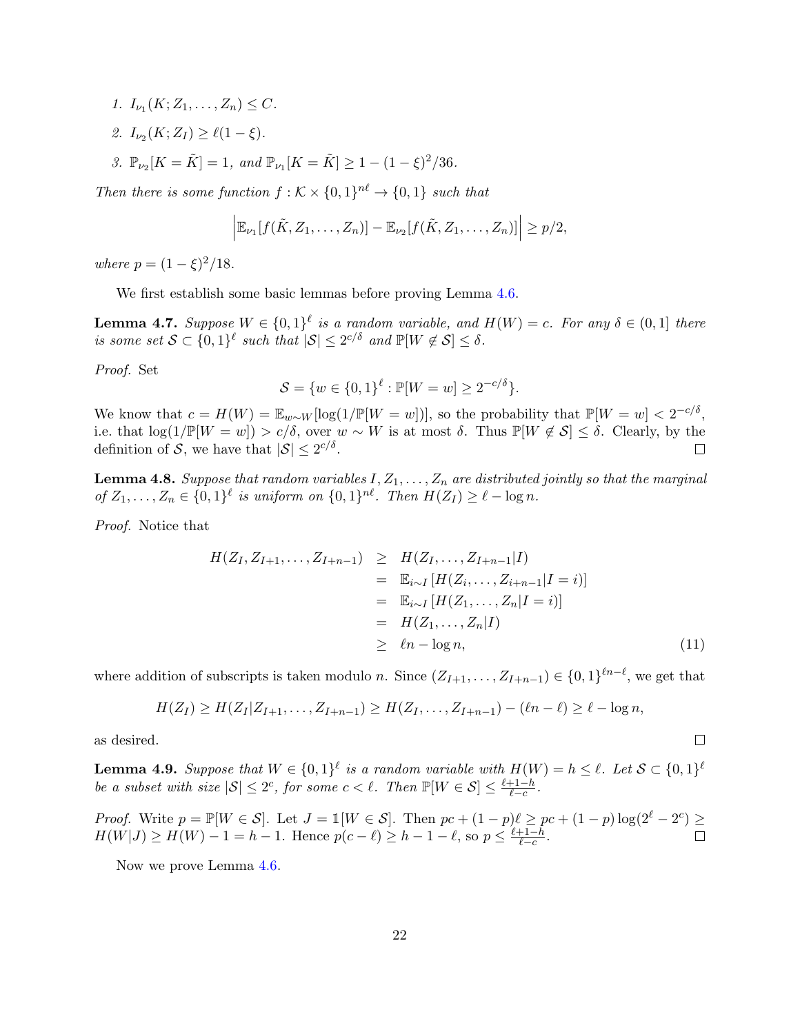1. $I_{\nu_1}(K; Z_1, \dots, Z_n) \le C$.
2. $I_{\nu_2}(K; Z_I) \ge \ell(1-\xi)$.
3. $\mathbb{P}_{\nu_2}[K = \tilde{K}] = 1$, and $\mathbb{P}_{\nu_1}[K = \tilde{K}] \ge 1 - (1-\xi)^2/36$.

*Then there is some function $f : \mathcal{K} \times \{0,1\}^{n\ell} \to \{0,1\}$ such that*

$$\left| \mathbb{E}_{\nu_1}[f(\tilde{K}, Z_1, \dots, Z_n)] - \mathbb{E}_{\nu_2}[f(\tilde{K}, Z_1, \dots, Z_n)] \right| \ge p/2,$$

*where $p = (1-\xi)^2/18$.*

We first establish some basic lemmas before proving Lemma 4.6.

**Lemma 4.7.** *Suppose $W \in \{0,1\}^\ell$ is a random variable, and $H(W) = c$. For any $\delta \in (0,1]$ there is some set $\mathcal{S} \subset \{0,1\}^\ell$ such that $|\mathcal{S}| \le 2^{c/\delta}$ and $\mathbb{P}[W \notin \mathcal{S}] \le \delta$.*

*Proof.* Set

$$\mathcal{S} = \{w \in \{0,1\}^\ell : \mathbb{P}[W = w] \ge 2^{-c/\delta}\}.$$

We know that $c = H(W) = \mathbb{E}_{w \sim W}[\log(1/\mathbb{P}[W = w])]$, so the probability that $\mathbb{P}[W = w] < 2^{-c/\delta}$, i.e. that $\log(1/\mathbb{P}[W = w]) > c/\delta$, over $w \sim W$ is at most $\delta$. Thus $\mathbb{P}[W \notin \mathcal{S}] \le \delta$. Clearly, by the definition of $\mathcal{S}$, we have that $|\mathcal{S}| \le 2^{c/\delta}$. $\square$

**Lemma 4.8.** *Suppose that random variables $I, Z_1, \dots, Z_n$ are distributed jointly so that the marginal of $Z_1, \dots, Z_n \in \{0,1\}^\ell$ is uniform on $\{0,1\}^{n\ell}$. Then $H(Z_I) \ge \ell - \log n$.*

*Proof.* Notice that

$$\begin{aligned}
H(Z_I, Z_{I+1}, \dots, Z_{I+n-1}) &\ge H(Z_I, \dots, Z_{I+n-1} | I) \\
&= \mathbb{E}_{i \sim I}\left[H(Z_i, \dots, Z_{i+n-1} | I = i)\right] \\
&= \mathbb{E}_{i \sim I}\left[H(Z_1, \dots, Z_n | I = i)\right] \\
&= H(Z_1, \dots, Z_n | I) \\
&\ge \ell n - \log n, \qquad (11)
\end{aligned}$$

where addition of subscripts is taken modulo $n$. Since $(Z_{I+1}, \dots, Z_{I+n-1}) \in \{0,1\}^{\ell n - \ell}$, we get that

$$H(Z_I) \ge H(Z_I | Z_{I+1}, \dots, Z_{I+n-1}) \ge H(Z_I, \dots, Z_{I+n-1}) - (\ell n - \ell) \ge \ell - \log n,$$

as desired. $\square$

**Lemma 4.9.** *Suppose that $W \in \{0,1\}^\ell$ is a random variable with $H(W) = h \le \ell$. Let $\mathcal{S} \subset \{0,1\}^\ell$ be a subset with size $|\mathcal{S}| \le 2^c$, for some $c < \ell$. Then $\mathbb{P}[W \in \mathcal{S}] \le \frac{\ell+1-h}{\ell-c}$.*

*Proof.* Write $p = \mathbb{P}[W \in \mathcal{S}]$. Let $J = \mathbb{1}[W \in \mathcal{S}]$. Then $pc + (1-p)\ell \ge pc + (1-p)\log(2^\ell - 2^c) \ge H(W|J) \ge H(W) - 1 = h - 1$. Hence $p(c - \ell) \ge h - 1 - \ell$, so $p \le \frac{\ell+1-h}{\ell-c}$. $\square$

Now we prove Lemma 4.6.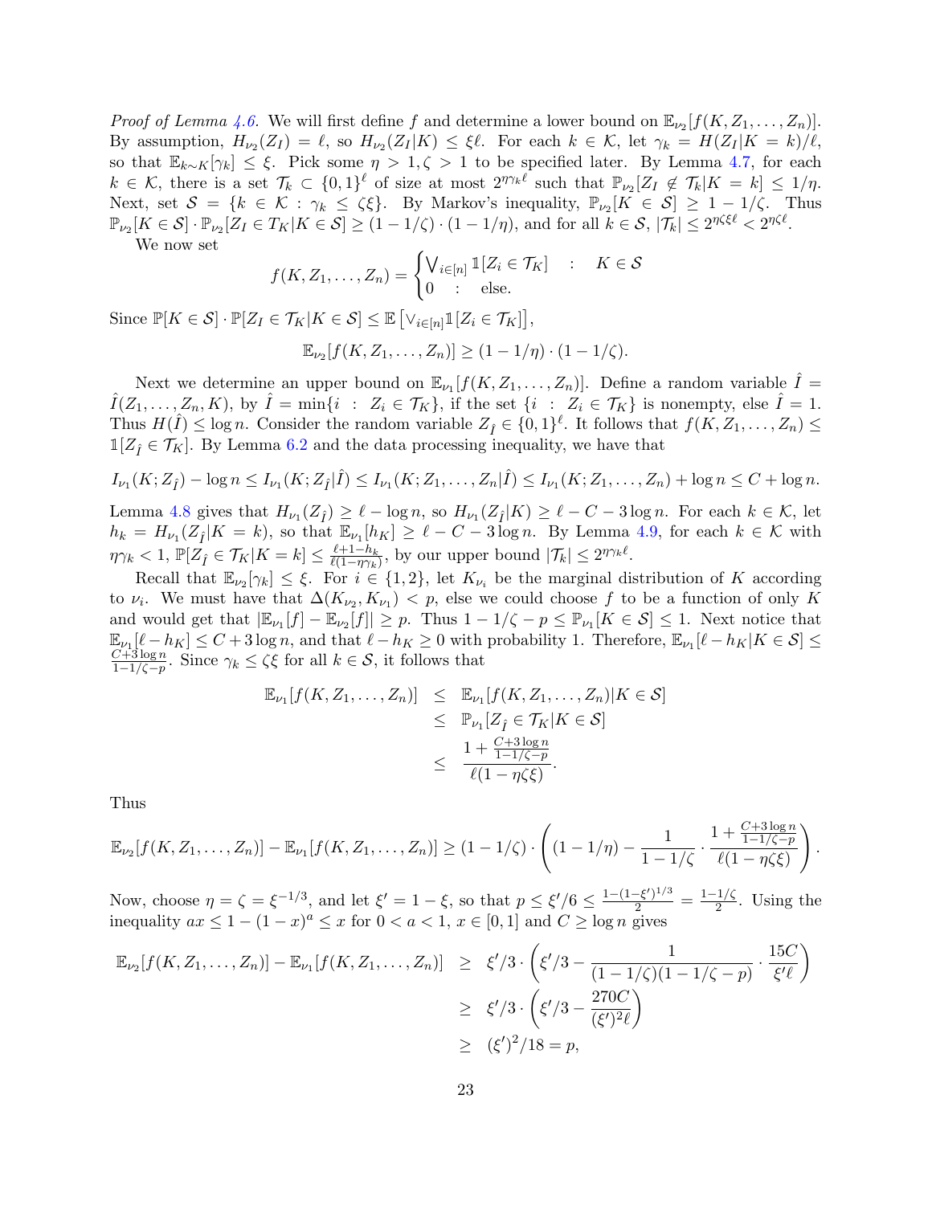*Proof of Lemma 4.6.* We will first define $f$ and determine a lower bound on $\mathbb{E}_{\nu_2}[f(K, Z_1, \dots, Z_n)]$. By assumption, $H_{\nu_2}(Z_I) = \ell$, so $H_{\nu_2}(Z_I | K) \le \xi \ell$. For each $k \in \mathcal{K}$, let $\gamma_k = H(Z_I | K = k)/\ell$, so that $\mathbb{E}_{k \sim K}[\gamma_k] \le \xi$. Pick some $\eta > 1, \zeta > 1$ to be specified later. By Lemma 4.7, for each $k \in \mathcal{K}$, there is a set $\mathcal{T}_k \subset \{0,1\}^\ell$ of size at most $2^{\eta \gamma_k \ell}$ such that $\mathbb{P}_{\nu_2}[Z_I \notin \mathcal{T}_k | K = k] \le 1/\eta$. Next, set $\mathcal{S} = \{k \in \mathcal{K} : \gamma_k \le \zeta \xi\}$. By Markov's inequality, $\mathbb{P}_{\nu_2}[K \in \mathcal{S}] \ge 1 - 1/\zeta$. Thus $\mathbb{P}_{\nu_2}[K \in \mathcal{S}] \cdot \mathbb{P}_{\nu_2}[Z_I \in T_K | K \in \mathcal{S}] \ge (1 - 1/\zeta) \cdot (1 - 1/\eta)$, and for all $k \in \mathcal{S}$, $|\mathcal{T}_k| \le 2^{\eta \zeta \xi \ell} < 2^{\eta \zeta \ell}$.

We now set

$$f(K, Z_1, \dots, Z_n) = \begin{cases} \bigvee_{i \in [n]} \mathbb{1}[Z_i \in \mathcal{T}_K] & : \quad K \in \mathcal{S} \\ 0 & : \quad \text{else.} \end{cases}$$

Since $\mathbb{P}[K \in \mathcal{S}] \cdot \mathbb{P}[Z_I \in \mathcal{T}_K | K \in \mathcal{S}] \le \mathbb{E}\left[\vee_{i \in [n]} \mathbb{1}[Z_i \in \mathcal{T}_K]\right]$,

$$\mathbb{E}_{\nu_2}[f(K, Z_1, \dots, Z_n)] \ge (1 - 1/\eta) \cdot (1 - 1/\zeta).$$

Next we determine an upper bound on $\mathbb{E}_{\nu_1}[f(K, Z_1, \dots, Z_n)]$. Define a random variable $\hat{I} = \hat{I}(Z_1, \dots, Z_n, K)$, by $\hat{I} = \min\{i : Z_i \in \mathcal{T}_K\}$, if the set $\{i : Z_i \in \mathcal{T}_K\}$ is nonempty, else $\hat{I} = 1$. Thus $H(\hat{I}) \le \log n$. Consider the random variable $Z_{\hat{I}} \in \{0,1\}^\ell$. It follows that $f(K, Z_1, \dots, Z_n) \le \mathbb{1}[Z_{\hat{I}} \in \mathcal{T}_K]$. By Lemma 6.2 and the data processing inequality, we have that

$$I_{\nu_1}(K; Z_{\hat{I}}) - \log n \le I_{\nu_1}(K; Z_{\hat{I}} | \hat{I}) \le I_{\nu_1}(K; Z_1, \dots, Z_n | \hat{I}) \le I_{\nu_1}(K; Z_1, \dots, Z_n) + \log n \le C + \log n.$$

Lemma 4.8 gives that $H_{\nu_1}(Z_{\hat{I}}) \ge \ell - \log n$, so $H_{\nu_1}(Z_{\hat{I}} | K) \ge \ell - C - 3 \log n$. For each $k \in \mathcal{K}$, let $h_k = H_{\nu_1}(Z_{\hat{I}} | K = k)$, so that $\mathbb{E}_{\nu_1}[h_K] \ge \ell - C - 3 \log n$. By Lemma 4.9, for each $k \in \mathcal{K}$ with $\eta \gamma_k < 1$, $\mathbb{P}[Z_{\hat{I}} \in \mathcal{T}_K | K = k] \le \frac{\ell + 1 - h_k}{\ell(1 - \eta \gamma_k)}$, by our upper bound $|\mathcal{T}_k| \le 2^{\eta \gamma_k \ell}$.

Recall that $\mathbb{E}_{\nu_2}[\gamma_k] \le \xi$. For $i \in \{1, 2\}$, let $K_{\nu_i}$ be the marginal distribution of $K$ according to $\nu_i$. We must have that $\Delta(K_{\nu_2}, K_{\nu_1}) < p$, else we could choose $f$ to be a function of only $K$ and would get that $|\mathbb{E}_{\nu_1}[f] - \mathbb{E}_{\nu_2}[f]| \ge p$. Thus $1 - 1/\zeta - p \le \mathbb{P}_{\nu_1}[K \in \mathcal{S}] \le 1$. Next notice that $\mathbb{E}_{\nu_1}[\ell - h_K] \le C + 3 \log n$, and that $\ell - h_K \ge 0$ with probability 1. Therefore, $\mathbb{E}_{\nu_1}[\ell - h_K | K \in \mathcal{S}] \le \frac{C + 3 \log n}{1 - 1/\zeta - p}$. Since $\gamma_k \le \zeta \xi$ for all $k \in \mathcal{S}$, it follows that

$$\begin{aligned} \mathbb{E}_{\nu_1}[f(K, Z_1, \dots, Z_n)] &\le \mathbb{E}_{\nu_1}[f(K, Z_1, \dots, Z_n) | K \in \mathcal{S}] \\ &\le \mathbb{P}_{\nu_1}[Z_{\hat{I}} \in \mathcal{T}_K | K \in \mathcal{S}] \\ &\le \frac{1 + \frac{C + 3 \log n}{1 - 1/\zeta - p}}{\ell(1 - \eta \zeta \xi)}. \end{aligned}$$

Thus

$$\mathbb{E}_{\nu_2}[f(K, Z_1, \dots, Z_n)] - \mathbb{E}_{\nu_1}[f(K, Z_1, \dots, Z_n)] \ge (1 - 1/\zeta) \cdot \left( (1 - 1/\eta) - \frac{1}{1 - 1/\zeta} \cdot \frac{1 + \frac{C + 3 \log n}{1 - 1/\zeta - p}}{\ell(1 - \eta \zeta \xi)} \right).$$

Now, choose $\eta = \zeta = \xi^{-1/3}$, and let $\xi' = 1 - \xi$, so that $p \le \xi'/6 \le \frac{1 - (1 - \xi')^{1/3}}{2} = \frac{1 - 1/\zeta}{2}$. Using the inequality $ax \le 1 - (1 - x)^a \le x$ for $0 < a < 1$, $x \in [0, 1]$ and $C \ge \log n$ gives

$$\begin{aligned} \mathbb{E}_{\nu_2}[f(K, Z_1, \dots, Z_n)] - \mathbb{E}_{\nu_1}[f(K, Z_1, \dots, Z_n)] &\ge \xi'/3 \cdot \left( \xi'/3 - \frac{1}{(1 - 1/\zeta)(1 - 1/\zeta - p)} \cdot \frac{15C}{\xi' \ell} \right) \\ &\ge \xi'/3 \cdot \left( \xi'/3 - \frac{270C}{(\xi')^2 \ell} \right) \\ &\ge (\xi')^2/18 = p, \end{aligned}$$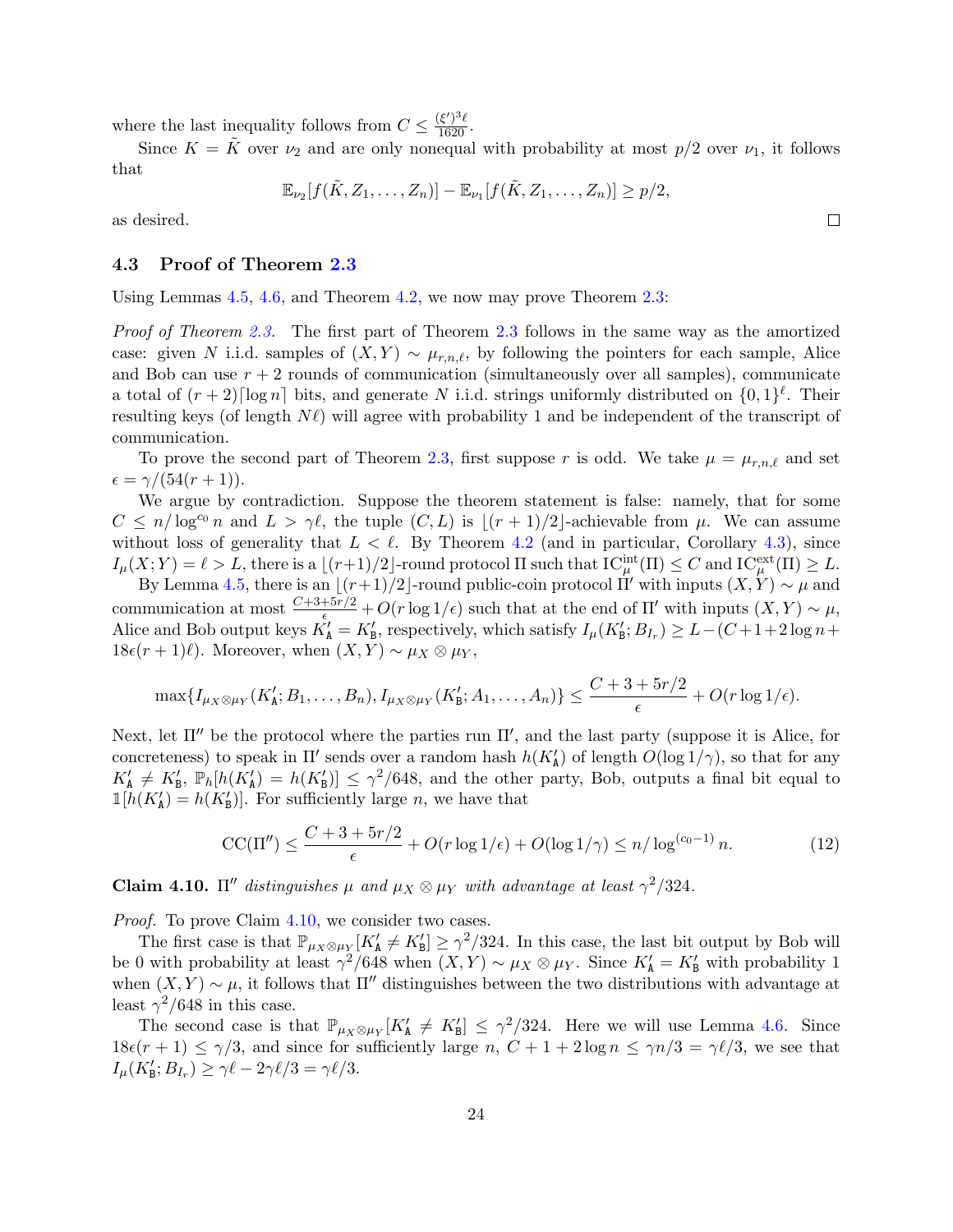where the last inequality follows from $C \leq \frac{(\xi')^3 \ell}{1620}$.

Since $K = \tilde{K}$ over $\nu_2$ and are only nonequal with probability at most $p/2$ over $\nu_1$, it follows that

$$\mathbb{E}_{\nu_2}[f(\tilde{K}, Z_1, \ldots, Z_n)] - \mathbb{E}_{\nu_1}[f(\tilde{K}, Z_1, \ldots, Z_n)] \geq p/2,$$

as desired. □

## 4.3 Proof of Theorem 2.3

Using Lemmas 4.5, 4.6, and Theorem 4.2, we now may prove Theorem 2.3:

*Proof of Theorem 2.3.* The first part of Theorem 2.3 follows in the same way as the amortized case: given $N$ i.i.d. samples of $(X, Y) \sim \mu_{r,n,\ell}$, by following the pointers for each sample, Alice and Bob can use $r + 2$ rounds of communication (simultaneously over all samples), communicate a total of $(r + 2)\lceil \log n \rceil$ bits, and generate $N$ i.i.d. strings uniformly distributed on $\{0, 1\}^\ell$. Their resulting keys (of length $N\ell$) will agree with probability 1 and be independent of the transcript of communication.

To prove the second part of Theorem 2.3, first suppose $r$ is odd. We take $\mu = \mu_{r,n,\ell}$ and set $\epsilon = \gamma/(54(r + 1))$.

We argue by contradiction. Suppose the theorem statement is false: namely, that for some $C \leq n/\log^{c_0} n$ and $L > \gamma\ell$, the tuple $(C, L)$ is $\lfloor (r + 1)/2 \rfloor$-achievable from $\mu$. We can assume without loss of generality that $L < \ell$. By Theorem 4.2 (and in particular, Corollary 4.3), since $I_\mu(X; Y) = \ell > L$, there is a $\lfloor (r+1)/2 \rfloor$-round protocol $\Pi$ such that $\mathrm{IC}^{\mathrm{int}}_\mu(\Pi) \leq C$ and $\mathrm{IC}^{\mathrm{ext}}_\mu(\Pi) \geq L$.

By Lemma 4.5, there is an $\lfloor (r+1)/2 \rfloor$-round public-coin protocol $\Pi'$ with inputs $(X, Y) \sim \mu$ and communication at most $\frac{C+3+5r/2}{\epsilon} + O(r \log 1/\epsilon)$ such that at the end of $\Pi'$ with inputs $(X, Y) \sim \mu$, Alice and Bob output keys $K'_{\mathtt{A}} = K'_{\mathtt{B}}$, respectively, which satisfy $I_\mu(K'_{\mathtt{B}}; B_{I_r}) \geq L - (C + 1 + 2\log n + 18\epsilon(r + 1)\ell)$. Moreover, when $(X, Y) \sim \mu_X \otimes \mu_Y$,

$$\max\{I_{\mu_X \otimes \mu_Y}(K'_{\mathtt{A}}; B_1, \ldots, B_n), I_{\mu_X \otimes \mu_Y}(K'_{\mathtt{B}}; A_1, \ldots, A_n)\} \leq \frac{C + 3 + 5r/2}{\epsilon} + O(r \log 1/\epsilon).$$

Next, let $\Pi''$ be the protocol where the parties run $\Pi'$, and the last party (suppose it is Alice, for concreteness) to speak in $\Pi'$ sends over a random hash $h(K'_{\mathtt{A}})$ of length $O(\log 1/\gamma)$, so that for any $K'_{\mathtt{A}} \neq K'_{\mathtt{B}}$, $\mathbb{P}_h[h(K'_{\mathtt{A}}) = h(K'_{\mathtt{B}})] \leq \gamma^2/648$, and the other party, Bob, outputs a final bit equal to $\mathbb{1}[h(K'_{\mathtt{A}}) = h(K'_{\mathtt{B}})]$. For sufficiently large $n$, we have that

$$\mathrm{CC}(\Pi'') \leq \frac{C + 3 + 5r/2}{\epsilon} + O(r \log 1/\epsilon) + O(\log 1/\gamma) \leq n/\log^{(c_0-1)} n. \tag{12}$$

**Claim 4.10.** *$\Pi''$ distinguishes $\mu$ and $\mu_X \otimes \mu_Y$ with advantage at least $\gamma^2/324$.*

*Proof.* To prove Claim 4.10, we consider two cases.

The first case is that $\mathbb{P}_{\mu_X \otimes \mu_Y}[K'_{\mathtt{A}} \neq K'_{\mathtt{B}}] \geq \gamma^2/324$. In this case, the last bit output by Bob will be 0 with probability at least $\gamma^2/648$ when $(X, Y) \sim \mu_X \otimes \mu_Y$. Since $K'_{\mathtt{A}} = K'_{\mathtt{B}}$ with probability 1 when $(X, Y) \sim \mu$, it follows that $\Pi''$ distinguishes between the two distributions with advantage at least $\gamma^2/648$ in this case.

The second case is that $\mathbb{P}_{\mu_X \otimes \mu_Y}[K'_{\mathtt{A}} \neq K'_{\mathtt{B}}] \leq \gamma^2/324$. Here we will use Lemma 4.6. Since $18\epsilon(r + 1) \leq \gamma/3$, and since for sufficiently large $n$, $C + 1 + 2\log n \leq \gamma n/3 = \gamma\ell/3$, we see that $I_\mu(K'_{\mathtt{B}}; B_{I_r}) \geq \gamma\ell - 2\gamma\ell/3 = \gamma\ell/3$.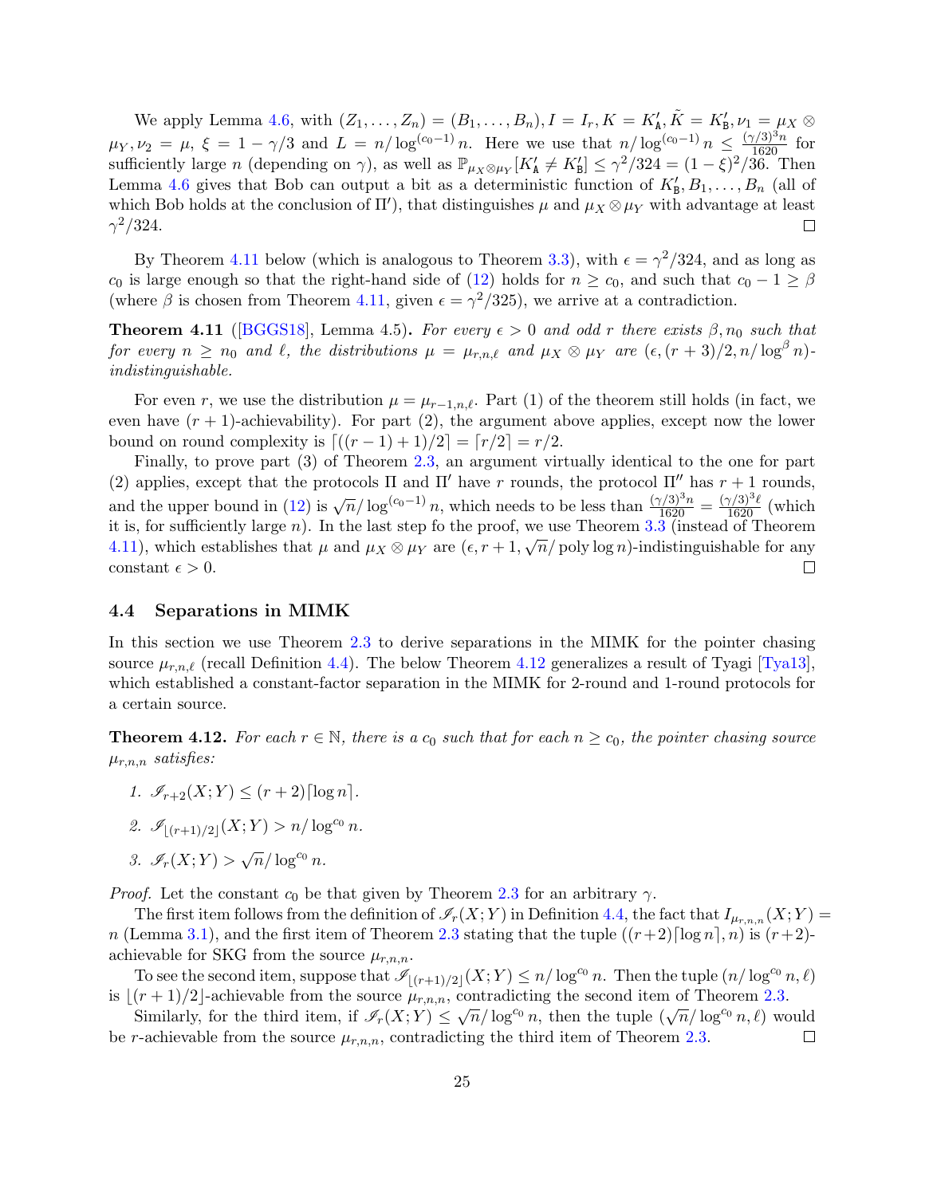We apply Lemma 4.6, with $(Z_1, \ldots, Z_n) = (B_1, \ldots, B_n), I = I_r, K = K'_{\mathtt{A}}, \tilde{K} = K'_{\mathtt{B}}, \nu_1 = \mu_X \otimes \mu_Y, \nu_2 = \mu$, $\xi = 1 - \gamma/3$ and $L = n/\log^{(c_0-1)} n$. Here we use that $n/\log^{(c_0-1)} n \leq \frac{(\gamma/3)^3 n}{1620}$ for sufficiently large $n$ (depending on $\gamma$), as well as $\mathbb{P}_{\mu_X \otimes \mu_Y}[K'_{\mathtt{A}} \neq K'_{\mathtt{B}}] \leq \gamma^2/324 = (1-\xi)^2/36$. Then Lemma 4.6 gives that Bob can output a bit as a deterministic function of $K'_{\mathtt{B}}, B_1, \ldots, B_n$ (all of which Bob holds at the conclusion of $\Pi'$), that distinguishes $\mu$ and $\mu_X \otimes \mu_Y$ with advantage at least $\gamma^2/324$. □

By Theorem 4.11 below (which is analogous to Theorem 3.3), with $\epsilon = \gamma^2/324$, and as long as $c_0$ is large enough so that the right-hand side of (12) holds for $n \geq c_0$, and such that $c_0 - 1 \geq \beta$ (where $\beta$ is chosen from Theorem 4.11, given $\epsilon = \gamma^2/325$), we arrive at a contradiction.

**Theorem 4.11** ([BGGS18], Lemma 4.5)**.** *For every $\epsilon > 0$ and odd $r$ there exists $\beta, n_0$ such that for every $n \geq n_0$ and $\ell$, the distributions $\mu = \mu_{r,n,\ell}$ and $\mu_X \otimes \mu_Y$ are $(\epsilon, (r+3)/2, n/\log^\beta n)$-indistinguishable.*

For even $r$, we use the distribution $\mu = \mu_{r-1,n,\ell}$. Part (1) of the theorem still holds (in fact, we even have $(r+1)$-achievability). For part (2), the argument above applies, except now the lower bound on round complexity is $\lceil ((r-1)+1)/2 \rceil = \lceil r/2 \rceil = r/2$.

Finally, to prove part (3) of Theorem 2.3, an argument virtually identical to the one for part (2) applies, except that the protocols $\Pi$ and $\Pi'$ have $r$ rounds, the protocol $\Pi''$ has $r+1$ rounds, and the upper bound in (12) is $\sqrt{n}/\log^{(c_0-1)} n$, which needs to be less than $\frac{(\gamma/3)^3 n}{1620} = \frac{(\gamma/3)^3 \ell}{1620}$ (which it is, for sufficiently large $n$). In the last step fo the proof, we use Theorem 3.3 (instead of Theorem 4.11), which establishes that $\mu$ and $\mu_X \otimes \mu_Y$ are $(\epsilon, r+1, \sqrt{n}/\operatorname{poly}\log n)$-indistinguishable for any constant $\epsilon > 0$. □

### 4.4 Separations in MIMK

In this section we use Theorem 2.3 to derive separations in the MIMK for the pointer chasing source $\mu_{r,n,\ell}$ (recall Definition 4.4). The below Theorem 4.12 generalizes a result of Tyagi [Tya13], which established a constant-factor separation in the MIMK for 2-round and 1-round protocols for a certain source.

**Theorem 4.12.** *For each $r \in \mathbb{N}$, there is a $c_0$ such that for each $n \geq c_0$, the pointer chasing source $\mu_{r,n,n}$ satisfies:*

1. *$\mathscr{I}_{r+2}(X;Y) \leq (r+2)\lceil \log n \rceil$.*
2. *$\mathscr{I}_{\lfloor (r+1)/2 \rfloor}(X;Y) > n/\log^{c_0} n$.*
3. *$\mathscr{I}_r(X;Y) > \sqrt{n}/\log^{c_0} n$.*

*Proof.* Let the constant $c_0$ be that given by Theorem 2.3 for an arbitrary $\gamma$.

The first item follows from the definition of $\mathscr{I}_r(X;Y)$ in Definition 4.4, the fact that $I_{\mu_{r,n,n}}(X;Y) = n$ (Lemma 3.1), and the first item of Theorem 2.3 stating that the tuple $((r+2)\lceil \log n \rceil, n)$ is $(r+2)$-achievable for SKG from the source $\mu_{r,n,n}$.

To see the second item, suppose that $\mathscr{I}_{\lfloor (r+1)/2 \rfloor}(X;Y) \leq n/\log^{c_0} n$. Then the tuple $(n/\log^{c_0} n, \ell)$ is $\lfloor (r+1)/2 \rfloor$-achievable from the source $\mu_{r,n,n}$, contradicting the second item of Theorem 2.3.

Similarly, for the third item, if $\mathscr{I}_r(X;Y) \leq \sqrt{n}/\log^{c_0} n$, then the tuple $(\sqrt{n}/\log^{c_0} n, \ell)$ would be $r$-achievable from the source $\mu_{r,n,n}$, contradicting the third item of Theorem 2.3. □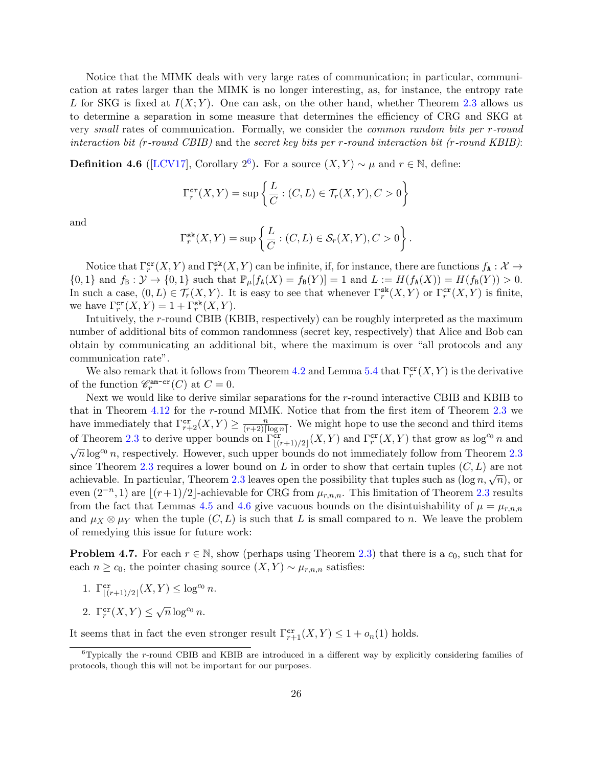Notice that the MIMK deals with very large rates of communication; in particular, communication at rates larger than the MIMK is no longer interesting, as, for instance, the entropy rate $L$ for SKG is fixed at $I(X;Y)$. One can ask, on the other hand, whether Theorem 2.3 allows us to determine a separation in some measure that determines the efficiency of CRG and SKG at very *small* rates of communication. Formally, we consider the *common random bits per $r$-round interaction bit ($r$-round CBIB)* and the *secret key bits per $r$-round interaction bit ($r$-round KBIB)*:

**Definition 4.6** ([LCV17], Corollary 2[6])**.** For a source $(X,Y) \sim \mu$ and $r \in \mathbb{N}$, define:

$$\Gamma_r^{\mathtt{cr}}(X,Y) = \sup\left\{\frac{L}{C} : (C,L) \in \mathcal{T}_r(X,Y), C > 0\right\}$$

and

$$\Gamma_r^{\mathtt{sk}}(X,Y) = \sup\left\{\frac{L}{C} : (C,L) \in \mathcal{S}_r(X,Y), C > 0\right\}.$$

Notice that $\Gamma_r^{\mathtt{cr}}(X,Y)$ and $\Gamma_r^{\mathtt{sk}}(X,Y)$ can be infinite, if, for instance, there are functions $f_{\mathtt{A}} : \mathcal{X} \to \{0,1\}$ and $f_{\mathtt{B}} : \mathcal{Y} \to \{0,1\}$ such that $\mathbb{P}_\mu[f_{\mathtt{A}}(X) = f_{\mathtt{B}}(Y)] = 1$ and $L := H(f_{\mathtt{A}}(X)) = H(f_{\mathtt{B}}(Y)) > 0$. In such a case, $(0,L) \in \mathcal{T}_r(X,Y)$. It is easy to see that whenever $\Gamma_r^{\mathtt{sk}}(X,Y)$ or $\Gamma_r^{\mathtt{cr}}(X,Y)$ is finite, we have $\Gamma_r^{\mathtt{cr}}(X,Y) = 1 + \Gamma_r^{\mathtt{sk}}(X,Y)$.

Intuitively, the $r$-round CBIB (KBIB, respectively) can be roughly interpreted as the maximum number of additional bits of common randomness (secret key, respectively) that Alice and Bob can obtain by communicating an additional bit, where the maximum is over "all protocols and any communication rate".

We also remark that it follows from Theorem 4.2 and Lemma 5.4 that $\Gamma_r^{\mathtt{cr}}(X,Y)$ is the derivative of the function $\mathscr{C}_r^{\mathtt{am\text{-}cr}}(C)$ at $C = 0$.

Next we would like to derive similar separations for the $r$-round interactive CBIB and KBIB to that in Theorem 4.12 for the $r$-round MIMK. Notice that from the first item of Theorem 2.3 we have immediately that $\Gamma_{r+2}^{\mathtt{cr}}(X,Y) \geq \frac{n}{(r+2)\lceil \log n \rceil}$. We might hope to use the second and third items of Theorem 2.3 to derive upper bounds on $\Gamma_{\lfloor (r+1)/2 \rfloor}^{\mathtt{cr}}(X,Y)$ and $\Gamma_r^{\mathtt{cr}}(X,Y)$ that grow as $\log^{c_0} n$ and $\sqrt{n} \log^{c_0} n$, respectively. However, such upper bounds do not immediately follow from Theorem 2.3 since Theorem 2.3 requires a lower bound on $L$ in order to show that certain tuples $(C,L)$ are not achievable. In particular, Theorem 2.3 leaves open the possibility that tuples such as $(\log n, \sqrt{n})$, or even $(2^{-n}, 1)$ are $\lfloor (r+1)/2 \rfloor$-achievable for CRG from $\mu_{r,n,n}$. This limitation of Theorem 2.3 results from the fact that Lemmas 4.5 and 4.6 give vacuous bounds on the disintuishability of $\mu = \mu_{r,n,n}$ and $\mu_X \otimes \mu_Y$ when the tuple $(C,L)$ is such that $L$ is small compared to $n$. We leave the problem of remedying this issue for future work:

**Problem 4.7.** For each $r \in \mathbb{N}$, show (perhaps using Theorem 2.3) that there is a $c_0$, such that for each $n \geq c_0$, the pointer chasing source $(X,Y) \sim \mu_{r,n,n}$ satisfies:

1. $\Gamma_{\lfloor (r+1)/2 \rfloor}^{\mathtt{cr}}(X,Y) \leq \log^{c_0} n$.
2. $\Gamma_r^{\mathtt{cr}}(X,Y) \leq \sqrt{n} \log^{c_0} n$.

It seems that in fact the even stronger result $\Gamma_{r+1}^{\mathtt{cr}}(X,Y) \leq 1 + o_n(1)$ holds.

[6] Typically the $r$-round CBIB and KBIB are introduced in a different way by explicitly considering families of protocols, though this will not be important for our purposes.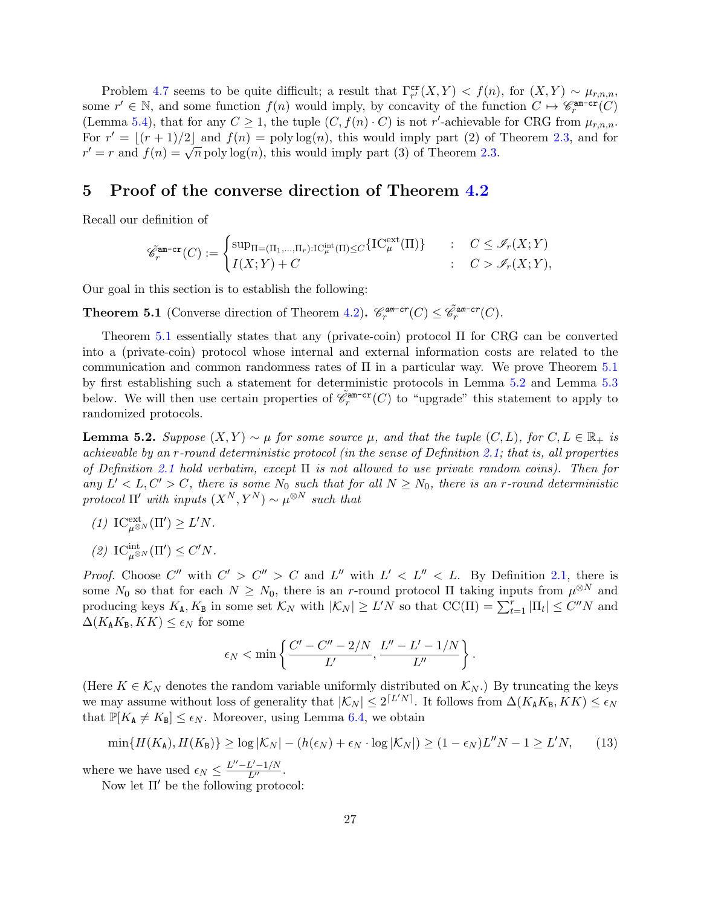Problem 4.7 seems to be quite difficult; a result that $\Gamma^{\mathtt{cr}}_{r'}(X,Y) < f(n)$, for $(X,Y) \sim \mu_{r,n,n}$, some $r' \in \mathbb{N}$, and some function $f(n)$ would imply, by concavity of the function $C \mapsto \mathscr{C}^{\mathtt{am-cr}}_r(C)$ (Lemma 5.4), that for any $C \geq 1$, the tuple $(C, f(n) \cdot C)$ is not $r'$-achievable for CRG from $\mu_{r,n,n}$. For $r' = \lfloor (r+1)/2 \rfloor$ and $f(n) = \text{poly}\log(n)$, this would imply part (2) of Theorem 2.3, and for $r' = r$ and $f(n) = \sqrt{n}\,\text{poly}\log(n)$, this would imply part (3) of Theorem 2.3.

# 5 Proof of the converse direction of Theorem 4.2

Recall our definition of

$$\tilde{\mathscr{C}}^{\mathtt{am-cr}}_r(C) := \begin{cases} \sup_{\Pi=(\Pi_1,\ldots,\Pi_r):\mathrm{IC}^{\mathrm{int}}_\mu(\Pi)\leq C}\{\mathrm{IC}^{\mathrm{ext}}_\mu(\Pi)\} & : \quad C \leq \mathscr{I}_r(X;Y) \\ I(X;Y) + C & : \quad C > \mathscr{I}_r(X;Y), \end{cases}$$

Our goal in this section is to establish the following:

**Theorem 5.1** (Converse direction of Theorem 4.2)**.** *$\mathscr{C}^{\mathtt{am-cr}}_r(C) \leq \tilde{\mathscr{C}}^{\mathtt{am-cr}}_r(C)$.*

Theorem 5.1 essentially states that any (private-coin) protocol $\Pi$ for CRG can be converted into a (private-coin) protocol whose internal and external information costs are related to the communication and common randomness rates of $\Pi$ in a particular way. We prove Theorem 5.1 by first establishing such a statement for deterministic protocols in Lemma 5.2 and Lemma 5.3 below. We will then use certain properties of $\tilde{\mathscr{C}}^{\mathtt{am-cr}}_r(C)$ to "upgrade" this statement to apply to randomized protocols.

**Lemma 5.2.** *Suppose $(X,Y) \sim \mu$ for some source $\mu$, and that the tuple $(C, L)$, for $C, L \in \mathbb{R}_+$ is achievable by an $r$-round deterministic protocol (in the sense of Definition 2.1; that is, all properties of Definition 2.1 hold verbatim, except $\Pi$ is not allowed to use private random coins). Then for any $L' < L, C' > C$, there is some $N_0$ such that for all $N \geq N_0$, there is an $r$-round deterministic protocol $\Pi'$ with inputs $(X^N, Y^N) \sim \mu^{\otimes N}$ such that*

*(1) $\mathrm{IC}^{\mathrm{ext}}_{\mu^{\otimes N}}(\Pi') \geq L'N$.*

*(2) $\mathrm{IC}^{\mathrm{int}}_{\mu^{\otimes N}}(\Pi') \leq C'N$.*

*Proof.* Choose $C''$ with $C' > C'' > C$ and $L''$ with $L' < L'' < L$. By Definition 2.1, there is some $N_0$ so that for each $N \geq N_0$, there is an $r$-round protocol $\Pi$ taking inputs from $\mu^{\otimes N}$ and producing keys $K_{\mathtt{A}}, K_{\mathtt{B}}$ in some set $\mathcal{K}_N$ with $|\mathcal{K}_N| \geq L'N$ so that $\mathrm{CC}(\Pi) = \sum_{t=1}^r |\Pi_t| \leq C''N$ and $\Delta(K_{\mathtt{A}}K_{\mathtt{B}}, KK) \leq \epsilon_N$ for some

$$\epsilon_N < \min\left\{\frac{C' - C'' - 2/N}{L'}, \frac{L'' - L' - 1/N}{L''}\right\}.$$

(Here $K \in \mathcal{K}_N$ denotes the random variable uniformly distributed on $\mathcal{K}_N$.) By truncating the keys we may assume without loss of generality that $|\mathcal{K}_N| \leq 2^{\lceil L'N \rceil}$. It follows from $\Delta(K_{\mathtt{A}}K_{\mathtt{B}}, KK) \leq \epsilon_N$ that $\mathbb{P}[K_{\mathtt{A}} \neq K_{\mathtt{B}}] \leq \epsilon_N$. Moreover, using Lemma 6.4, we obtain

$$\min\{H(K_{\mathtt{A}}), H(K_{\mathtt{B}})\} \geq \log|\mathcal{K}_N| - (h(\epsilon_N) + \epsilon_N \cdot \log|\mathcal{K}_N|) \geq (1-\epsilon_N)L''N - 1 \geq L'N, \tag{13}$$

where we have used $\epsilon_N \leq \frac{L''-L'-1/N}{L''}$.

Now let $\Pi'$ be the following protocol: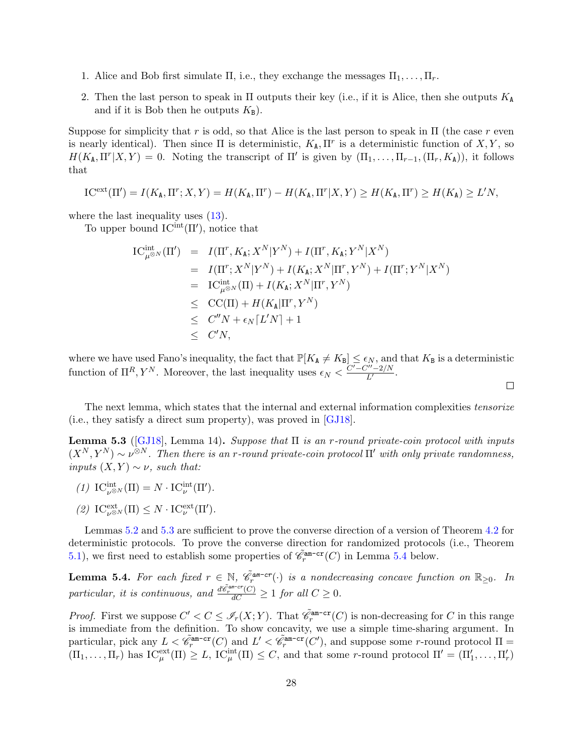1. Alice and Bob first simulate $\Pi$, i.e., they exchange the messages $\Pi_1, \ldots, \Pi_r$.
2. Then the last person to speak in $\Pi$ outputs their key (i.e., if it is Alice, then she outputs $K_{\mathtt{A}}$ and if it is Bob then he outputs $K_{\mathtt{B}}$).

Suppose for simplicity that $r$ is odd, so that Alice is the last person to speak in $\Pi$ (the case $r$ even is nearly identical). Then since $\Pi$ is deterministic, $K_{\mathtt{A}}, \Pi^r$ is a deterministic function of $X, Y$, so $H(K_{\mathtt{A}}, \Pi^r | X, Y) = 0$. Noting the transcript of $\Pi'$ is given by $(\Pi_1, \ldots, \Pi_{r-1}, (\Pi_r, K_{\mathtt{A}}))$, it follows that

$$\mathrm{IC}^{\mathrm{ext}}(\Pi') = I(K_{\mathtt{A}}, \Pi^r; X, Y) = H(K_{\mathtt{A}}, \Pi^r) - H(K_{\mathtt{A}}, \Pi^r | X, Y) \geq H(K_{\mathtt{A}}, \Pi^r) \geq H(K_{\mathtt{A}}) \geq L'N,$$

where the last inequality uses (13).

To upper bound $\mathrm{IC}^{\mathrm{int}}(\Pi')$, notice that

$$\begin{aligned}
\mathrm{IC}^{\mathrm{int}}_{\mu^{\otimes N}}(\Pi') &= I(\Pi^r, K_{\mathtt{A}}; X^N | Y^N) + I(\Pi^r, K_{\mathtt{A}}; Y^N | X^N) \\
&= I(\Pi^r; X^N | Y^N) + I(K_{\mathtt{A}}; X^N | \Pi^r, Y^N) + I(\Pi^r; Y^N | X^N) \\
&= \mathrm{IC}^{\mathrm{int}}_{\mu^{\otimes N}}(\Pi) + I(K_{\mathtt{A}}; X^N | \Pi^r, Y^N) \\
&\leq \mathrm{CC}(\Pi) + H(K_{\mathtt{A}} | \Pi^r, Y^N) \\
&\leq C''N + \epsilon_N \lceil L'N \rceil + 1 \\
&\leq C'N,
\end{aligned}$$

where we have used Fano's inequality, the fact that $\mathbb{P}[K_{\mathtt{A}} \neq K_{\mathtt{B}}] \leq \epsilon_N$, and that $K_{\mathtt{B}}$ is a deterministic function of $\Pi^R, Y^N$. Moreover, the last inequality uses $\epsilon_N < \frac{C' - C'' - 2/N}{L'}$. $\square$

The next lemma, which states that the internal and external information complexities *tensorize* (i.e., they satisfy a direct sum property), was proved in [GJ18].

**Lemma 5.3** ([GJ18], Lemma 14)**.** *Suppose that $\Pi$ is an $r$-round private-coin protocol with inputs $(X^N, Y^N) \sim \nu^{\otimes N}$. Then there is an $r$-round private-coin protocol $\Pi'$ with only private randomness, inputs $(X, Y) \sim \nu$, such that:*

*(1)* $\mathrm{IC}^{\mathrm{int}}_{\nu^{\otimes N}}(\Pi) = N \cdot \mathrm{IC}^{\mathrm{int}}_{\nu}(\Pi')$.

*(2)* $\mathrm{IC}^{\mathrm{ext}}_{\nu^{\otimes N}}(\Pi) \leq N \cdot \mathrm{IC}^{\mathrm{ext}}_{\nu}(\Pi')$.

Lemmas 5.2 and 5.3 are sufficient to prove the converse direction of a version of Theorem 4.2 for deterministic protocols. To prove the converse direction for randomized protocols (i.e., Theorem 5.1), we first need to establish some properties of $\tilde{\mathscr{C}}_r^{\mathtt{am\text{-}cr}}(C)$ in Lemma 5.4 below.

**Lemma 5.4.** *For each fixed $r \in \mathbb{N}$, $\tilde{\mathscr{C}}_r^{\mathtt{am\text{-}cr}}(\cdot)$ is a nondecreasing concave function on $\mathbb{R}_{\geq 0}$. In particular, it is continuous, and $\frac{d\tilde{\mathscr{C}}_r^{\mathtt{am\text{-}cr}}(C)}{dC} \geq 1$ for all $C \geq 0$.*

*Proof.* First we suppose $C' < C \leq \mathscr{I}_r(X; Y)$. That $\tilde{\mathscr{C}}_r^{\mathtt{am\text{-}cr}}(C)$ is non-decreasing for $C$ in this range is immediate from the definition. To show concavity, we use a simple time-sharing argument. In particular, pick any $L < \tilde{\mathscr{C}}_r^{\mathtt{am\text{-}cr}}(C)$ and $L' < \tilde{\mathscr{C}}_r^{\mathtt{am\text{-}cr}}(C')$, and suppose some $r$-round protocol $\Pi = (\Pi_1, \ldots, \Pi_r)$ has $\mathrm{IC}^{\mathrm{ext}}_{\mu}(\Pi) \geq L$, $\mathrm{IC}^{\mathrm{int}}_{\mu}(\Pi) \leq C$, and that some $r$-round protocol $\Pi' = (\Pi'_1, \ldots, \Pi'_r)$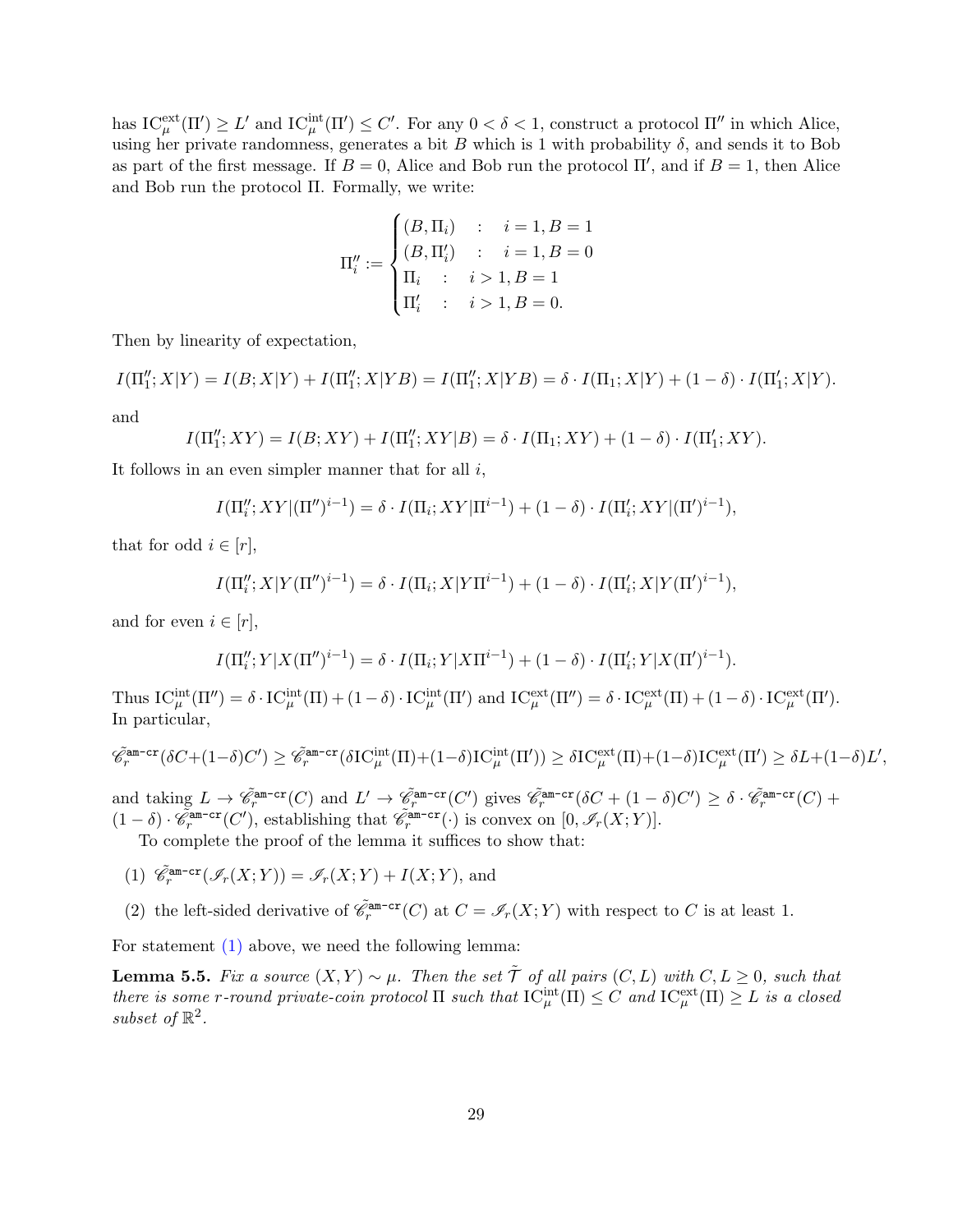has $\mathrm{IC}^{\mathrm{ext}}_\mu(\Pi') \geq L'$ and $\mathrm{IC}^{\mathrm{int}}_\mu(\Pi') \leq C'$. For any $0 < \delta < 1$, construct a protocol $\Pi''$ in which Alice, using her private randomness, generates a bit $B$ which is 1 with probability $\delta$, and sends it to Bob as part of the first message. If $B = 0$, Alice and Bob run the protocol $\Pi'$, and if $B = 1$, then Alice and Bob run the protocol $\Pi$. Formally, we write:

$$\Pi''_i := \begin{cases} (B, \Pi_i) & : \quad i = 1, B = 1 \\ (B, \Pi'_i) & : \quad i = 1, B = 0 \\ \Pi_i & : \quad i > 1, B = 1 \\ \Pi'_i & : \quad i > 1, B = 0. \end{cases}$$

Then by linearity of expectation,

$$I(\Pi''_1; X|Y) = I(B; X|Y) + I(\Pi''_1; X|YB) = I(\Pi''_1; X|YB) = \delta \cdot I(\Pi_1; X|Y) + (1-\delta) \cdot I(\Pi'_1; X|Y).$$

and

$$I(\Pi''_1; XY) = I(B; XY) + I(\Pi''_1; XY|B) = \delta \cdot I(\Pi_1; XY) + (1-\delta) \cdot I(\Pi'_1; XY).$$

It follows in an even simpler manner that for all $i$,

$$I(\Pi''_i; XY|(\Pi'')^{i-1}) = \delta \cdot I(\Pi_i; XY|\Pi^{i-1}) + (1-\delta) \cdot I(\Pi'_i; XY|(\Pi')^{i-1}),$$

that for odd $i \in [r]$,

$$I(\Pi''_i; X|Y(\Pi'')^{i-1}) = \delta \cdot I(\Pi_i; X|Y\Pi^{i-1}) + (1-\delta) \cdot I(\Pi'_i; X|Y(\Pi')^{i-1}),$$

and for even $i \in [r]$,

$$I(\Pi''_i; Y|X(\Pi'')^{i-1}) = \delta \cdot I(\Pi_i; Y|X\Pi^{i-1}) + (1-\delta) \cdot I(\Pi'_i; Y|X(\Pi')^{i-1}).$$

Thus $\mathrm{IC}^{\mathrm{int}}_\mu(\Pi'') = \delta \cdot \mathrm{IC}^{\mathrm{int}}_\mu(\Pi) + (1-\delta) \cdot \mathrm{IC}^{\mathrm{int}}_\mu(\Pi')$ and $\mathrm{IC}^{\mathrm{ext}}_\mu(\Pi'') = \delta \cdot \mathrm{IC}^{\mathrm{ext}}_\mu(\Pi) + (1-\delta) \cdot \mathrm{IC}^{\mathrm{ext}}_\mu(\Pi')$. In particular,

$$\tilde{\mathscr{C}}^{\texttt{am-cr}}_r(\delta C + (1-\delta)C') \geq \tilde{\mathscr{C}}^{\texttt{am-cr}}_r(\delta \mathrm{IC}^{\mathrm{int}}_\mu(\Pi) + (1-\delta)\mathrm{IC}^{\mathrm{int}}_\mu(\Pi')) \geq \delta \mathrm{IC}^{\mathrm{ext}}_\mu(\Pi) + (1-\delta)\mathrm{IC}^{\mathrm{ext}}_\mu(\Pi') \geq \delta L + (1-\delta)L',$$

and taking $L \to \tilde{\mathscr{C}}^{\texttt{am-cr}}_r(C)$ and $L' \to \tilde{\mathscr{C}}^{\texttt{am-cr}}_r(C')$ gives $\tilde{\mathscr{C}}^{\texttt{am-cr}}_r(\delta C + (1-\delta)C') \geq \delta \cdot \tilde{\mathscr{C}}^{\texttt{am-cr}}_r(C) + (1-\delta) \cdot \tilde{\mathscr{C}}^{\texttt{am-cr}}_r(C')$, establishing that $\tilde{\mathscr{C}}^{\texttt{am-cr}}_r(\cdot)$ is convex on $[0, \mathscr{I}_r(X;Y)]$.

To complete the proof of the lemma it suffices to show that:

(1) $\tilde{\mathscr{C}}^{\texttt{am-cr}}_r(\mathscr{I}_r(X;Y)) = \mathscr{I}_r(X;Y) + I(X;Y)$, and

(2) the left-sided derivative of $\tilde{\mathscr{C}}^{\texttt{am-cr}}_r(C)$ at $C = \mathscr{I}_r(X;Y)$ with respect to $C$ is at least 1.

For statement (1) above, we need the following lemma:

**Lemma 5.5.** *Fix a source $(X,Y) \sim \mu$. Then the set $\tilde{\mathcal{T}}$ of all pairs $(C, L)$ with $C, L \geq 0$, such that there is some $r$-round private-coin protocol $\Pi$ such that $\mathrm{IC}^{\mathrm{int}}_\mu(\Pi) \leq C$ and $\mathrm{IC}^{\mathrm{ext}}_\mu(\Pi) \geq L$ is a closed subset of $\mathbb{R}^2$.*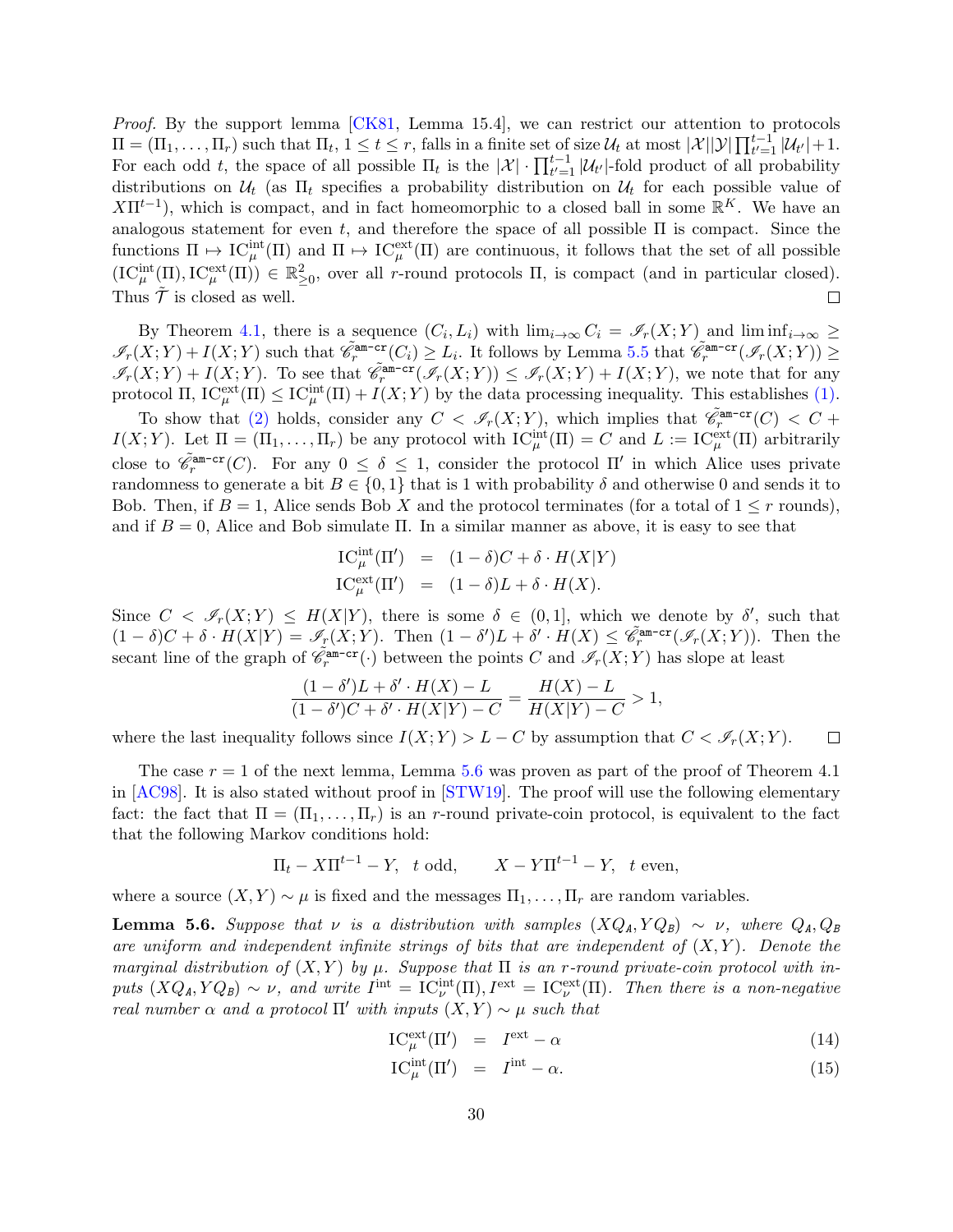*Proof.* By the support lemma [CK81, Lemma 15.4], we can restrict our attention to protocols $\Pi = (\Pi_1, \ldots, \Pi_r)$ such that $\Pi_t$, $1 \leq t \leq r$, falls in a finite set of size $\mathcal{U}_t$ at most $|\mathcal{X}||\mathcal{Y}| \prod_{t'=1}^{t-1} |\mathcal{U}_{t'}| + 1$. For each odd $t$, the space of all possible $\Pi_t$ is the $|\mathcal{X}| \cdot \prod_{t'=1}^{t-1} |\mathcal{U}_{t'}|$-fold product of all probability distributions on $\mathcal{U}_t$ (as $\Pi_t$ specifies a probability distribution on $\mathcal{U}_t$ for each possible value of $X\Pi^{t-1}$), which is compact, and in fact homeomorphic to a closed ball in some $\mathbb{R}^K$. We have an analogous statement for even $t$, and therefore the space of all possible $\Pi$ is compact. Since the functions $\Pi \mapsto \mathrm{IC}^{\mathrm{int}}_\mu(\Pi)$ and $\Pi \mapsto \mathrm{IC}^{\mathrm{ext}}_\mu(\Pi)$ are continuous, it follows that the set of all possible $(\mathrm{IC}^{\mathrm{int}}_\mu(\Pi), \mathrm{IC}^{\mathrm{ext}}_\mu(\Pi)) \in \mathbb{R}^2_{\geq 0}$, over all $r$-round protocols $\Pi$, is compact (and in particular closed). Thus $\tilde{\mathcal{T}}$ is closed as well. $\square$

By Theorem 4.1, there is a sequence $(C_i, L_i)$ with $\lim_{i\to\infty} C_i = \mathscr{I}_r(X;Y)$ and $\liminf_{i\to\infty} \geq \mathscr{I}_r(X;Y) + I(X;Y)$ such that $\tilde{\mathscr{C}}^{\texttt{am-cr}}_r(C_i) \geq L_i$. It follows by Lemma 5.5 that $\tilde{\mathscr{C}}^{\texttt{am-cr}}_r(\mathscr{I}_r(X;Y)) \geq \mathscr{I}_r(X;Y) + I(X;Y)$. To see that $\tilde{\mathscr{C}}^{\texttt{am-cr}}_r(\mathscr{I}_r(X;Y)) \leq \mathscr{I}_r(X;Y) + I(X;Y)$, we note that for any protocol $\Pi$, $\mathrm{IC}^{\mathrm{ext}}_\mu(\Pi) \leq \mathrm{IC}^{\mathrm{int}}_\mu(\Pi) + I(X;Y)$ by the data processing inequality. This establishes (1).

To show that (2) holds, consider any $C < \mathscr{I}_r(X;Y)$, which implies that $\tilde{\mathscr{C}}^{\texttt{am-cr}}_r(C) < C + I(X;Y)$. Let $\Pi = (\Pi_1, \ldots, \Pi_r)$ be any protocol with $\mathrm{IC}^{\mathrm{int}}_\mu(\Pi) = C$ and $L := \mathrm{IC}^{\mathrm{ext}}_\mu(\Pi)$ arbitrarily close to $\tilde{\mathscr{C}}^{\texttt{am-cr}}_r(C)$. For any $0 \leq \delta \leq 1$, consider the protocol $\Pi'$ in which Alice uses private randomness to generate a bit $B \in \{0,1\}$ that is 1 with probability $\delta$ and otherwise 0 and sends it to Bob. Then, if $B = 1$, Alice sends Bob $X$ and the protocol terminates (for a total of $1 \leq r$ rounds), and if $B = 0$, Alice and Bob simulate $\Pi$. In a similar manner as above, it is easy to see that

$$
\begin{aligned}
\mathrm{IC}^{\mathrm{int}}_\mu(\Pi') &= (1-\delta)C + \delta \cdot H(X|Y) \\
\mathrm{IC}^{\mathrm{ext}}_\mu(\Pi') &= (1-\delta)L + \delta \cdot H(X).
\end{aligned}
$$

Since $C < \mathscr{I}_r(X;Y) \leq H(X|Y)$, there is some $\delta \in (0,1]$, which we denote by $\delta'$, such that $(1-\delta)C + \delta \cdot H(X|Y) = \mathscr{I}_r(X;Y)$. Then $(1-\delta')L + \delta' \cdot H(X) \leq \tilde{\mathscr{C}}^{\texttt{am-cr}}_r(\mathscr{I}_r(X;Y))$. Then the secant line of the graph of $\tilde{\mathscr{C}}^{\texttt{am-cr}}_r(\cdot)$ between the points $C$ and $\mathscr{I}_r(X;Y)$ has slope at least

$$
\frac{(1-\delta')L + \delta' \cdot H(X) - L}{(1-\delta')C + \delta' \cdot H(X|Y) - C} = \frac{H(X) - L}{H(X|Y) - C} > 1,
$$

where the last inequality follows since $I(X;Y) > L - C$ by assumption that $C < \mathscr{I}_r(X;Y)$. $\square$

The case $r = 1$ of the next lemma, Lemma 5.6 was proven as part of the proof of Theorem 4.1 in [AC98]. It is also stated without proof in [STW19]. The proof will use the following elementary fact: the fact that $\Pi = (\Pi_1, \ldots, \Pi_r)$ is an $r$-round private-coin protocol, is equivalent to the fact that the following Markov conditions hold:

$$
\Pi_t - X\Pi^{t-1} - Y, \quad t \text{ odd}, \qquad X - Y\Pi^{t-1} - Y, \quad t \text{ even},
$$

where a source $(X,Y) \sim \mu$ is fixed and the messages $\Pi_1, \ldots, \Pi_r$ are random variables.

**Lemma 5.6.** *Suppose that $\nu$ is a distribution with samples $(XQ_A, YQ_B) \sim \nu$, where $Q_A, Q_B$ are uniform and independent infinite strings of bits that are independent of $(X,Y)$. Denote the marginal distribution of $(X,Y)$ by $\mu$. Suppose that $\Pi$ is an $r$-round private-coin protocol with inputs $(XQ_A, YQ_B) \sim \nu$, and write $I^{\mathrm{int}} = \mathrm{IC}^{\mathrm{int}}_\nu(\Pi), I^{\mathrm{ext}} = \mathrm{IC}^{\mathrm{ext}}_\nu(\Pi)$. Then there is a non-negative real number $\alpha$ and a protocol $\Pi'$ with inputs $(X,Y) \sim \mu$ such that*

$$
\begin{aligned}
\mathrm{IC}^{\mathrm{ext}}_\mu(\Pi') &= I^{\mathrm{ext}} - \alpha && (14) \\
\mathrm{IC}^{\mathrm{int}}_\mu(\Pi') &= I^{\mathrm{int}} - \alpha. && (15)
\end{aligned}
$$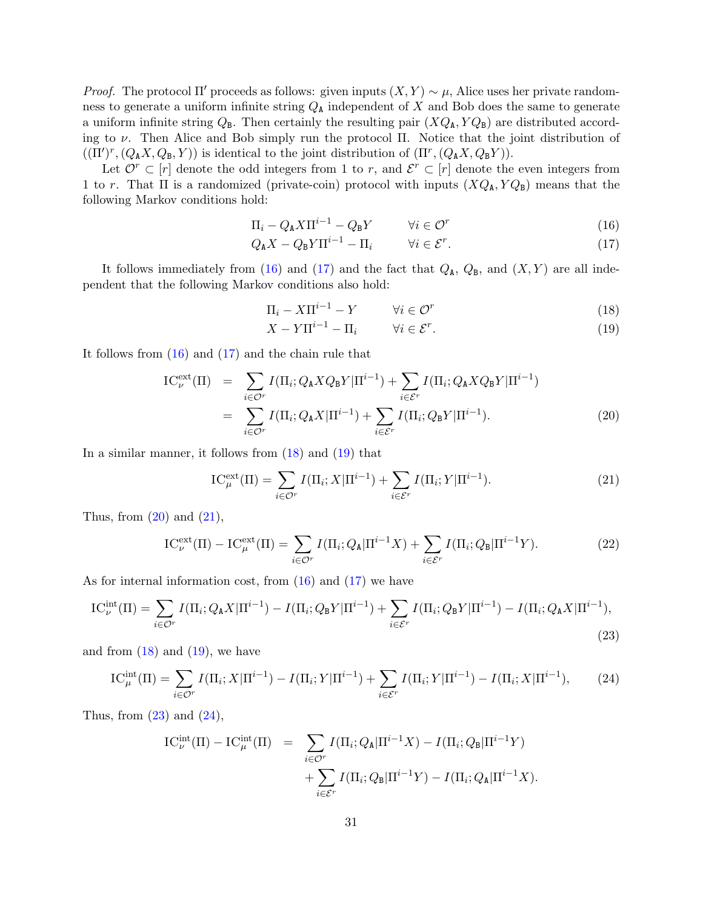*Proof.* The protocol $\Pi'$ proceeds as follows: given inputs $(X,Y) \sim \mu$, Alice uses her private randomness to generate a uniform infinite string $Q_{\mathtt{A}}$ independent of $X$ and Bob does the same to generate a uniform infinite string $Q_{\mathtt{B}}$. Then certainly the resulting pair $(XQ_{\mathtt{A}}, YQ_{\mathtt{B}})$ are distributed according to $\nu$. Then Alice and Bob simply run the protocol $\Pi$. Notice that the joint distribution of $((\Pi')^r, (Q_{\mathtt{A}}X, Q_{\mathtt{B}}, Y))$ is identical to the joint distribution of $(\Pi^r, (Q_{\mathtt{A}}X, Q_{\mathtt{B}}Y))$.

Let $\mathcal{O}^r \subset [r]$ denote the odd integers from 1 to $r$, and $\mathcal{E}^r \subset [r]$ denote the even integers from 1 to $r$. That $\Pi$ is a randomized (private-coin) protocol with inputs $(XQ_{\mathtt{A}}, YQ_{\mathtt{B}})$ means that the following Markov conditions hold:

$$\Pi_i - Q_{\mathtt{A}}X\Pi^{i-1} - Q_{\mathtt{B}}Y \qquad \forall i \in \mathcal{O}^r \tag{16}$$

$$Q_{\mathtt{A}}X - Q_{\mathtt{B}}Y\Pi^{i-1} - \Pi_i \qquad \forall i \in \mathcal{E}^r. \tag{17}$$

It follows immediately from (16) and (17) and the fact that $Q_{\mathtt{A}}$, $Q_{\mathtt{B}}$, and $(X,Y)$ are all independent that the following Markov conditions also hold:

$$\Pi_i - X\Pi^{i-1} - Y \qquad \forall i \in \mathcal{O}^r \tag{18}$$

$$X - Y\Pi^{i-1} - \Pi_i \qquad \forall i \in \mathcal{E}^r. \tag{19}$$

It follows from (16) and (17) and the chain rule that

$$\begin{aligned}
\mathrm{IC}^{\mathrm{ext}}_{\nu}(\Pi) &= \sum_{i\in\mathcal{O}^r} I(\Pi_i; Q_{\mathtt{A}}XQ_{\mathtt{B}}Y|\Pi^{i-1}) + \sum_{i\in\mathcal{E}^r} I(\Pi_i; Q_{\mathtt{A}}XQ_{\mathtt{B}}Y|\Pi^{i-1}) \\
&= \sum_{i\in\mathcal{O}^r} I(\Pi_i; Q_{\mathtt{A}}X|\Pi^{i-1}) + \sum_{i\in\mathcal{E}^r} I(\Pi_i; Q_{\mathtt{B}}Y|\Pi^{i-1}).
\end{aligned} \tag{20}$$

In a similar manner, it follows from (18) and (19) that

$$\mathrm{IC}^{\mathrm{ext}}_{\mu}(\Pi) = \sum_{i\in\mathcal{O}^r} I(\Pi_i; X|\Pi^{i-1}) + \sum_{i\in\mathcal{E}^r} I(\Pi_i; Y|\Pi^{i-1}). \tag{21}$$

Thus, from (20) and (21),

$$\mathrm{IC}^{\mathrm{ext}}_{\nu}(\Pi) - \mathrm{IC}^{\mathrm{ext}}_{\mu}(\Pi) = \sum_{i\in\mathcal{O}^r} I(\Pi_i; Q_{\mathtt{A}}|\Pi^{i-1}X) + \sum_{i\in\mathcal{E}^r} I(\Pi_i; Q_{\mathtt{B}}|\Pi^{i-1}Y). \tag{22}$$

As for internal information cost, from (16) and (17) we have

$$\mathrm{IC}^{\mathrm{int}}_{\nu}(\Pi) = \sum_{i\in\mathcal{O}^r} I(\Pi_i; Q_{\mathtt{A}}X|\Pi^{i-1}) - I(\Pi_i; Q_{\mathtt{B}}Y|\Pi^{i-1}) + \sum_{i\in\mathcal{E}^r} I(\Pi_i; Q_{\mathtt{B}}Y|\Pi^{i-1}) - I(\Pi_i; Q_{\mathtt{A}}X|\Pi^{i-1}), \tag{23}$$

and from (18) and (19), we have

$$\mathrm{IC}^{\mathrm{int}}_{\mu}(\Pi) = \sum_{i\in\mathcal{O}^r} I(\Pi_i; X|\Pi^{i-1}) - I(\Pi_i; Y|\Pi^{i-1}) + \sum_{i\in\mathcal{E}^r} I(\Pi_i; Y|\Pi^{i-1}) - I(\Pi_i; X|\Pi^{i-1}), \tag{24}$$

Thus, from (23) and (24),

$$\begin{aligned}
\mathrm{IC}^{\mathrm{int}}_{\nu}(\Pi) - \mathrm{IC}^{\mathrm{int}}_{\mu}(\Pi) &= \sum_{i\in\mathcal{O}^r} I(\Pi_i; Q_{\mathtt{A}}|\Pi^{i-1}X) - I(\Pi_i; Q_{\mathtt{B}}|\Pi^{i-1}Y) \\
&\quad + \sum_{i\in\mathcal{E}^r} I(\Pi_i; Q_{\mathtt{B}}|\Pi^{i-1}Y) - I(\Pi_i; Q_{\mathtt{A}}|\Pi^{i-1}X).
\end{aligned}$$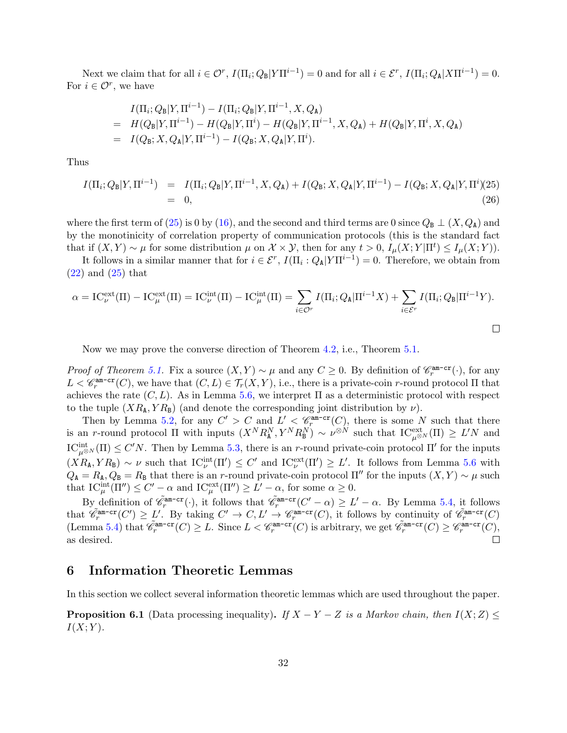Next we claim that for all $i \in \mathcal{O}^r$, $I(\Pi_i; Q_{\mathtt{B}} | Y \Pi^{i-1}) = 0$ and for all $i \in \mathcal{E}^r$, $I(\Pi_i; Q_{\mathtt{A}} | X \Pi^{i-1}) = 0$. For $i \in \mathcal{O}^r$, we have

$$
\begin{aligned}
& I(\Pi_i; Q_{\mathtt{B}} | Y, \Pi^{i-1}) - I(\Pi_i; Q_{\mathtt{B}} | Y, \Pi^{i-1}, X, Q_{\mathtt{A}}) \\
= \;& H(Q_{\mathtt{B}} | Y, \Pi^{i-1}) - H(Q_{\mathtt{B}} | Y, \Pi^{i}) - H(Q_{\mathtt{B}} | Y, \Pi^{i-1}, X, Q_{\mathtt{A}}) + H(Q_{\mathtt{B}} | Y, \Pi^{i}, X, Q_{\mathtt{A}}) \\
= \;& I(Q_{\mathtt{B}}; X, Q_{\mathtt{A}} | Y, \Pi^{i-1}) - I(Q_{\mathtt{B}}; X, Q_{\mathtt{A}} | Y, \Pi^{i}).
\end{aligned}
$$

Thus

$$
\begin{aligned}
I(\Pi_i; Q_{\mathtt{B}} | Y, \Pi^{i-1}) &= I(\Pi_i; Q_{\mathtt{B}} | Y, \Pi^{i-1}, X, Q_{\mathtt{A}}) + I(Q_{\mathtt{B}}; X, Q_{\mathtt{A}} | Y, \Pi^{i-1}) - I(Q_{\mathtt{B}}; X, Q_{\mathtt{A}} | Y, \Pi^{i}) \quad (25) \\
&= 0, \quad (26)
\end{aligned}
$$

where the first term of (25) is 0 by (16), and the second and third terms are 0 since $Q_{\mathtt{B}} \perp (X, Q_{\mathtt{A}})$ and by the monotonicity of correlation property of communication protocols (this is the standard fact that if $(X,Y) \sim \mu$ for some distribution $\mu$ on $\mathcal{X} \times \mathcal{Y}$, then for any $t > 0$, $I_\mu(X; Y | \Pi^t) \leq I_\mu(X;Y)$).

It follows in a similar manner that for $i \in \mathcal{E}^r$, $I(\Pi_i : Q_{\mathtt{A}} | Y \Pi^{i-1}) = 0$. Therefore, we obtain from (22) and (25) that

$$
\alpha = \mathrm{IC}^{\mathrm{ext}}_{\nu}(\Pi) - \mathrm{IC}^{\mathrm{ext}}_{\mu}(\Pi) = \mathrm{IC}^{\mathrm{int}}_{\nu}(\Pi) - \mathrm{IC}^{\mathrm{int}}_{\mu}(\Pi) = \sum_{i \in \mathcal{O}^r} I(\Pi_i; Q_{\mathtt{A}} | \Pi^{i-1} X) + \sum_{i \in \mathcal{E}^r} I(\Pi_i; Q_{\mathtt{B}} | \Pi^{i-1} Y).
$$

□

Now we may prove the converse direction of Theorem 4.2, i.e., Theorem 5.1.

*Proof of Theorem 5.1.* Fix a source $(X,Y) \sim \mu$ and any $C \geq 0$. By definition of $\mathscr{C}_r^{\mathtt{am\text{-}cr}}(\cdot)$, for any $L < \mathscr{C}_r^{\mathtt{am\text{-}cr}}(C)$, we have that $(C, L) \in \mathcal{T}_r(X,Y)$, i.e., there is a private-coin $r$-round protocol $\Pi$ that achieves the rate $(C, L)$. As in Lemma 5.6, we interpret $\Pi$ as a deterministic protocol with respect to the tuple $(X R_{\mathtt{A}}, Y R_{\mathtt{B}})$ (and denote the corresponding joint distribution by $\nu$).

Then by Lemma 5.2, for any $C' > C$ and $L' < \mathscr{C}_r^{\mathtt{am\text{-}cr}}(C)$, there is some $N$ such that there is an $r$-round protocol $\Pi$ with inputs $(X^N R_{\mathtt{A}}^N, Y^N R_{\mathtt{B}}^N) \sim \nu^{\otimes N}$ such that $\mathrm{IC}^{\mathrm{ext}}_{\mu^{\otimes N}}(\Pi) \geq L' N$ and $\mathrm{IC}^{\mathrm{int}}_{\mu^{\otimes N}}(\Pi) \leq C' N$. Then by Lemma 5.3, there is an $r$-round private-coin protocol $\Pi'$ for the inputs $(X R_{\mathtt{A}}, Y R_{\mathtt{B}}) \sim \nu$ such that $\mathrm{IC}^{\mathrm{int}}_{\nu}(\Pi') \leq C'$ and $\mathrm{IC}^{\mathrm{ext}}_{\nu}(\Pi') \geq L'$. It follows from Lemma 5.6 with $Q_{\mathtt{A}} = R_{\mathtt{A}}, Q_{\mathtt{B}} = R_{\mathtt{B}}$ that there is an $r$-round private-coin protocol $\Pi''$ for the inputs $(X,Y) \sim \mu$ such that $\mathrm{IC}^{\mathrm{int}}_{\mu}(\Pi'') \leq C' - \alpha$ and $\mathrm{IC}^{\mathrm{ext}}_{\mu}(\Pi'') \geq L' - \alpha$, for some $\alpha \geq 0$.

By definition of $\tilde{\mathscr{C}}_r^{\mathtt{am\text{-}cr}}(\cdot)$, it follows that $\tilde{\mathscr{C}}_r^{\mathtt{am\text{-}cr}}(C' - \alpha) \geq L' - \alpha$. By Lemma 5.4, it follows that $\tilde{\mathscr{C}}_r^{\mathtt{am\text{-}cr}}(C') \geq L'$. By taking $C' \to C, L' \to \mathscr{C}_r^{\mathtt{am\text{-}cr}}(C)$, it follows by continuity of $\tilde{\mathscr{C}}_r^{\mathtt{am\text{-}cr}}(C)$ (Lemma 5.4) that $\tilde{\mathscr{C}}_r^{\mathtt{am\text{-}cr}}(C) \geq L$. Since $L < \mathscr{C}_r^{\mathtt{am\text{-}cr}}(C)$ is arbitrary, we get $\tilde{\mathscr{C}}_r^{\mathtt{am\text{-}cr}}(C) \geq \mathscr{C}_r^{\mathtt{am\text{-}cr}}(C)$, as desired. □

## 6 Information Theoretic Lemmas

In this section we collect several information theoretic lemmas which are used throughout the paper.

**Proposition 6.1** (Data processing inequality)**.** *If $X - Y - Z$ is a Markov chain, then $I(X;Z) \leq I(X;Y)$.*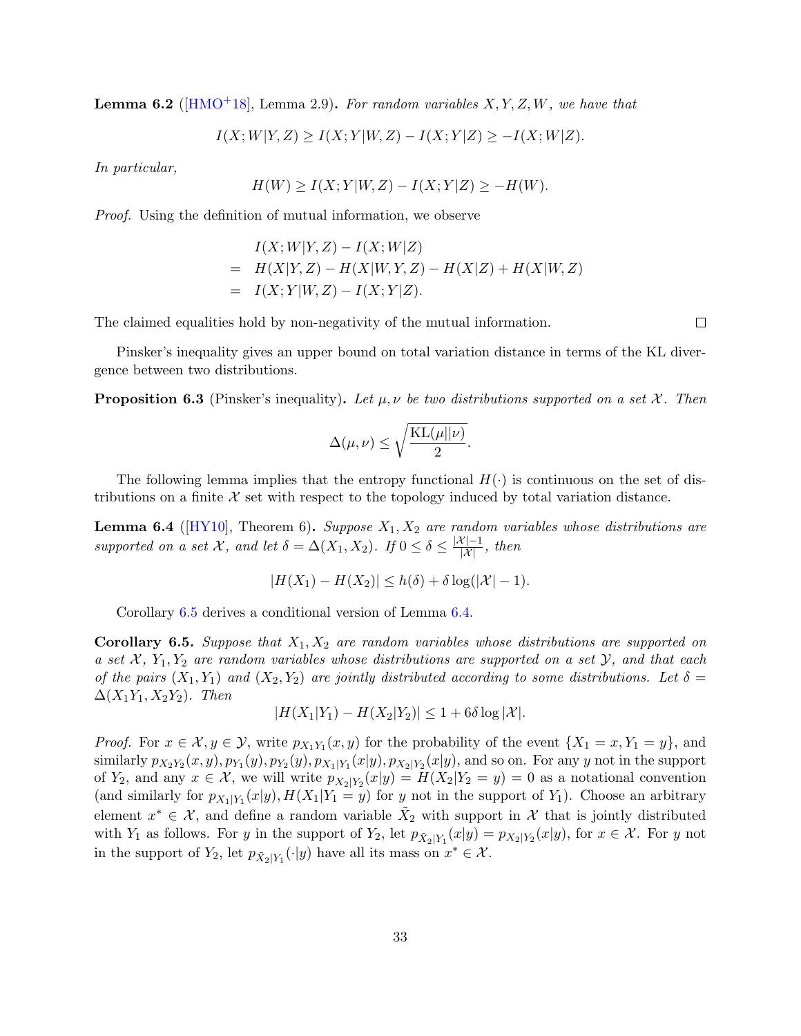**Lemma 6.2** ([HMO+18], Lemma 2.9)**.** *For random variables $X, Y, Z, W$, we have that*

$$I(X;W|Y,Z) \geq I(X;Y|W,Z) - I(X;Y|Z) \geq -I(X;W|Z).$$

*In particular,*

$$H(W) \geq I(X;Y|W,Z) - I(X;Y|Z) \geq -H(W).$$

*Proof.* Using the definition of mutual information, we observe

$$\begin{aligned} & I(X;W|Y,Z) - I(X;W|Z) \\ = \;& H(X|Y,Z) - H(X|W,Y,Z) - H(X|Z) + H(X|W,Z) \\ = \;& I(X;Y|W,Z) - I(X;Y|Z). \end{aligned}$$

The claimed equalities hold by non-negativity of the mutual information. □

Pinsker's inequality gives an upper bound on total variation distance in terms of the KL divergence between two distributions.

**Proposition 6.3** (Pinsker's inequality)**.** *Let $\mu, \nu$ be two distributions supported on a set $\mathcal{X}$. Then*

$$\Delta(\mu, \nu) \leq \sqrt{\frac{\mathrm{KL}(\mu||\nu)}{2}}.$$

The following lemma implies that the entropy functional $H(\cdot)$ is continuous on the set of distributions on a finite $\mathcal{X}$ set with respect to the topology induced by total variation distance.

**Lemma 6.4** ([HY10], Theorem 6)**.** *Suppose $X_1, X_2$ are random variables whose distributions are supported on a set $\mathcal{X}$, and let $\delta = \Delta(X_1, X_2)$. If $0 \leq \delta \leq \frac{|\mathcal{X}|-1}{|\mathcal{X}|}$, then*

$$|H(X_1) - H(X_2)| \leq h(\delta) + \delta \log(|\mathcal{X}| - 1).$$

Corollary 6.5 derives a conditional version of Lemma 6.4.

**Corollary 6.5.** *Suppose that $X_1, X_2$ are random variables whose distributions are supported on a set $\mathcal{X}$, $Y_1, Y_2$ are random variables whose distributions are supported on a set $\mathcal{Y}$, and that each of the pairs $(X_1, Y_1)$ and $(X_2, Y_2)$ are jointly distributed according to some distributions. Let $\delta = \Delta(X_1Y_1, X_2Y_2)$. Then*

$$|H(X_1|Y_1) - H(X_2|Y_2)| \leq 1 + 6\delta \log |\mathcal{X}|.$$

*Proof.* For $x \in \mathcal{X}, y \in \mathcal{Y}$, write $p_{X_1Y_1}(x,y)$ for the probability of the event $\{X_1 = x, Y_1 = y\}$, and similarly $p_{X_2Y_2}(x,y), p_{Y_1}(y), p_{Y_2}(y), p_{X_1|Y_1}(x|y), p_{X_2|Y_2}(x|y)$, and so on. For any $y$ not in the support of $Y_2$, and any $x \in \mathcal{X}$, we will write $p_{X_2|Y_2}(x|y) = H(X_2|Y_2 = y) = 0$ as a notational convention (and similarly for $p_{X_1|Y_1}(x|y), H(X_1|Y_1 = y)$ for $y$ not in the support of $Y_1$). Choose an arbitrary element $x^* \in \mathcal{X}$, and define a random variable $\tilde{X}_2$ with support in $\mathcal{X}$ that is jointly distributed with $Y_1$ as follows. For $y$ in the support of $Y_2$, let $p_{\tilde{X}_2|Y_1}(x|y) = p_{X_2|Y_2}(x|y)$, for $x \in \mathcal{X}$. For $y$ not in the support of $Y_2$, let $p_{\tilde{X}_2|Y_1}(\cdot|y)$ have all its mass on $x^* \in \mathcal{X}$.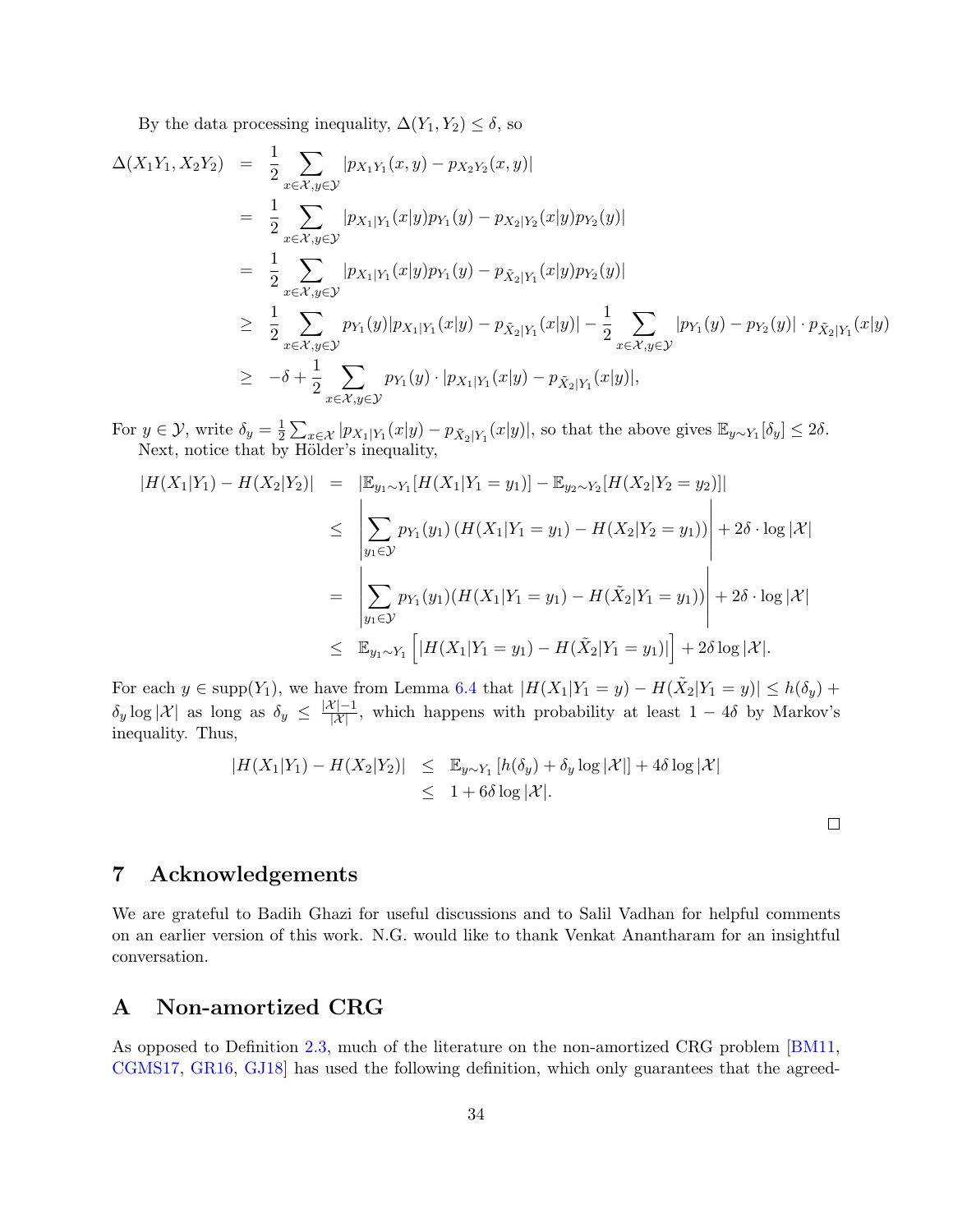By the data processing inequality, $\Delta(Y_1, Y_2) \le \delta$, so

$$
\begin{aligned}
\Delta(X_1Y_1, X_2Y_2) &= \frac{1}{2}\sum_{x\in\mathcal{X},y\in\mathcal{Y}} |p_{X_1Y_1}(x,y) - p_{X_2Y_2}(x,y)| \\
&= \frac{1}{2}\sum_{x\in\mathcal{X},y\in\mathcal{Y}} |p_{X_1|Y_1}(x|y)p_{Y_1}(y) - p_{X_2|Y_2}(x|y)p_{Y_2}(y)| \\
&= \frac{1}{2}\sum_{x\in\mathcal{X},y\in\mathcal{Y}} |p_{X_1|Y_1}(x|y)p_{Y_1}(y) - p_{\tilde{X}_2|Y_1}(x|y)p_{Y_2}(y)| \\
&\ge \frac{1}{2}\sum_{x\in\mathcal{X},y\in\mathcal{Y}} p_{Y_1}(y)|p_{X_1|Y_1}(x|y) - p_{\tilde{X}_2|Y_1}(x|y)| - \frac{1}{2}\sum_{x\in\mathcal{X},y\in\mathcal{Y}} |p_{Y_1}(y) - p_{Y_2}(y)|\cdot p_{\tilde{X}_2|Y_1}(x|y) \\
&\ge -\delta + \frac{1}{2}\sum_{x\in\mathcal{X},y\in\mathcal{Y}} p_{Y_1}(y)\cdot|p_{X_1|Y_1}(x|y) - p_{\tilde{X}_2|Y_1}(x|y)|,
\end{aligned}
$$

For $y \in \mathcal{Y}$, write $\delta_y = \frac{1}{2}\sum_{x\in\mathcal{X}} |p_{X_1|Y_1}(x|y) - p_{\tilde{X}_2|Y_1}(x|y)|$, so that the above gives $\mathbb{E}_{y\sim Y_1}[\delta_y] \le 2\delta$.

Next, notice that by Hölder's inequality,

$$
\begin{aligned}
|H(X_1|Y_1) - H(X_2|Y_2)| &= |\mathbb{E}_{y_1\sim Y_1}[H(X_1|Y_1=y_1)] - \mathbb{E}_{y_2\sim Y_2}[H(X_2|Y_2=y_2)]| \\
&\le \left|\sum_{y_1\in\mathcal{Y}} p_{Y_1}(y_1)\left(H(X_1|Y_1=y_1) - H(X_2|Y_2=y_1)\right)\right| + 2\delta\cdot\log|\mathcal{X}| \\
&= \left|\sum_{y_1\in\mathcal{Y}} p_{Y_1}(y_1)(H(X_1|Y_1=y_1) - H(\tilde{X}_2|Y_1=y_1))\right| + 2\delta\cdot\log|\mathcal{X}| \\
&\le \mathbb{E}_{y_1\sim Y_1}\left[|H(X_1|Y_1=y_1) - H(\tilde{X}_2|Y_1=y_1)|\right] + 2\delta\log|\mathcal{X}|.
\end{aligned}
$$

For each $y \in \mathrm{supp}(Y_1)$, we have from Lemma 6.4 that $|H(X_1|Y_1=y) - H(\tilde{X}_2|Y_1=y)| \le h(\delta_y) + \delta_y\log|\mathcal{X}|$ as long as $\delta_y \le \frac{|\mathcal{X}|-1}{|\mathcal{X}|}$, which happens with probability at least $1-4\delta$ by Markov's inequality. Thus,

$$
\begin{aligned}
|H(X_1|Y_1) - H(X_2|Y_2)| &\le \mathbb{E}_{y\sim Y_1}\left[h(\delta_y) + \delta_y\log|\mathcal{X}|\right] + 4\delta\log|\mathcal{X}| \\
&\le 1 + 6\delta\log|\mathcal{X}|.
\end{aligned}
$$

□

# 7 Acknowledgements

We are grateful to Badih Ghazi for useful discussions and to Salil Vadhan for helpful comments on an earlier version of this work. N.G. would like to thank Venkat Anantharam for an insightful conversation.

# A Non-amortized CRG

As opposed to Definition 2.3, much of the literature on the non-amortized CRG problem [BM11, CGMS17, GR16, GJ18] has used the following definition, which only guarantees that the agreed-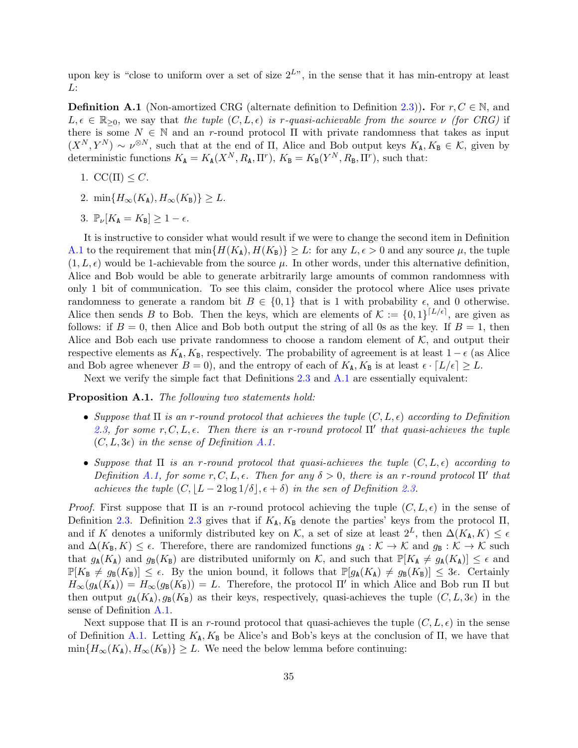upon key is "close to uniform over a set of size $2^L$", in the sense that it has min-entropy at least $L$:

**Definition A.1** (Non-amortized CRG (alternate definition to Definition 2.3))**.** For $r, C \in \mathbb{N}$, and $L, \epsilon \in \mathbb{R}_{\geq 0}$, we say that *the tuple* $(C, L, \epsilon)$ *is* $r$*-quasi-achievable from the source* $\nu$ *(for CRG)* if there is some $N \in \mathbb{N}$ and an $r$-round protocol $\Pi$ with private randomness that takes as input $(X^N, Y^N) \sim \nu^{\otimes N}$, such that at the end of $\Pi$, Alice and Bob output keys $K_{\mathtt{A}}, K_{\mathtt{B}} \in \mathcal{K}$, given by deterministic functions $K_{\mathtt{A}} = K_{\mathtt{A}}(X^N, R_{\mathtt{A}}, \Pi^r)$, $K_{\mathtt{B}} = K_{\mathtt{B}}(Y^N, R_{\mathtt{B}}, \Pi^r)$, such that:

1. $\mathrm{CC}(\Pi) \leq C$.
2. $\min\{H_\infty(K_{\mathtt{A}}), H_\infty(K_{\mathtt{B}})\} \geq L$.
3. $\mathbb{P}_\nu[K_{\mathtt{A}} = K_{\mathtt{B}}] \geq 1 - \epsilon$.

It is instructive to consider what would result if we were to change the second item in Definition A.1 to the requirement that $\min\{H(K_{\mathtt{A}}), H(K_{\mathtt{B}})\} \geq L$: for any $L, \epsilon > 0$ and any source $\mu$, the tuple $(1, L, \epsilon)$ would be 1-achievable from the source $\mu$. In other words, under this alternative definition, Alice and Bob would be able to generate arbitrarily large amounts of common randomness with only 1 bit of communication. To see this claim, consider the protocol where Alice uses private randomness to generate a random bit $B \in \{0, 1\}$ that is 1 with probability $\epsilon$, and 0 otherwise. Alice then sends $B$ to Bob. Then the keys, which are elements of $\mathcal{K} := \{0, 1\}^{\lceil L/\epsilon \rceil}$, are given as follows: if $B = 0$, then Alice and Bob both output the string of all 0s as the key. If $B = 1$, then Alice and Bob each use private randomness to choose a random element of $\mathcal{K}$, and output their respective elements as $K_{\mathtt{A}}, K_{\mathtt{B}}$, respectively. The probability of agreement is at least $1 - \epsilon$ (as Alice and Bob agree whenever $B = 0$), and the entropy of each of $K_{\mathtt{A}}, K_{\mathtt{B}}$ is at least $\epsilon \cdot \lceil L/\epsilon \rceil \geq L$.

Next we verify the simple fact that Definitions 2.3 and A.1 are essentially equivalent:

**Proposition A.1.** *The following two statements hold:*

- *Suppose that* $\Pi$ *is an* $r$*-round protocol that achieves the tuple* $(C, L, \epsilon)$ *according to Definition 2.3, for some* $r, C, L, \epsilon$*. Then there is an* $r$*-round protocol* $\Pi'$ *that quasi-achieves the tuple* $(C, L, 3\epsilon)$ *in the sense of Definition A.1.*
- *Suppose that* $\Pi$ *is an* $r$*-round protocol that quasi-achieves the tuple* $(C, L, \epsilon)$ *according to Definition A.1, for some* $r, C, L, \epsilon$*. Then for any* $\delta > 0$*, there is an* $r$*-round protocol* $\Pi'$ *that achieves the tuple* $(C, \lfloor L - 2\log 1/\delta \rfloor, \epsilon + \delta)$ *in the sen of Definition 2.3.*

*Proof.* First suppose that $\Pi$ is an $r$-round protocol achieving the tuple $(C, L, \epsilon)$ in the sense of Definition 2.3. Definition 2.3 gives that if $K_{\mathtt{A}}, K_{\mathtt{B}}$ denote the parties' keys from the protocol $\Pi$, and if $K$ denotes a uniformly distributed key on $\mathcal{K}$, a set of size at least $2^L$, then $\Delta(K_{\mathtt{A}}, K) \leq \epsilon$ and $\Delta(K_{\mathtt{B}}, K) \leq \epsilon$. Therefore, there are randomized functions $g_{\mathtt{A}} : \mathcal{K} \to \mathcal{K}$ and $g_{\mathtt{B}} : \mathcal{K} \to \mathcal{K}$ such that $g_{\mathtt{A}}(K_{\mathtt{A}})$ and $g_{\mathtt{B}}(K_{\mathtt{B}})$ are distributed uniformly on $\mathcal{K}$, and such that $\mathbb{P}[K_{\mathtt{A}} \neq g_{\mathtt{A}}(K_{\mathtt{A}})] \leq \epsilon$ and $\mathbb{P}[K_{\mathtt{B}} \neq g_{\mathtt{B}}(K_{\mathtt{B}})] \leq \epsilon$. By the union bound, it follows that $\mathbb{P}[g_{\mathtt{A}}(K_{\mathtt{A}}) \neq g_{\mathtt{B}}(K_{\mathtt{B}})] \leq 3\epsilon$. Certainly $H_\infty(g_{\mathtt{A}}(K_{\mathtt{A}})) = H_\infty(g_{\mathtt{B}}(K_{\mathtt{B}})) = L$. Therefore, the protocol $\Pi'$ in which Alice and Bob run $\Pi$ but then output $g_{\mathtt{A}}(K_{\mathtt{A}}), g_{\mathtt{B}}(K_{\mathtt{B}})$ as their keys, respectively, quasi-achieves the tuple $(C, L, 3\epsilon)$ in the sense of Definition A.1.

Next suppose that $\Pi$ is an $r$-round protocol that quasi-achieves the tuple $(C, L, \epsilon)$ in the sense of Definition A.1. Letting $K_{\mathtt{A}}, K_{\mathtt{B}}$ be Alice's and Bob's keys at the conclusion of $\Pi$, we have that $\min\{H_\infty(K_{\mathtt{A}}), H_\infty(K_{\mathtt{B}})\} \geq L$. We need the below lemma before continuing: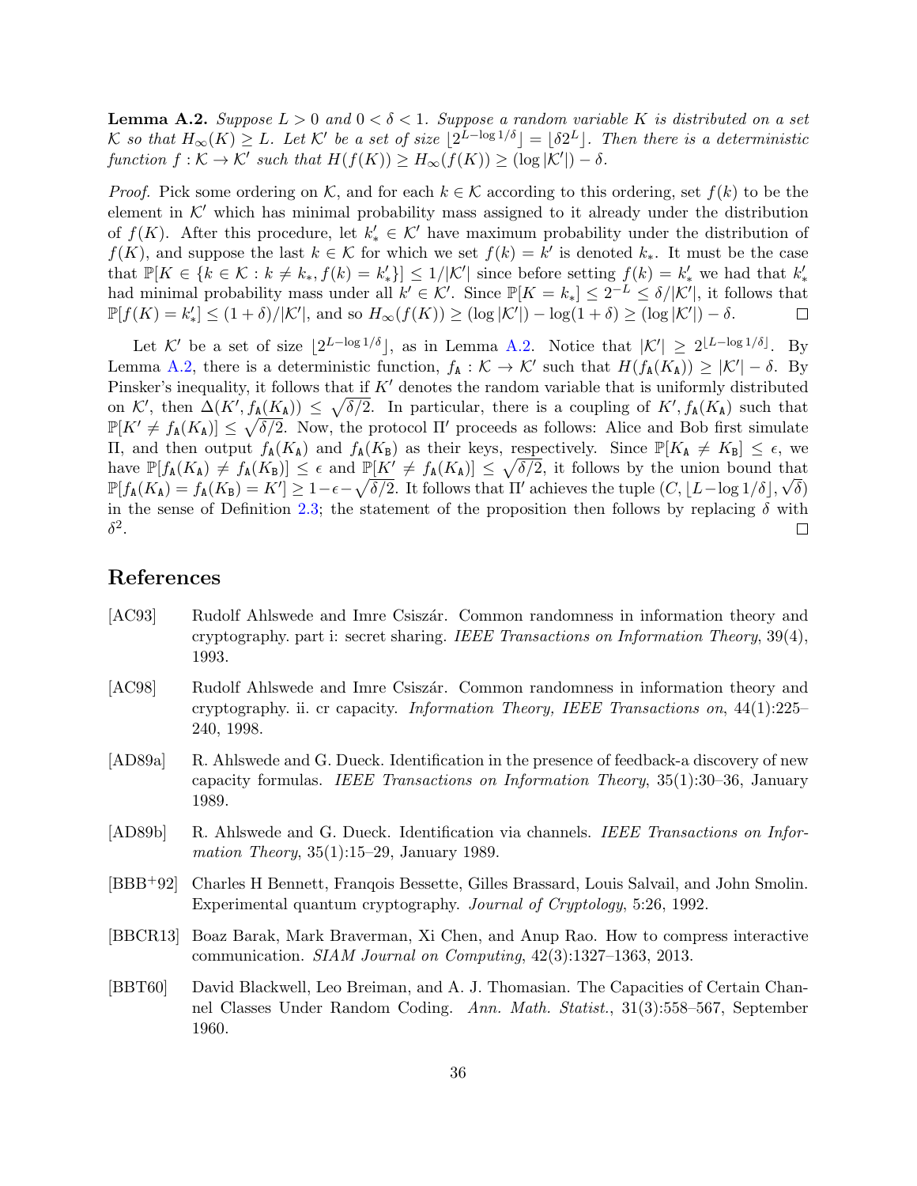**Lemma A.2.** *Suppose $L > 0$ and $0 < \delta < 1$. Suppose a random variable $K$ is distributed on a set $\mathcal{K}$ so that $H_\infty(K) \geq L$. Let $\mathcal{K}'$ be a set of size $\lfloor 2^{L - \log 1/\delta} \rfloor = \lfloor \delta 2^L \rfloor$. Then there is a deterministic function $f : \mathcal{K} \to \mathcal{K}'$ such that $H(f(K)) \geq H_\infty(f(K)) \geq (\log |\mathcal{K}'|) - \delta$.*

*Proof.* Pick some ordering on $\mathcal{K}$, and for each $k \in \mathcal{K}$ according to this ordering, set $f(k)$ to be the element in $\mathcal{K}'$ which has minimal probability mass assigned to it already under the distribution of $f(K)$. After this procedure, let $k'_* \in \mathcal{K}'$ have maximum probability under the distribution of $f(K)$, and suppose the last $k \in \mathcal{K}$ for which we set $f(k) = k'$ is denoted $k_*$. It must be the case that $\mathbb{P}[K \in \{k \in \mathcal{K} : k \neq k_*, f(k) = k'_*\}] \leq 1/|\mathcal{K}'|$ since before setting $f(k) = k'_*$ we had that $k'_*$ had minimal probability mass under all $k' \in \mathcal{K}'$. Since $\mathbb{P}[K = k_*] \leq 2^{-L} \leq \delta/|\mathcal{K}'|$, it follows that $\mathbb{P}[f(K) = k'_*] \leq (1 + \delta)/|\mathcal{K}'|$, and so $H_\infty(f(K)) \geq (\log |\mathcal{K}'|) - \log(1 + \delta) \geq (\log |\mathcal{K}'|) - \delta$. $\square$

Let $\mathcal{K}'$ be a set of size $\lfloor 2^{L - \log 1/\delta} \rfloor$, as in Lemma A.2. Notice that $|\mathcal{K}'| \geq 2^{\lfloor L - \log 1/\delta \rfloor}$. By Lemma A.2, there is a deterministic function, $f_{\mathtt{A}} : \mathcal{K} \to \mathcal{K}'$ such that $H(f_{\mathtt{A}}(K_{\mathtt{A}})) \geq |\mathcal{K}'| - \delta$. By Pinsker's inequality, it follows that if $K'$ denotes the random variable that is uniformly distributed on $\mathcal{K}'$, then $\Delta(K', f_{\mathtt{A}}(K_{\mathtt{A}})) \leq \sqrt{\delta/2}$. In particular, there is a coupling of $K', f_{\mathtt{A}}(K_{\mathtt{A}})$ such that $\mathbb{P}[K' \neq f_{\mathtt{A}}(K_{\mathtt{A}})] \leq \sqrt{\delta/2}$. Now, the protocol $\Pi'$ proceeds as follows: Alice and Bob first simulate $\Pi$, and then output $f_{\mathtt{A}}(K_{\mathtt{A}})$ and $f_{\mathtt{A}}(K_{\mathtt{B}})$ as their keys, respectively. Since $\mathbb{P}[K_{\mathtt{A}} \neq K_{\mathtt{B}}] \leq \epsilon$, we have $\mathbb{P}[f_{\mathtt{A}}(K_{\mathtt{A}}) \neq f_{\mathtt{A}}(K_{\mathtt{B}})] \leq \epsilon$ and $\mathbb{P}[K' \neq f_{\mathtt{A}}(K_{\mathtt{A}})] \leq \sqrt{\delta/2}$, it follows by the union bound that $\mathbb{P}[f_{\mathtt{A}}(K_{\mathtt{A}}) = f_{\mathtt{A}}(K_{\mathtt{B}}) = K'] \geq 1 - \epsilon - \sqrt{\delta/2}$. It follows that $\Pi'$ achieves the tuple $(C, \lfloor L - \log 1/\delta \rfloor, \sqrt{\delta})$ in the sense of Definition 2.3; the statement of the proposition then follows by replacing $\delta$ with $\delta^2$. $\square$

# References

[AC93] Rudolf Ahlswede and Imre Csiszár. Common randomness in information theory and cryptography. part i: secret sharing. *IEEE Transactions on Information Theory*, 39(4), 1993.

[AC98] Rudolf Ahlswede and Imre Csiszár. Common randomness in information theory and cryptography. ii. cr capacity. *Information Theory, IEEE Transactions on*, 44(1):225–240, 1998.

[AD89a] R. Ahlswede and G. Dueck. Identification in the presence of feedback-a discovery of new capacity formulas. *IEEE Transactions on Information Theory*, 35(1):30–36, January 1989.

[AD89b] R. Ahlswede and G. Dueck. Identification via channels. *IEEE Transactions on Information Theory*, 35(1):15–29, January 1989.

[BBB+92] Charles H Bennett, Franqois Bessette, Gilles Brassard, Louis Salvail, and John Smolin. Experimental quantum cryptography. *Journal of Cryptology*, 5:26, 1992.

[BBCR13] Boaz Barak, Mark Braverman, Xi Chen, and Anup Rao. How to compress interactive communication. *SIAM Journal on Computing*, 42(3):1327–1363, 2013.

[BBT60] David Blackwell, Leo Breiman, and A. J. Thomasian. The Capacities of Certain Channel Classes Under Random Coding. *Ann. Math. Statist.*, 31(3):558–567, September 1960.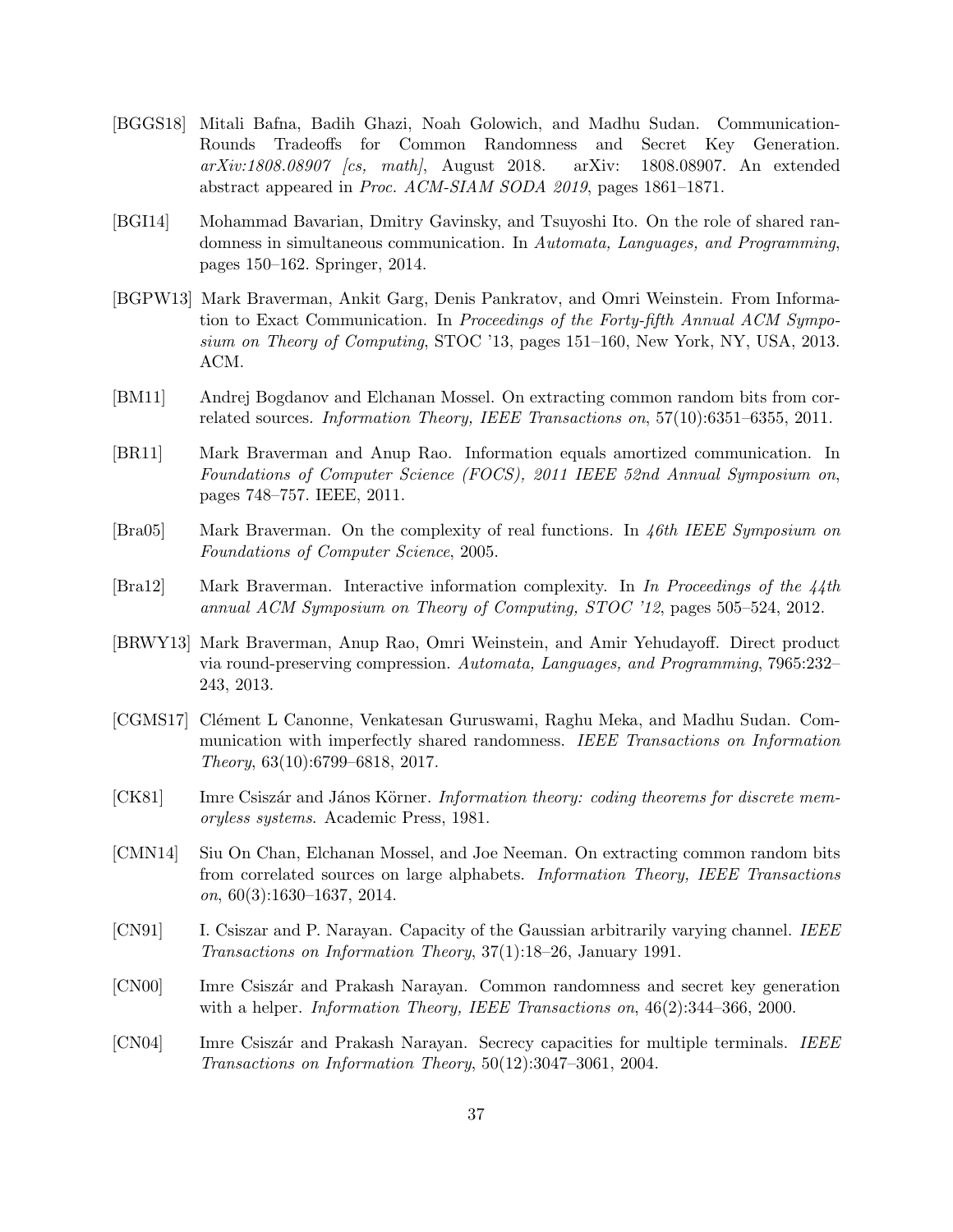[BGGS18] Mitali Bafna, Badih Ghazi, Noah Golowich, and Madhu Sudan. Communication-Rounds Tradeoffs for Common Randomness and Secret Key Generation. *arXiv:1808.08907 [cs, math]*, August 2018. arXiv: 1808.08907. An extended abstract appeared in *Proc. ACM-SIAM SODA 2019*, pages 1861–1871.

[BGI14] Mohammad Bavarian, Dmitry Gavinsky, and Tsuyoshi Ito. On the role of shared randomness in simultaneous communication. In *Automata, Languages, and Programming*, pages 150–162. Springer, 2014.

[BGPW13] Mark Braverman, Ankit Garg, Denis Pankratov, and Omri Weinstein. From Information to Exact Communication. In *Proceedings of the Forty-fifth Annual ACM Symposium on Theory of Computing*, STOC '13, pages 151–160, New York, NY, USA, 2013. ACM.

[BM11] Andrej Bogdanov and Elchanan Mossel. On extracting common random bits from correlated sources. *Information Theory, IEEE Transactions on*, 57(10):6351–6355, 2011.

[BR11] Mark Braverman and Anup Rao. Information equals amortized communication. In *Foundations of Computer Science (FOCS), 2011 IEEE 52nd Annual Symposium on*, pages 748–757. IEEE, 2011.

[Bra05] Mark Braverman. On the complexity of real functions. In *46th IEEE Symposium on Foundations of Computer Science*, 2005.

[Bra12] Mark Braverman. Interactive information complexity. In *In Proceedings of the 44th annual ACM Symposium on Theory of Computing, STOC '12*, pages 505–524, 2012.

[BRWY13] Mark Braverman, Anup Rao, Omri Weinstein, and Amir Yehudayoff. Direct product via round-preserving compression. *Automata, Languages, and Programming*, 7965:232–243, 2013.

[CGMS17] Clément L Canonne, Venkatesan Guruswami, Raghu Meka, and Madhu Sudan. Communication with imperfectly shared randomness. *IEEE Transactions on Information Theory*, 63(10):6799–6818, 2017.

[CK81] Imre Csiszár and János Körner. *Information theory: coding theorems for discrete memoryless systems*. Academic Press, 1981.

[CMN14] Siu On Chan, Elchanan Mossel, and Joe Neeman. On extracting common random bits from correlated sources on large alphabets. *Information Theory, IEEE Transactions on*, 60(3):1630–1637, 2014.

[CN91] I. Csiszar and P. Narayan. Capacity of the Gaussian arbitrarily varying channel. *IEEE Transactions on Information Theory*, 37(1):18–26, January 1991.

[CN00] Imre Csiszár and Prakash Narayan. Common randomness and secret key generation with a helper. *Information Theory, IEEE Transactions on*, 46(2):344–366, 2000.

[CN04] Imre Csiszár and Prakash Narayan. Secrecy capacities for multiple terminals. *IEEE Transactions on Information Theory*, 50(12):3047–3061, 2004.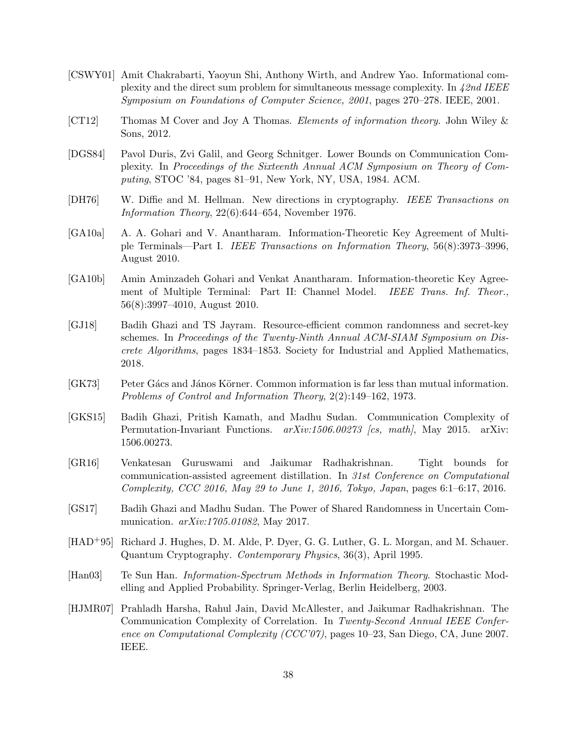[CSWY01] Amit Chakrabarti, Yaoyun Shi, Anthony Wirth, and Andrew Yao. Informational complexity and the direct sum problem for simultaneous message complexity. In *42nd IEEE Symposium on Foundations of Computer Science, 2001*, pages 270–278. IEEE, 2001.

[CT12] Thomas M Cover and Joy A Thomas. *Elements of information theory*. John Wiley & Sons, 2012.

[DGS84] Pavol Duris, Zvi Galil, and Georg Schnitger. Lower Bounds on Communication Complexity. In *Proceedings of the Sixteenth Annual ACM Symposium on Theory of Computing*, STOC '84, pages 81–91, New York, NY, USA, 1984. ACM.

[DH76] W. Diffie and M. Hellman. New directions in cryptography. *IEEE Transactions on Information Theory*, 22(6):644–654, November 1976.

[GA10a] A. A. Gohari and V. Anantharam. Information-Theoretic Key Agreement of Multiple Terminals—Part I. *IEEE Transactions on Information Theory*, 56(8):3973–3996, August 2010.

[GA10b] Amin Aminzadeh Gohari and Venkat Anantharam. Information-theoretic Key Agreement of Multiple Terminal: Part II: Channel Model. *IEEE Trans. Inf. Theor.*, 56(8):3997–4010, August 2010.

[GJ18] Badih Ghazi and TS Jayram. Resource-efficient common randomness and secret-key schemes. In *Proceedings of the Twenty-Ninth Annual ACM-SIAM Symposium on Discrete Algorithms*, pages 1834–1853. Society for Industrial and Applied Mathematics, 2018.

[GK73] Peter Gács and János Körner. Common information is far less than mutual information. *Problems of Control and Information Theory*, 2(2):149–162, 1973.

[GKS15] Badih Ghazi, Pritish Kamath, and Madhu Sudan. Communication Complexity of Permutation-Invariant Functions. *arXiv:1506.00273 [cs, math]*, May 2015. arXiv: 1506.00273.

[GR16] Venkatesan Guruswami and Jaikumar Radhakrishnan. Tight bounds for communication-assisted agreement distillation. In *31st Conference on Computational Complexity, CCC 2016, May 29 to June 1, 2016, Tokyo, Japan*, pages 6:1–6:17, 2016.

[GS17] Badih Ghazi and Madhu Sudan. The Power of Shared Randomness in Uncertain Communication. *arXiv:1705.01082*, May 2017.

[HAD+95] Richard J. Hughes, D. M. Alde, P. Dyer, G. G. Luther, G. L. Morgan, and M. Schauer. Quantum Cryptography. *Contemporary Physics*, 36(3), April 1995.

[Han03] Te Sun Han. *Information-Spectrum Methods in Information Theory*. Stochastic Modelling and Applied Probability. Springer-Verlag, Berlin Heidelberg, 2003.

[HJMR07] Prahladh Harsha, Rahul Jain, David McAllester, and Jaikumar Radhakrishnan. The Communication Complexity of Correlation. In *Twenty-Second Annual IEEE Conference on Computational Complexity (CCC'07)*, pages 10–23, San Diego, CA, June 2007. IEEE.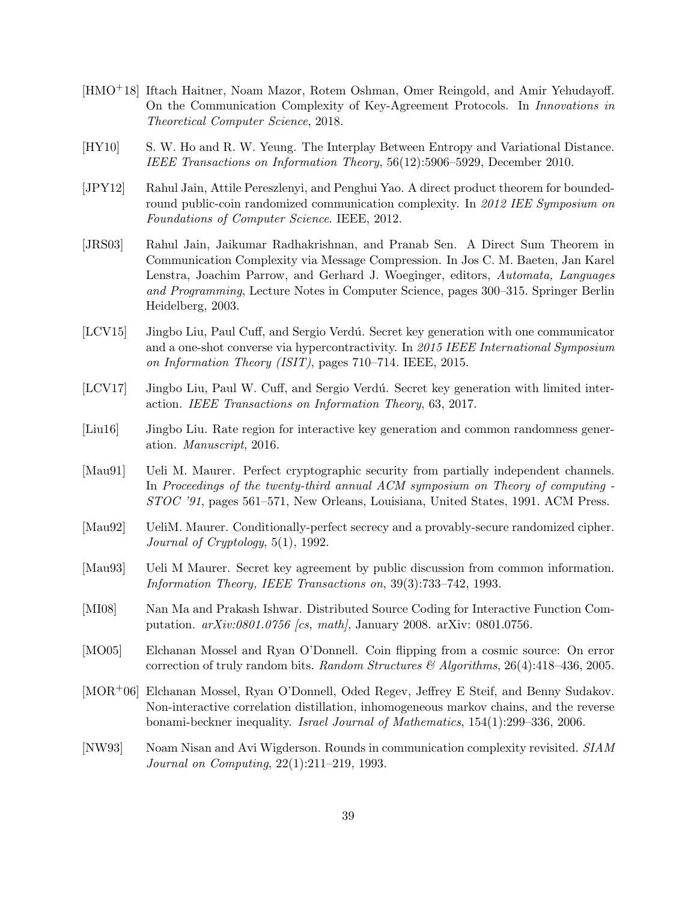[HMO+18] Iftach Haitner, Noam Mazor, Rotem Oshman, Omer Reingold, and Amir Yehudayoff. On the Communication Complexity of Key-Agreement Protocols. In *Innovations in Theoretical Computer Science*, 2018.

[HY10] S. W. Ho and R. W. Yeung. The Interplay Between Entropy and Variational Distance. *IEEE Transactions on Information Theory*, 56(12):5906–5929, December 2010.

[JPY12] Rahul Jain, Attile Pereszlenyi, and Penghui Yao. A direct product theorem for bounded-round public-coin randomized communication complexity. In *2012 IEE Symposium on Foundations of Computer Science*. IEEE, 2012.

[JRS03] Rahul Jain, Jaikumar Radhakrishnan, and Pranab Sen. A Direct Sum Theorem in Communication Complexity via Message Compression. In Jos C. M. Baeten, Jan Karel Lenstra, Joachim Parrow, and Gerhard J. Woeginger, editors, *Automata, Languages and Programming*, Lecture Notes in Computer Science, pages 300–315. Springer Berlin Heidelberg, 2003.

[LCV15] Jingbo Liu, Paul Cuff, and Sergio Verdú. Secret key generation with one communicator and a one-shot converse via hypercontractivity. In *2015 IEEE International Symposium on Information Theory (ISIT)*, pages 710–714. IEEE, 2015.

[LCV17] Jingbo Liu, Paul W. Cuff, and Sergio Verdú. Secret key generation with limited interaction. *IEEE Transactions on Information Theory*, 63, 2017.

[Liu16] Jingbo Liu. Rate region for interactive key generation and common randomness generation. *Manuscript*, 2016.

[Mau91] Ueli M. Maurer. Perfect cryptographic security from partially independent channels. In *Proceedings of the twenty-third annual ACM symposium on Theory of computing - STOC '91*, pages 561–571, New Orleans, Louisiana, United States, 1991. ACM Press.

[Mau92] UeliM. Maurer. Conditionally-perfect secrecy and a provably-secure randomized cipher. *Journal of Cryptology*, 5(1), 1992.

[Mau93] Ueli M Maurer. Secret key agreement by public discussion from common information. *Information Theory, IEEE Transactions on*, 39(3):733–742, 1993.

[MI08] Nan Ma and Prakash Ishwar. Distributed Source Coding for Interactive Function Computation. *arXiv:0801.0756 [cs, math]*, January 2008. arXiv: 0801.0756.

[MO05] Elchanan Mossel and Ryan O'Donnell. Coin flipping from a cosmic source: On error correction of truly random bits. *Random Structures & Algorithms*, 26(4):418–436, 2005.

[MOR+06] Elchanan Mossel, Ryan O'Donnell, Oded Regev, Jeffrey E Steif, and Benny Sudakov. Non-interactive correlation distillation, inhomogeneous markov chains, and the reverse bonami-beckner inequality. *Israel Journal of Mathematics*, 154(1):299–336, 2006.

[NW93] Noam Nisan and Avi Wigderson. Rounds in communication complexity revisited. *SIAM Journal on Computing*, 22(1):211–219, 1993.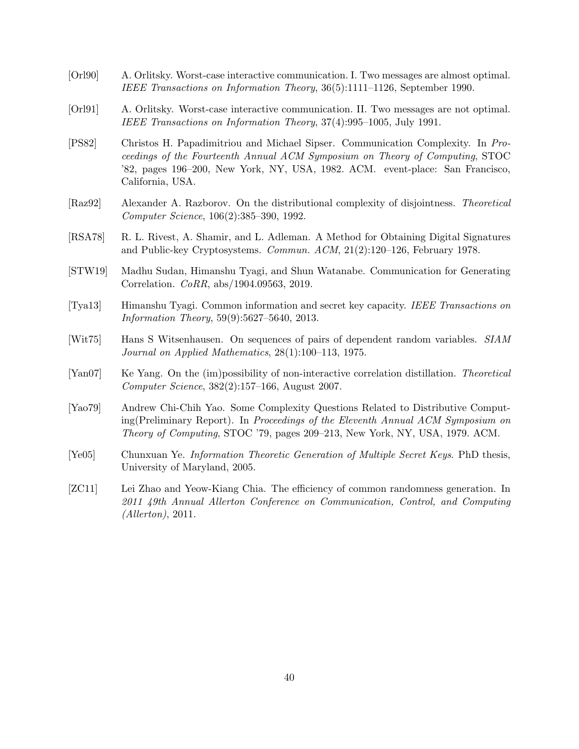[Orl90] A. Orlitsky. Worst-case interactive communication. I. Two messages are almost optimal. *IEEE Transactions on Information Theory*, 36(5):1111–1126, September 1990.

[Orl91] A. Orlitsky. Worst-case interactive communication. II. Two messages are not optimal. *IEEE Transactions on Information Theory*, 37(4):995–1005, July 1991.

[PS82] Christos H. Papadimitriou and Michael Sipser. Communication Complexity. In *Proceedings of the Fourteenth Annual ACM Symposium on Theory of Computing*, STOC '82, pages 196–200, New York, NY, USA, 1982. ACM. event-place: San Francisco, California, USA.

[Raz92] Alexander A. Razborov. On the distributional complexity of disjointness. *Theoretical Computer Science*, 106(2):385–390, 1992.

[RSA78] R. L. Rivest, A. Shamir, and L. Adleman. A Method for Obtaining Digital Signatures and Public-key Cryptosystems. *Commun. ACM*, 21(2):120–126, February 1978.

[STW19] Madhu Sudan, Himanshu Tyagi, and Shun Watanabe. Communication for Generating Correlation. *CoRR*, abs/1904.09563, 2019.

[Tya13] Himanshu Tyagi. Common information and secret key capacity. *IEEE Transactions on Information Theory*, 59(9):5627–5640, 2013.

[Wit75] Hans S Witsenhausen. On sequences of pairs of dependent random variables. *SIAM Journal on Applied Mathematics*, 28(1):100–113, 1975.

[Yan07] Ke Yang. On the (im)possibility of non-interactive correlation distillation. *Theoretical Computer Science*, 382(2):157–166, August 2007.

[Yao79] Andrew Chi-Chih Yao. Some Complexity Questions Related to Distributive Computing(Preliminary Report). In *Proceedings of the Eleventh Annual ACM Symposium on Theory of Computing*, STOC '79, pages 209–213, New York, NY, USA, 1979. ACM.

[Ye05] Chunxuan Ye. *Information Theoretic Generation of Multiple Secret Keys*. PhD thesis, University of Maryland, 2005.

[ZC11] Lei Zhao and Yeow-Kiang Chia. The efficiency of common randomness generation. In *2011 49th Annual Allerton Conference on Communication, Control, and Computing (Allerton)*, 2011.